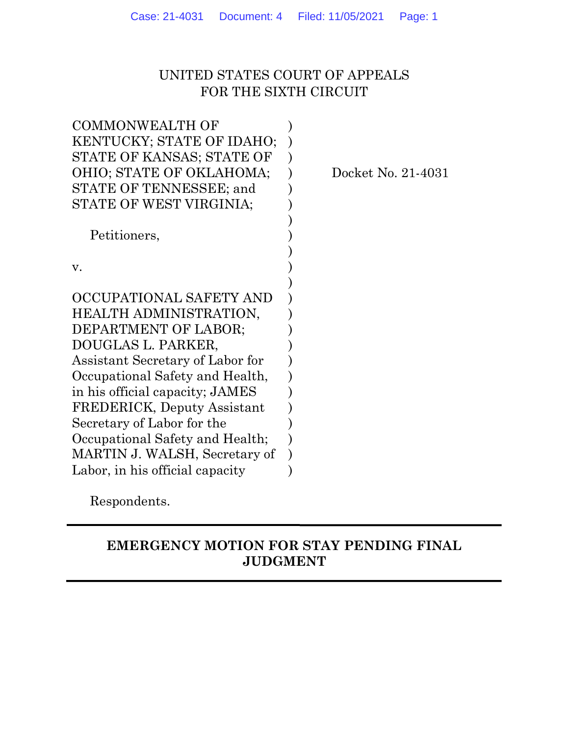UNITED STATES COURT OF APPEALS
FOR THE SIXTH CIRCUIT

| | |
|---|---|
| COMMONWEALTH OF KENTUCKY; STATE OF IDAHO; STATE OF KANSAS; STATE OF OHIO; STATE OF OKLAHOMA; STATE OF TENNESSEE; and STATE OF WEST VIRGINIA; | Docket No. 21-4031 |
| Petitioners, | |
| v. | |
| OCCUPATIONAL SAFETY AND HEALTH ADMINISTRATION, DEPARTMENT OF LABOR; DOUGLAS L. PARKER, Assistant Secretary of Labor for Occupational Safety and Health, in his official capacity; JAMES FREDERICK, Deputy Assistant Secretary of Labor for the Occupational Safety and Health; MARTIN J. WALSH, Secretary of Labor, in his official capacity | |
| Respondents. | |

---

**EMERGENCY MOTION FOR STAY PENDING FINAL JUDGMENT**

---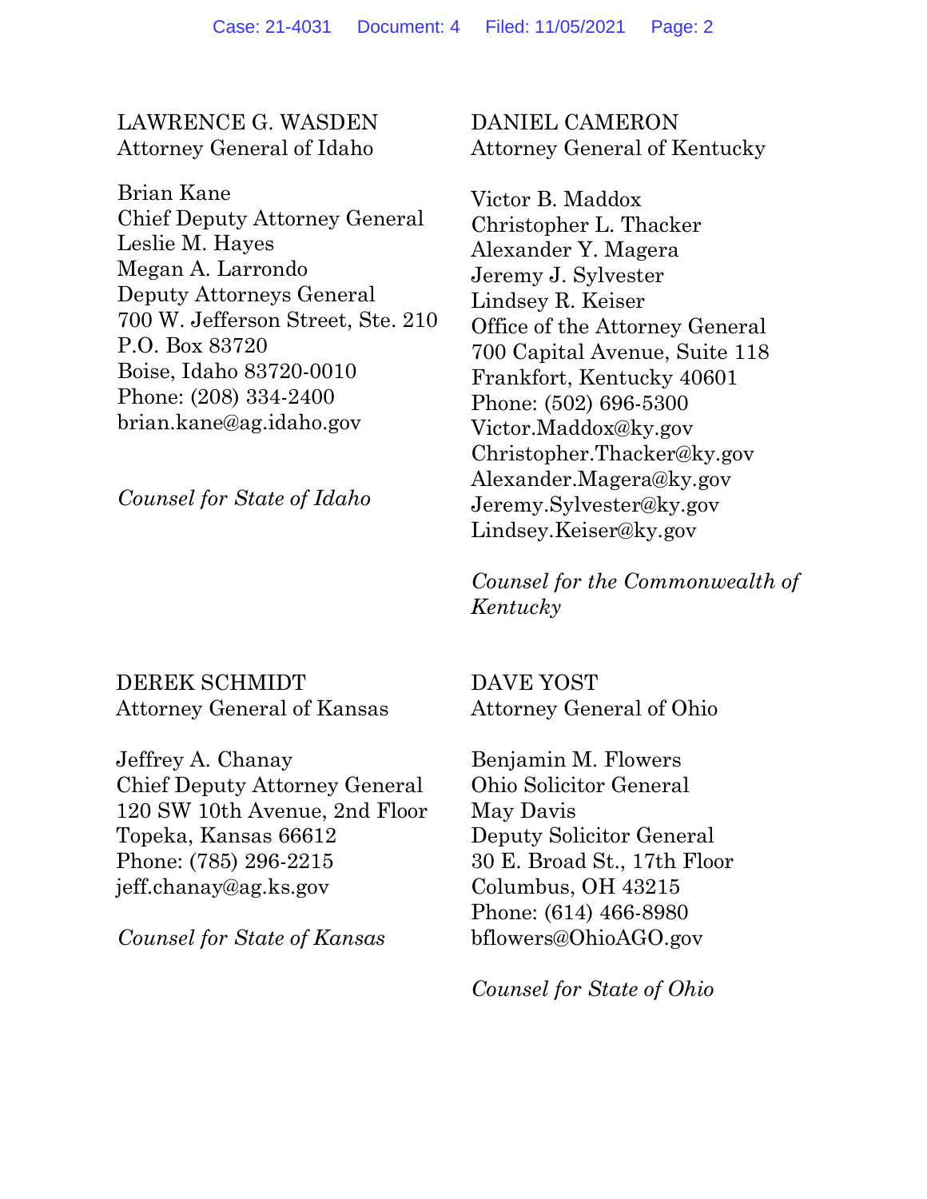LAWRENCE G. WASDEN
Attorney General of Idaho

Brian Kane
Chief Deputy Attorney General
Leslie M. Hayes
Megan A. Larrondo
Deputy Attorneys General
700 W. Jefferson Street, Ste. 210
P.O. Box 83720
Boise, Idaho 83720-0010
Phone: (208) 334-2400
brian.kane@ag.idaho.gov

*Counsel for State of Idaho*

DANIEL CAMERON
Attorney General of Kentucky

Victor B. Maddox
Christopher L. Thacker
Alexander Y. Magera
Jeremy J. Sylvester
Lindsey R. Keiser
Office of the Attorney General
700 Capital Avenue, Suite 118
Frankfort, Kentucky 40601
Phone: (502) 696-5300
Victor.Maddox@ky.gov
Christopher.Thacker@ky.gov
Alexander.Magera@ky.gov
Jeremy.Sylvester@ky.gov
Lindsey.Keiser@ky.gov

*Counsel for the Commonwealth of Kentucky*

DEREK SCHMIDT
Attorney General of Kansas

Jeffrey A. Chanay
Chief Deputy Attorney General
120 SW 10th Avenue, 2nd Floor
Topeka, Kansas 66612
Phone: (785) 296-2215
jeff.chanay@ag.ks.gov

*Counsel for State of Kansas*

DAVE YOST
Attorney General of Ohio

Benjamin M. Flowers
Ohio Solicitor General
May Davis
Deputy Solicitor General
30 E. Broad St., 17th Floor
Columbus, OH 43215
Phone: (614) 466-8980
bflowers@OhioAGO.gov

*Counsel for State of Ohio*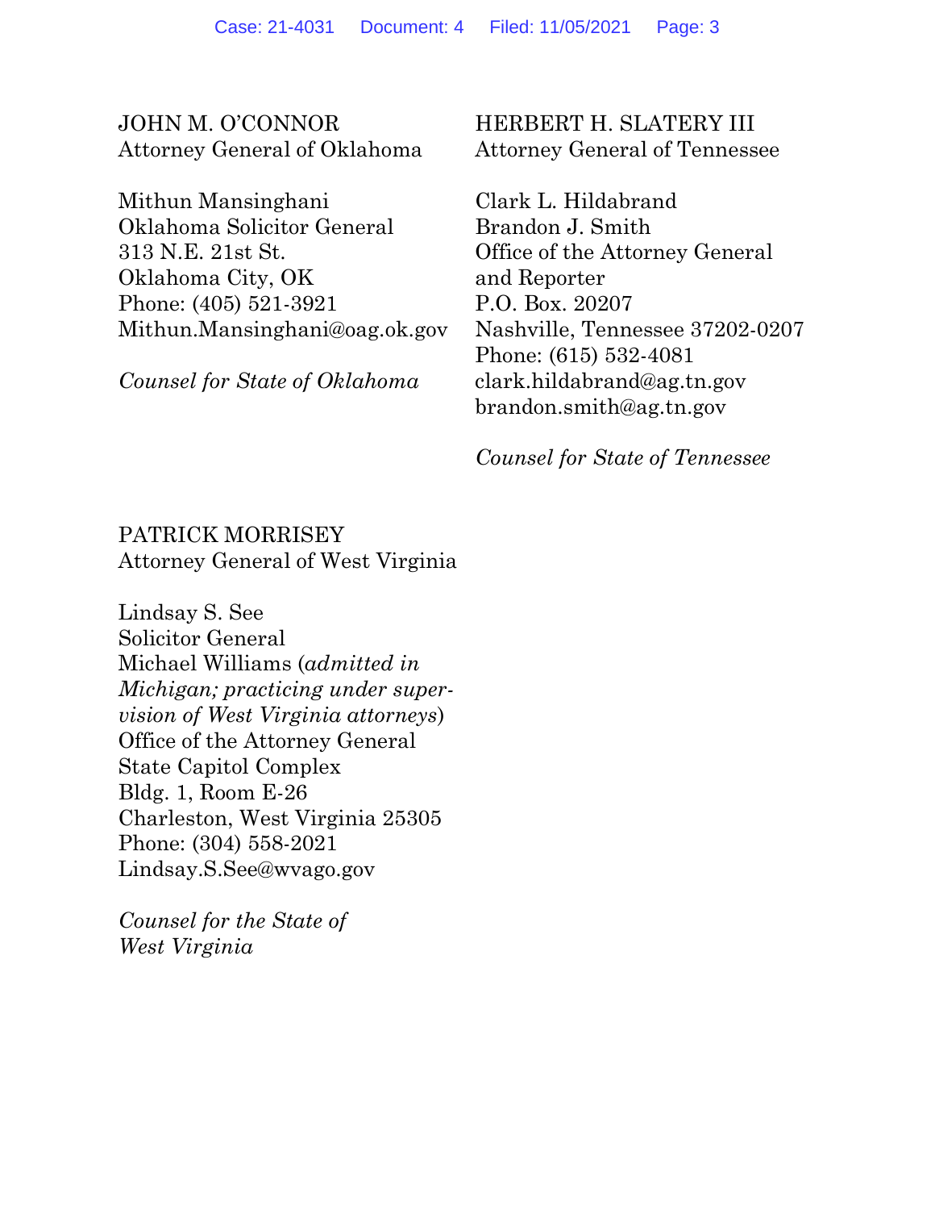JOHN M. O'CONNOR
Attorney General of Oklahoma

Mithun Mansinghani
Oklahoma Solicitor General
313 N.E. 21st St.
Oklahoma City, OK
Phone: (405) 521-3921
Mithun.Mansinghani@oag.ok.gov

*Counsel for State of Oklahoma*

HERBERT H. SLATERY III
Attorney General of Tennessee

Clark L. Hildabrand
Brandon J. Smith
Office of the Attorney General
and Reporter
P.O. Box. 20207
Nashville, Tennessee 37202-0207
Phone: (615) 532-4081
clark.hildabrand@ag.tn.gov
brandon.smith@ag.tn.gov

*Counsel for State of Tennessee*

PATRICK MORRISEY
Attorney General of West Virginia

Lindsay S. See
Solicitor General
Michael Williams (*admitted in Michigan; practicing under supervision of West Virginia attorneys*)
Office of the Attorney General
State Capitol Complex
Bldg. 1, Room E-26
Charleston, West Virginia 25305
Phone: (304) 558-2021
Lindsay.S.See@wvago.gov

*Counsel for the State of West Virginia*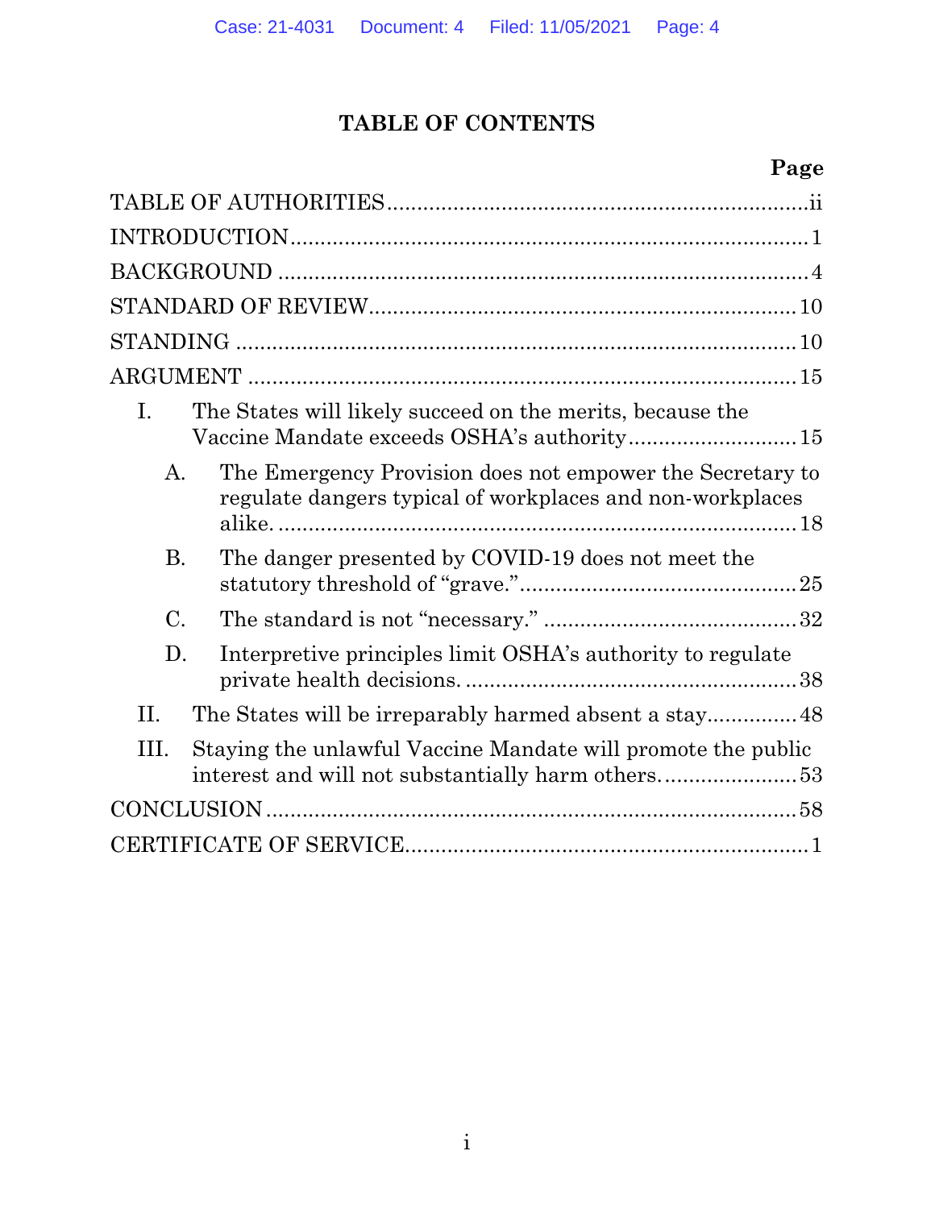# TABLE OF CONTENTS

| | Page |
|---|---|
| TABLE OF AUTHORITIES | ii |
| INTRODUCTION | 1 |
| BACKGROUND | 4 |
| STANDARD OF REVIEW | 10 |
| STANDING | 10 |
| ARGUMENT | 15 |
| I. The States will likely succeed on the merits, because the Vaccine Mandate exceeds OSHA's authority | 15 |
| A. The Emergency Provision does not empower the Secretary to regulate dangers typical of workplaces and non-workplaces alike. | 18 |
| B. The danger presented by COVID-19 does not meet the statutory threshold of "grave." | 25 |
| C. The standard is not "necessary." | 32 |
| D. Interpretive principles limit OSHA's authority to regulate private health decisions. | 38 |
| II. The States will be irreparably harmed absent a stay | 48 |
| III. Staying the unlawful Vaccine Mandate will promote the public interest and will not substantially harm others. | 53 |
| CONCLUSION | 58 |
| CERTIFICATE OF SERVICE | 1 |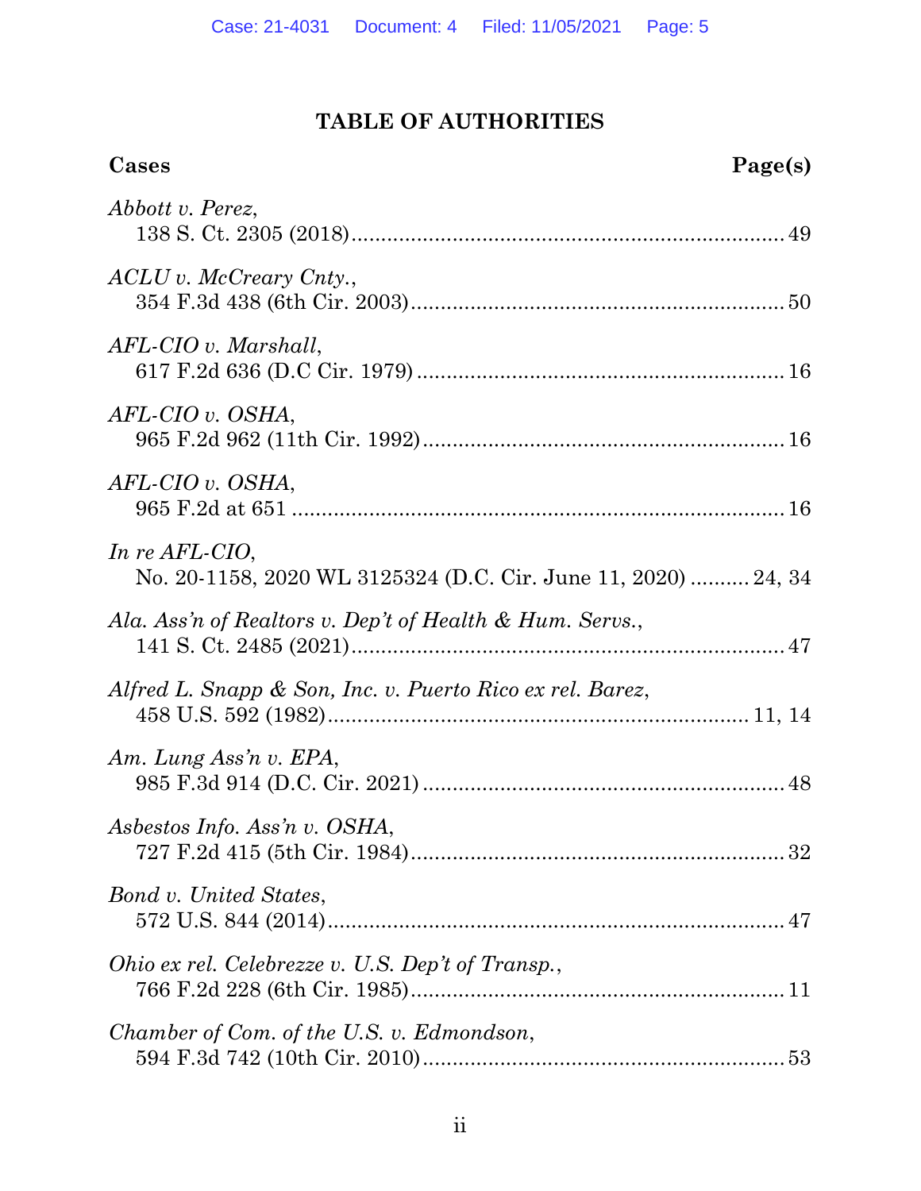# TABLE OF AUTHORITIES

**Cases** **Page(s)**

*Abbott v. Perez*,
138 S. Ct. 2305 (2018) ........................................................................ 49

*ACLU v. McCreary Cnty.*,
354 F.3d 438 (6th Cir. 2003) ............................................................. 50

*AFL-CIO v. Marshall*,
617 F.2d 636 (D.C Cir. 1979) ............................................................. 16

*AFL-CIO v. OSHA*,
965 F.2d 962 (11th Cir. 1992) ............................................................ 16

*AFL-CIO v. OSHA*,
965 F.2d at 651 ................................................................................... 16

*In re AFL-CIO*,
No. 20-1158, 2020 WL 3125324 (D.C. Cir. June 11, 2020) .......... 24, 34

*Ala. Ass'n of Realtors v. Dep't of Health & Hum. Servs.*,
141 S. Ct. 2485 (2021) ........................................................................ 47

*Alfred L. Snapp & Son, Inc. v. Puerto Rico ex rel. Barez*,
458 U.S. 592 (1982) ....................................................................... 11, 14

*Am. Lung Ass'n v. EPA*,
985 F.3d 914 (D.C. Cir. 2021) ............................................................ 48

*Asbestos Info. Ass'n v. OSHA*,
727 F.2d 415 (5th Cir. 1984) .............................................................. 32

*Bond v. United States*,
572 U.S. 844 (2014) ............................................................................ 47

*Ohio ex rel. Celebrezze v. U.S. Dep't of Transp.*,
766 F.2d 228 (6th Cir. 1985) .............................................................. 11

*Chamber of Com. of the U.S. v. Edmondson*,
594 F.3d 742 (10th Cir. 2010) ............................................................ 53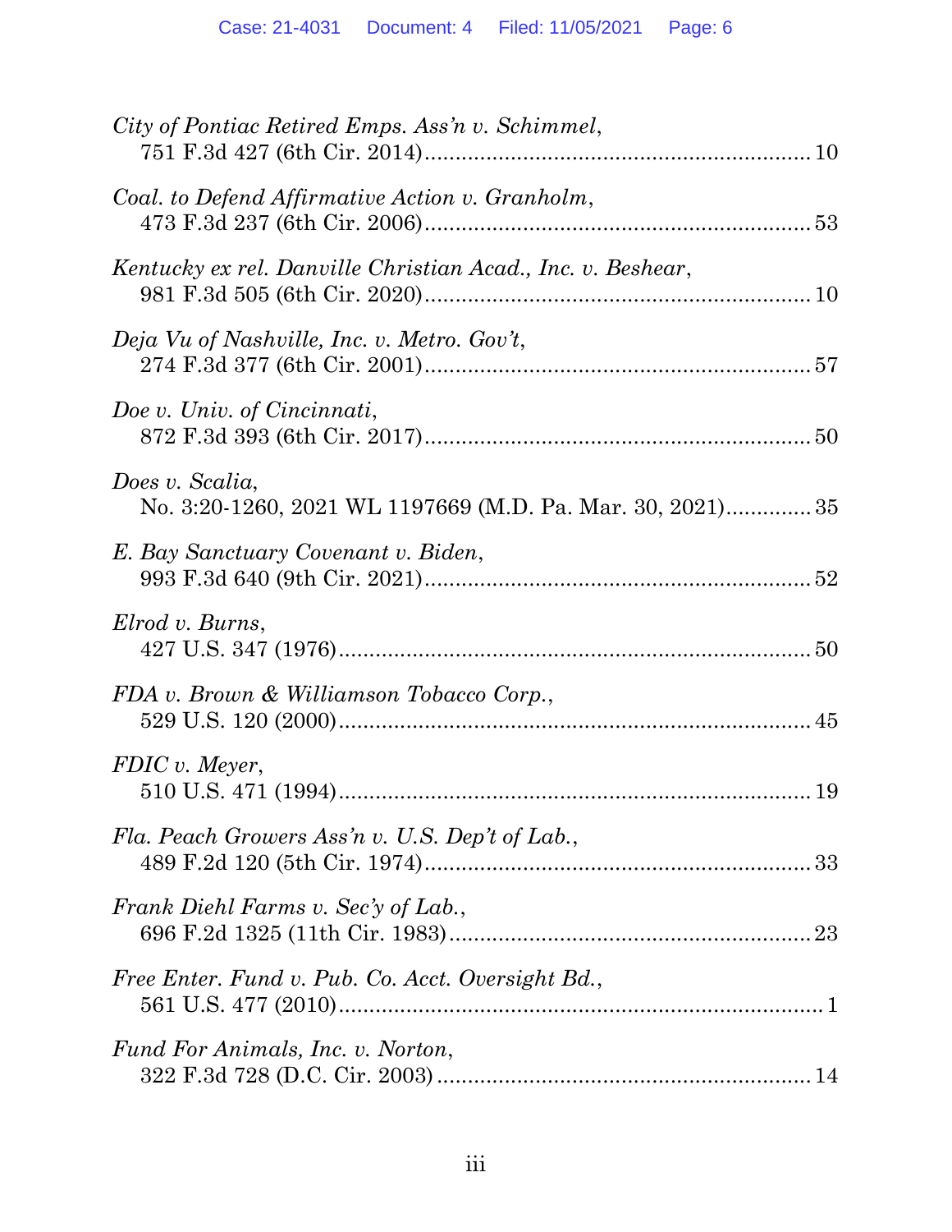*City of Pontiac Retired Emps. Ass'n v. Schimmel*,
751 F.3d 427 (6th Cir. 2014)............................................................ 10

*Coal. to Defend Affirmative Action v. Granholm*,
473 F.3d 237 (6th Cir. 2006)............................................................ 53

*Kentucky ex rel. Danville Christian Acad., Inc. v. Beshear*,
981 F.3d 505 (6th Cir. 2020)............................................................ 10

*Deja Vu of Nashville, Inc. v. Metro. Gov't*,
274 F.3d 377 (6th Cir. 2001)............................................................ 57

*Doe v. Univ. of Cincinnati*,
872 F.3d 393 (6th Cir. 2017)............................................................ 50

*Does v. Scalia*,
No. 3:20-1260, 2021 WL 1197669 (M.D. Pa. Mar. 30, 2021).............. 35

*E. Bay Sanctuary Covenant v. Biden*,
993 F.3d 640 (9th Cir. 2021)............................................................ 52

*Elrod v. Burns*,
427 U.S. 347 (1976)........................................................................... 50

*FDA v. Brown & Williamson Tobacco Corp.*,
529 U.S. 120 (2000)........................................................................... 45

*FDIC v. Meyer*,
510 U.S. 471 (1994)........................................................................... 19

*Fla. Peach Growers Ass'n v. U.S. Dep't of Lab.*,
489 F.2d 120 (5th Cir. 1974)............................................................ 33

*Frank Diehl Farms v. Sec'y of Lab.*,
696 F.2d 1325 (11th Cir. 1983)......................................................... 23

*Free Enter. Fund v. Pub. Co. Acct. Oversight Bd.*,
561 U.S. 477 (2010)............................................................................. 1

*Fund For Animals, Inc. v. Norton*,
322 F.3d 728 (D.C. Cir. 2003)........................................................... 14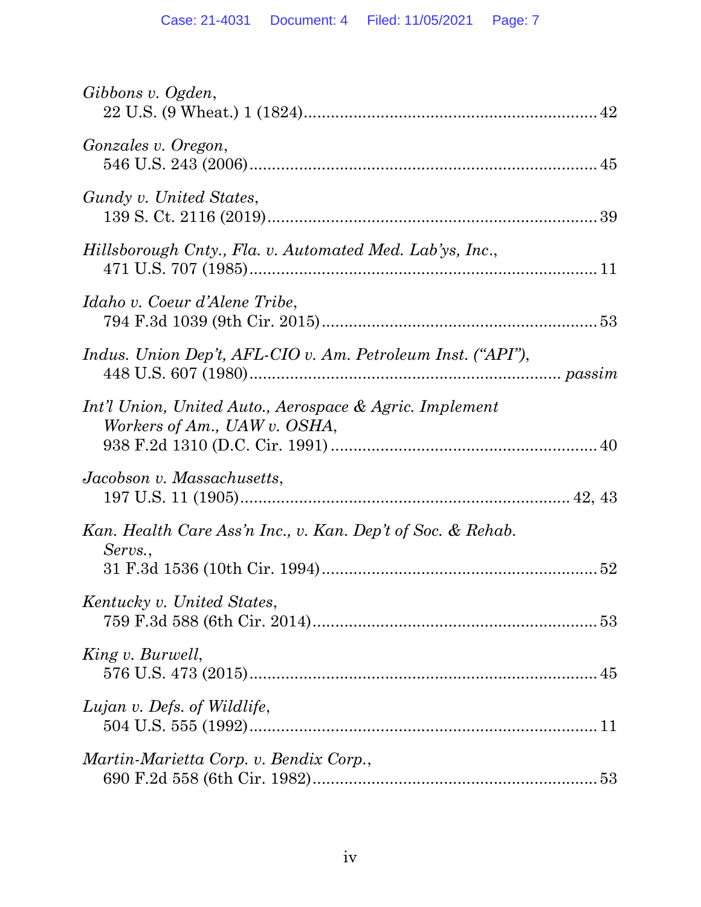*Gibbons v. Ogden*,
22 U.S. (9 Wheat.) 1 (1824)................................................................ 42

*Gonzales v. Oregon*,
546 U.S. 243 (2006)............................................................................ 45

*Gundy v. United States*,
139 S. Ct. 2116 (2019)........................................................................ 39

*Hillsborough Cnty., Fla. v. Automated Med. Lab'ys, Inc.*,
471 U.S. 707 (1985)............................................................................ 11

*Idaho v. Coeur d'Alene Tribe*,
794 F.3d 1039 (9th Cir. 2015)............................................................ 53

*Indus. Union Dep't, AFL-CIO v. Am. Petroleum Inst. ("API")*,
448 U.S. 607 (1980)................................................................... *passim*

*Int'l Union, United Auto., Aerospace & Agric. Implement Workers of Am., UAW v. OSHA*,
938 F.2d 1310 (D.C. Cir. 1991) .......................................................... 40

*Jacobson v. Massachusetts*,
197 U.S. 11 (1905)........................................................................ 42, 43

*Kan. Health Care Ass'n Inc., v. Kan. Dep't of Soc. & Rehab. Servs.*,
31 F.3d 1536 (10th Cir. 1994)............................................................ 52

*Kentucky v. United States*,
759 F.3d 588 (6th Cir. 2014).............................................................. 53

*King v. Burwell*,
576 U.S. 473 (2015)............................................................................ 45

*Lujan v. Defs. of Wildlife*,
504 U.S. 555 (1992)............................................................................ 11

*Martin-Marietta Corp. v. Bendix Corp.*,
690 F.2d 558 (6th Cir. 1982).............................................................. 53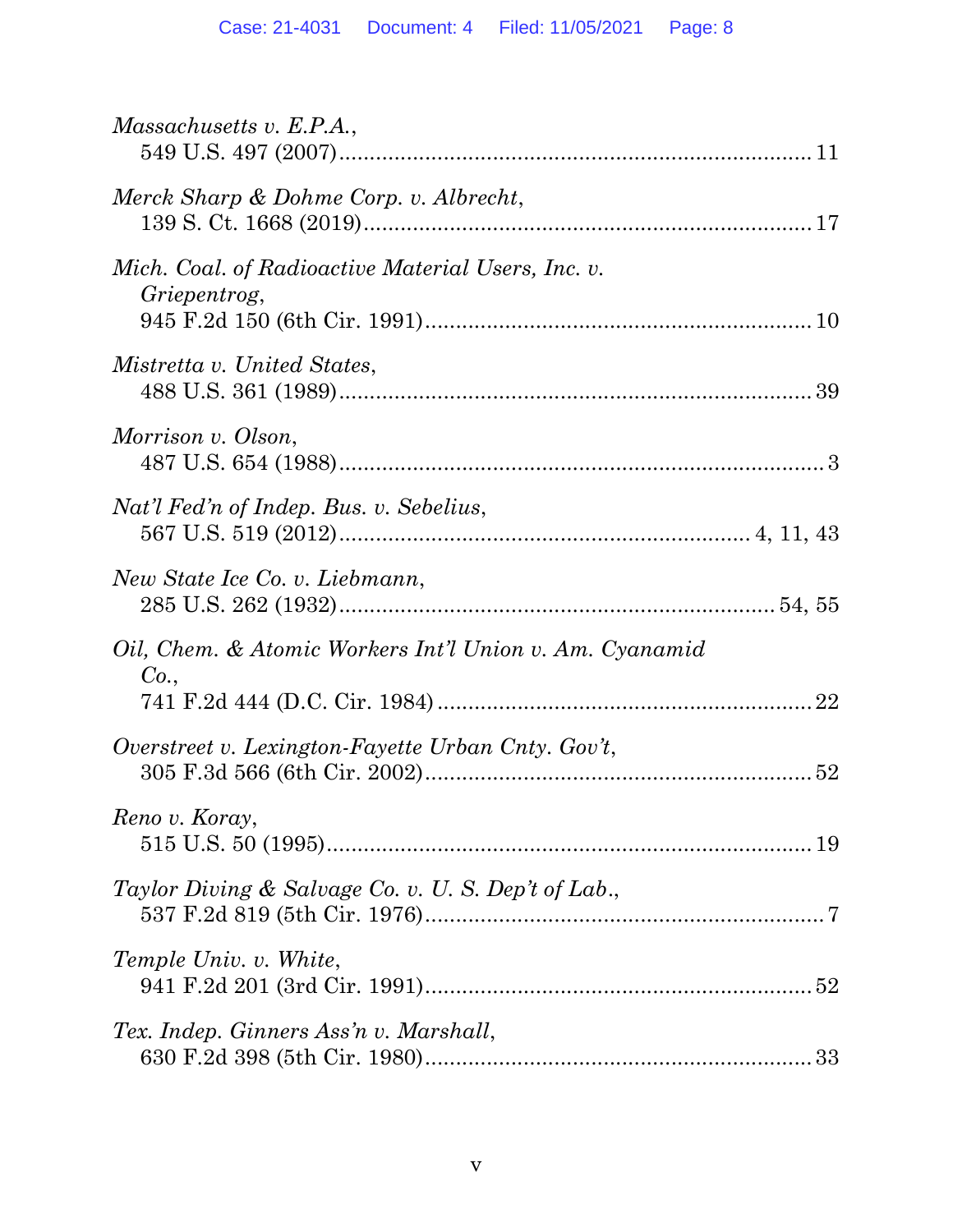*Massachusetts v. E.P.A.*,
549 U.S. 497 (2007)........................................................................11

*Merck Sharp & Dohme Corp. v. Albrecht*,
139 S. Ct. 1668 (2019)....................................................................17

*Mich. Coal. of Radioactive Material Users, Inc. v. Griepentrog*,
945 F.2d 150 (6th Cir. 1991).........................................................10

*Mistretta v. United States*,
488 U.S. 361 (1989)........................................................................39

*Morrison v. Olson*,
487 U.S. 654 (1988)..........................................................................3

*Nat'l Fed'n of Indep. Bus. v. Sebelius*,
567 U.S. 519 (2012).............................................................4, 11, 43

*New State Ice Co. v. Liebmann*,
285 U.S. 262 (1932)...................................................................54, 55

*Oil, Chem. & Atomic Workers Int'l Union v. Am. Cyanamid Co.*,
741 F.2d 444 (D.C. Cir. 1984).......................................................22

*Overstreet v. Lexington-Fayette Urban Cnty. Gov't*,
305 F.3d 566 (6th Cir. 2002).........................................................52

*Reno v. Koray*,
515 U.S. 50 (1995)..........................................................................19

*Taylor Diving & Salvage Co. v. U. S. Dep't of Lab.*,
537 F.2d 819 (5th Cir. 1976)...........................................................7

*Temple Univ. v. White*,
941 F.2d 201 (3rd Cir. 1991)..........................................................52

*Tex. Indep. Ginners Ass'n v. Marshall*,
630 F.2d 398 (5th Cir. 1980)..........................................................33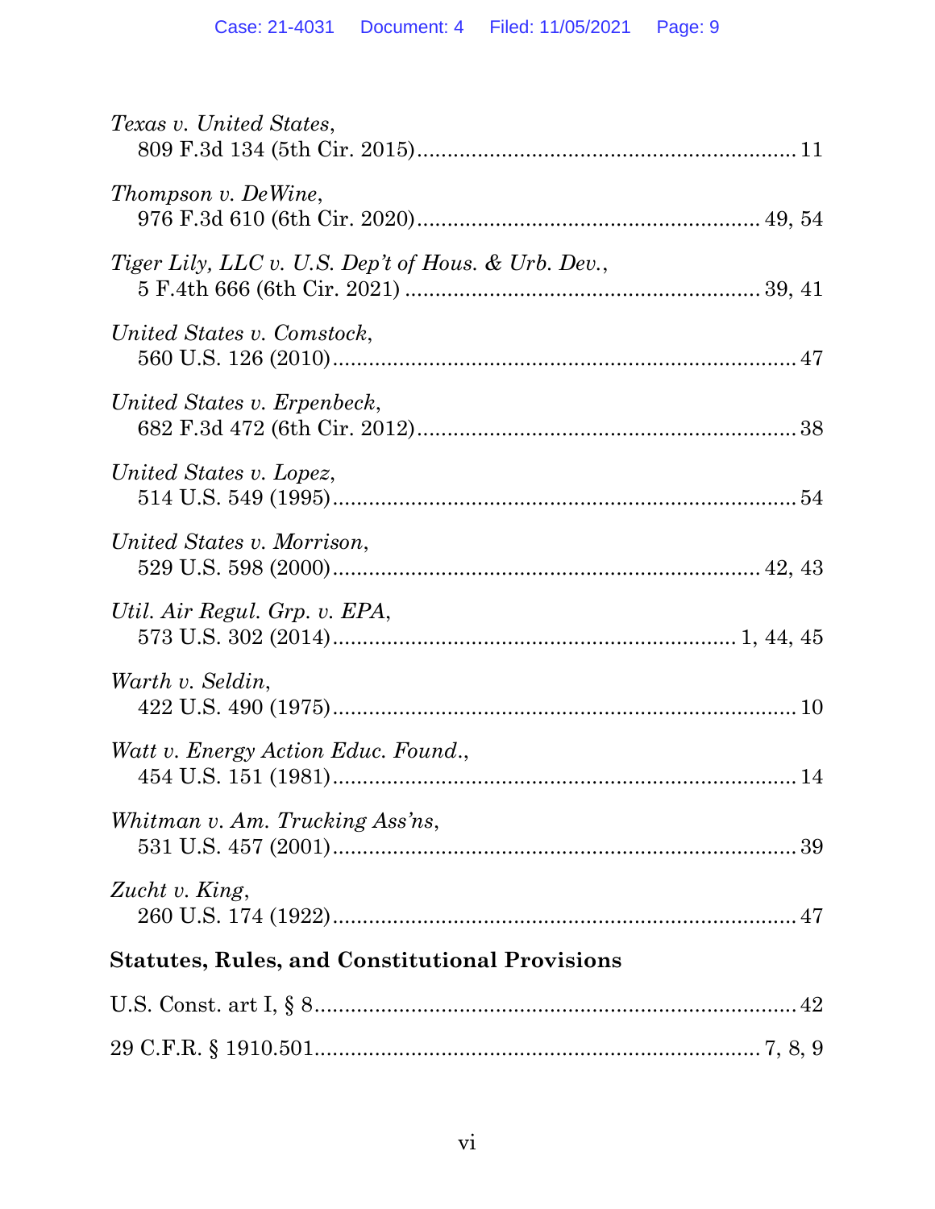*Texas v. United States*,
809 F.3d 134 (5th Cir. 2015)............................................................11

*Thompson v. DeWine*,
976 F.3d 610 (6th Cir. 2020)......................................................49, 54

*Tiger Lily, LLC v. U.S. Dep't of Hous. & Urb. Dev.*,
5 F.4th 666 (6th Cir. 2021) ......................................................39, 41

*United States v. Comstock*,
560 U.S. 126 (2010)...........................................................................47

*United States v. Erpenbeck*,
682 F.3d 472 (6th Cir. 2012)............................................................38

*United States v. Lopez*,
514 U.S. 549 (1995)...........................................................................54

*United States v. Morrison*,
529 U.S. 598 (2000).....................................................................42, 43

*Util. Air Regul. Grp. v. EPA*,
573 U.S. 302 (2014)...............................................................1, 44, 45

*Warth v. Seldin*,
422 U.S. 490 (1975)...........................................................................10

*Watt v. Energy Action Educ. Found.*,
454 U.S. 151 (1981)...........................................................................14

*Whitman v. Am. Trucking Ass'ns*,
531 U.S. 457 (2001)...........................................................................39

*Zucht v. King*,
260 U.S. 174 (1922)...........................................................................47

**Statutes, Rules, and Constitutional Provisions**

U.S. Const. art I, § 8..............................................................................42

29 C.F.R. § 1910.501......................................................................7, 8, 9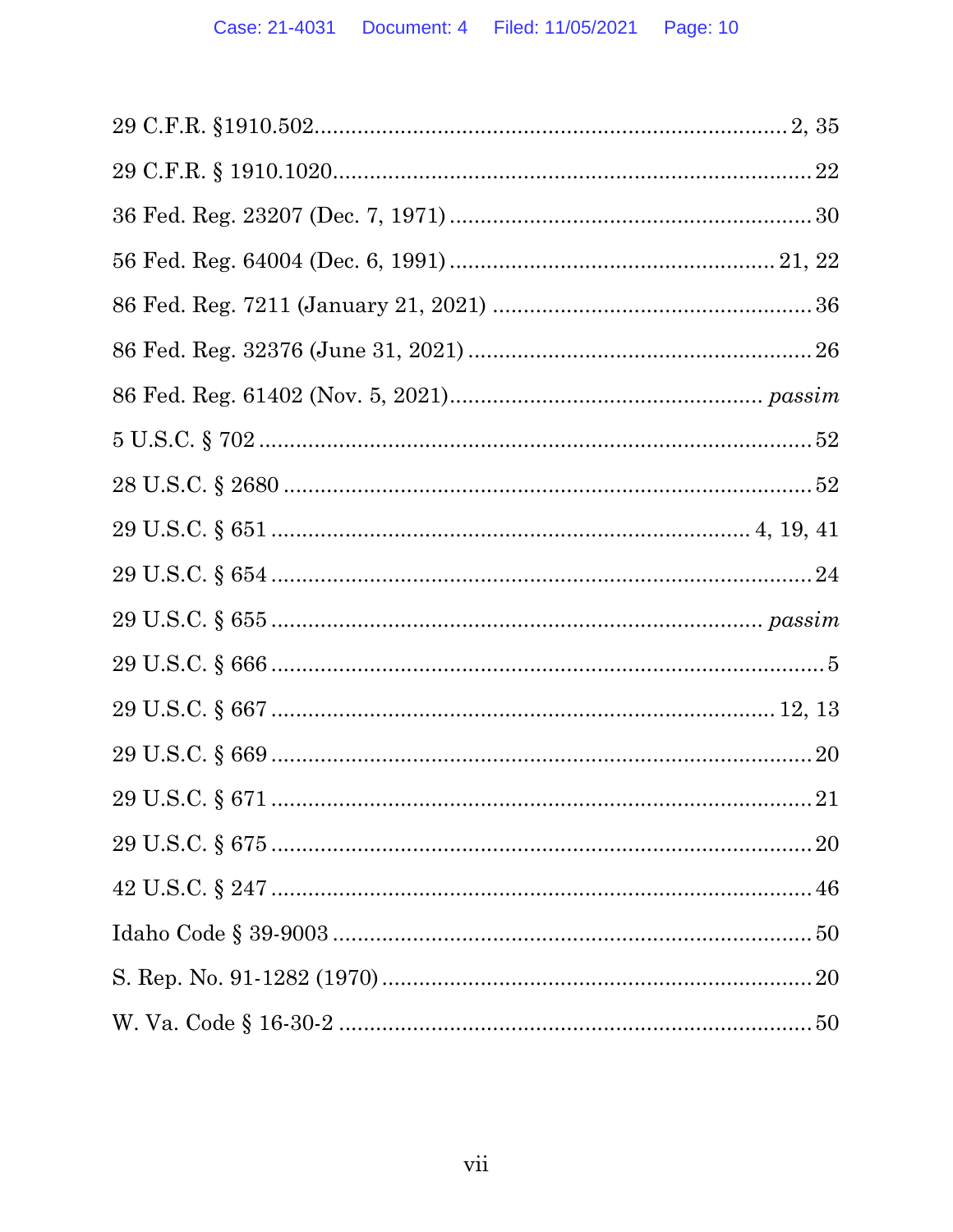29 C.F.R. §1910.502 ........................................................................ 2, 35

29 C.F.R. § 1910.1020 ........................................................................ 22

36 Fed. Reg. 23207 (Dec. 7, 1971) ........................................................ 30

56 Fed. Reg. 64004 (Dec. 6, 1991) .................................................. 21, 22

86 Fed. Reg. 7211 (January 21, 2021) .................................................. 36

86 Fed. Reg. 32376 (June 31, 2021) ...................................................... 26

86 Fed. Reg. 61402 (Nov. 5, 2021) ................................................ *passim*

5 U.S.C. § 702 ........................................................................................ 52

28 U.S.C. § 2680 .................................................................................... 52

29 U.S.C. § 651 ........................................................................... 4, 19, 41

29 U.S.C. § 654 ...................................................................................... 24

29 U.S.C. § 655 ........................................................................... *passim*

29 U.S.C. § 666 ........................................................................................ 5

29 U.S.C. § 667 ................................................................................ 12, 13

29 U.S.C. § 669 ...................................................................................... 20

29 U.S.C. § 671 ...................................................................................... 21

29 U.S.C. § 675 ...................................................................................... 20

42 U.S.C. § 247 ...................................................................................... 46

Idaho Code § 39-9003 ............................................................................ 50

S. Rep. No. 91-1282 (1970) .................................................................... 20

W. Va. Code § 16-30-2 ........................................................................... 50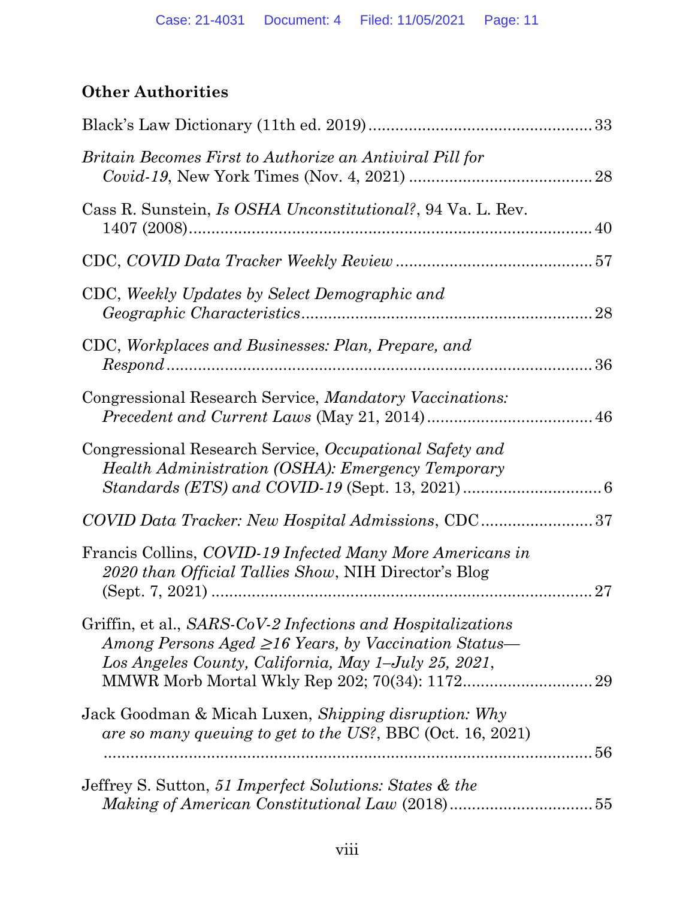## Other Authorities

Black's Law Dictionary (11th ed. 2019) .................................................. 33

*Britain Becomes First to Authorize an Antiviral Pill for Covid-19*, New York Times (Nov. 4, 2021) ........................................ 28

Cass R. Sunstein, *Is OSHA Unconstitutional?*, 94 Va. L. Rev. 1407 (2008)......................................................................... 40

CDC, *COVID Data Tracker Weekly Review* ........................................... 57

CDC, *Weekly Updates by Select Demographic and Geographic Characteristics*................................................................ 28

CDC, *Workplaces and Businesses: Plan, Prepare, and Respond* ................................................................................ 36

Congressional Research Service, *Mandatory Vaccinations: Precedent and Current Laws* (May 21, 2014).................................... 46

Congressional Research Service, *Occupational Safety and Health Administration (OSHA): Emergency Temporary Standards (ETS) and COVID-19* (Sept. 13, 2021) ............................... 6

*COVID Data Tracker: New Hospital Admissions*, CDC ......................... 37

Francis Collins, *COVID-19 Infected Many More Americans in 2020 than Official Tallies Show*, NIH Director's Blog (Sept. 7, 2021) ..................................................................... 27

Griffin, et al., *SARS-CoV-2 Infections and Hospitalizations Among Persons Aged ≥16 Years, by Vaccination Status—Los Angeles County, California, May 1–July 25, 2021*, MMWR Morb Mortal Wkly Rep 202; 70(34): 1172............................ 29

Jack Goodman & Micah Luxen, *Shipping disruption: Why are so many queuing to get to the US?*, BBC (Oct. 16, 2021) ....................................................................................................... 56

Jeffrey S. Sutton, *51 Imperfect Solutions: States & the Making of American Constitutional Law* (2018)................................ 55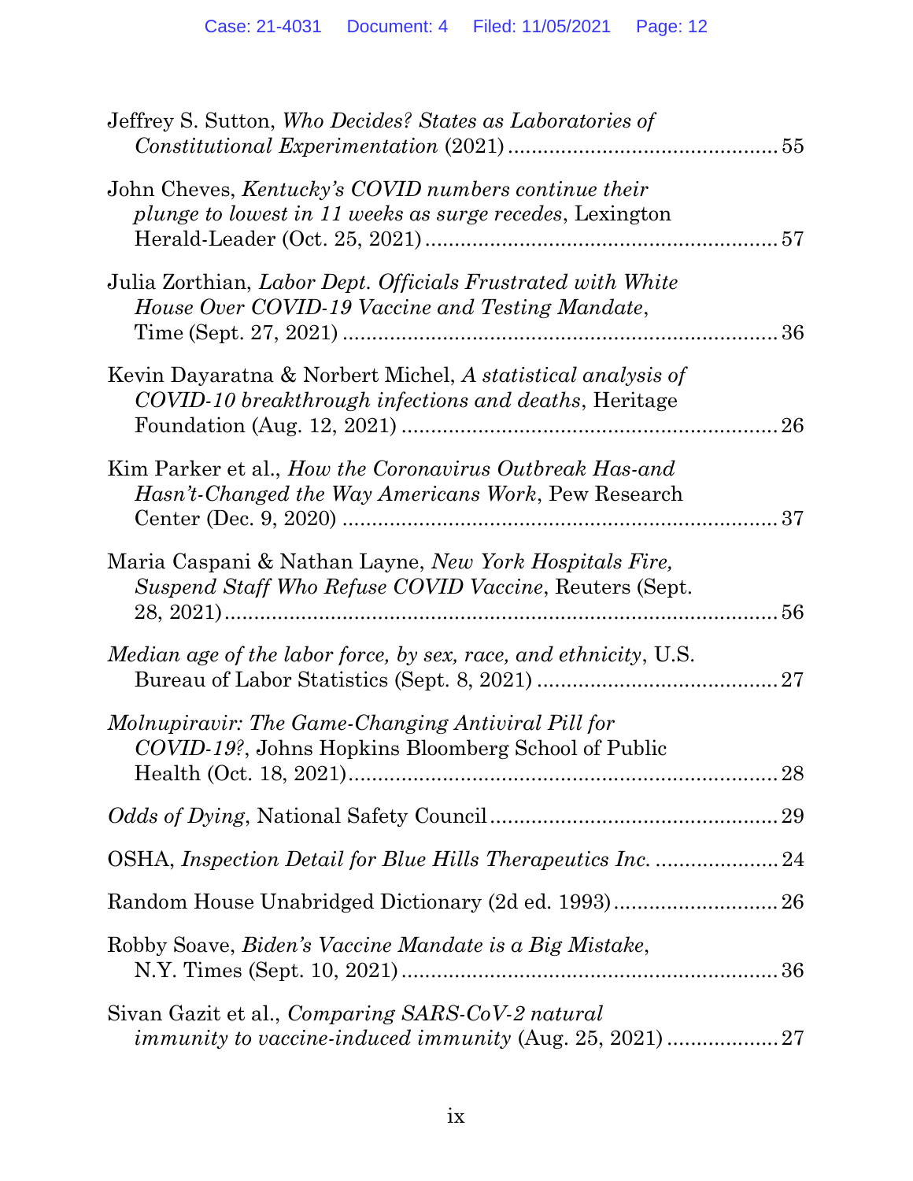Jeffrey S. Sutton, *Who Decides? States as Laboratories of Constitutional Experimentation* (2021) ............................................ 55

John Cheves, *Kentucky's COVID numbers continue their plunge to lowest in 11 weeks as surge recedes*, Lexington Herald-Leader (Oct. 25, 2021) ............................................................ 57

Julia Zorthian, *Labor Dept. Officials Frustrated with White House Over COVID-19 Vaccine and Testing Mandate*, Time (Sept. 27, 2021) ....................................................................... 36

Kevin Dayaratna & Norbert Michel, *A statistical analysis of COVID-10 breakthrough infections and deaths*, Heritage Foundation (Aug. 12, 2021) ............................................................... 26

Kim Parker et al., *How the Coronavirus Outbreak Has-and Hasn't-Changed the Way Americans Work*, Pew Research Center (Dec. 9, 2020) ....................................................................... 37

Maria Caspani & Nathan Layne, *New York Hospitals Fire, Suspend Staff Who Refuse COVID Vaccine*, Reuters (Sept. 28, 2021)............................................................................................ 56

*Median age of the labor force, by sex, race, and ethnicity*, U.S. Bureau of Labor Statistics (Sept. 8, 2021) ........................................ 27

*Molnupiravir: The Game-Changing Antiviral Pill for COVID-19?*, Johns Hopkins Bloomberg School of Public Health (Oct. 18, 2021)........................................................................ 28

*Odds of Dying*, National Safety Council................................................ 29

OSHA, *Inspection Detail for Blue Hills Therapeutics Inc.* ..................... 24

Random House Unabridged Dictionary (2d ed. 1993)............................ 26

Robby Soave, *Biden's Vaccine Mandate is a Big Mistake*, N.Y. Times (Sept. 10, 2021) ................................................................ 36

Sivan Gazit et al., *Comparing SARS-CoV-2 natural immunity to vaccine-induced immunity* (Aug. 25, 2021) .................. 27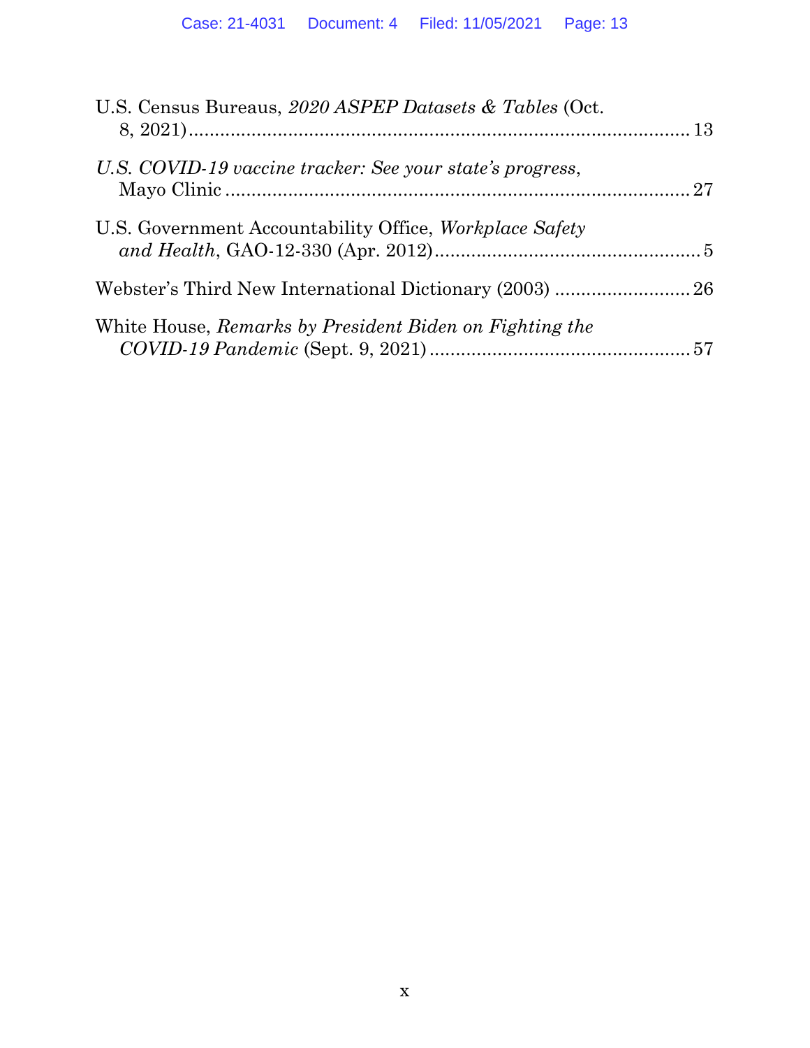U.S. Census Bureaus, *2020 ASPEP Datasets & Tables* (Oct. 8, 2021) .......... 13

*U.S. COVID-19 vaccine tracker: See your state's progress*, Mayo Clinic .......... 27

U.S. Government Accountability Office, *Workplace Safety and Health*, GAO-12-330 (Apr. 2012) .......... 5

Webster's Third New International Dictionary (2003) .......... 26

White House, *Remarks by President Biden on Fighting the COVID-19 Pandemic* (Sept. 9, 2021) .......... 57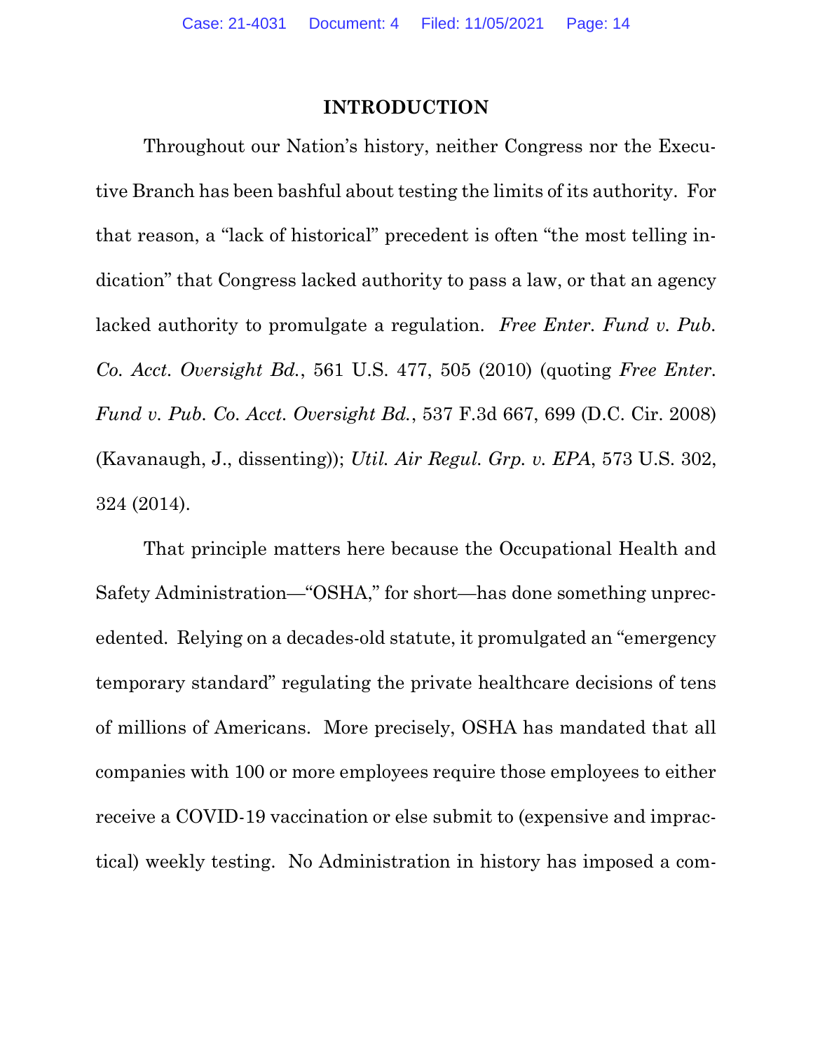## INTRODUCTION

Throughout our Nation's history, neither Congress nor the Executive Branch has been bashful about testing the limits of its authority. For that reason, a "lack of historical" precedent is often "the most telling indication" that Congress lacked authority to pass a law, or that an agency lacked authority to promulgate a regulation. *Free Enter. Fund v. Pub. Co. Acct. Oversight Bd.*, 561 U.S. 477, 505 (2010) (quoting *Free Enter. Fund v. Pub. Co. Acct. Oversight Bd.*, 537 F.3d 667, 699 (D.C. Cir. 2008) (Kavanaugh, J., dissenting)); *Util. Air Regul. Grp. v. EPA*, 573 U.S. 302, 324 (2014).

That principle matters here because the Occupational Health and Safety Administration—"OSHA," for short—has done something unprecedented. Relying on a decades-old statute, it promulgated an "emergency temporary standard" regulating the private healthcare decisions of tens of millions of Americans. More precisely, OSHA has mandated that all companies with 100 or more employees require those employees to either receive a COVID-19 vaccination or else submit to (expensive and impractical) weekly testing. No Administration in history has imposed a com-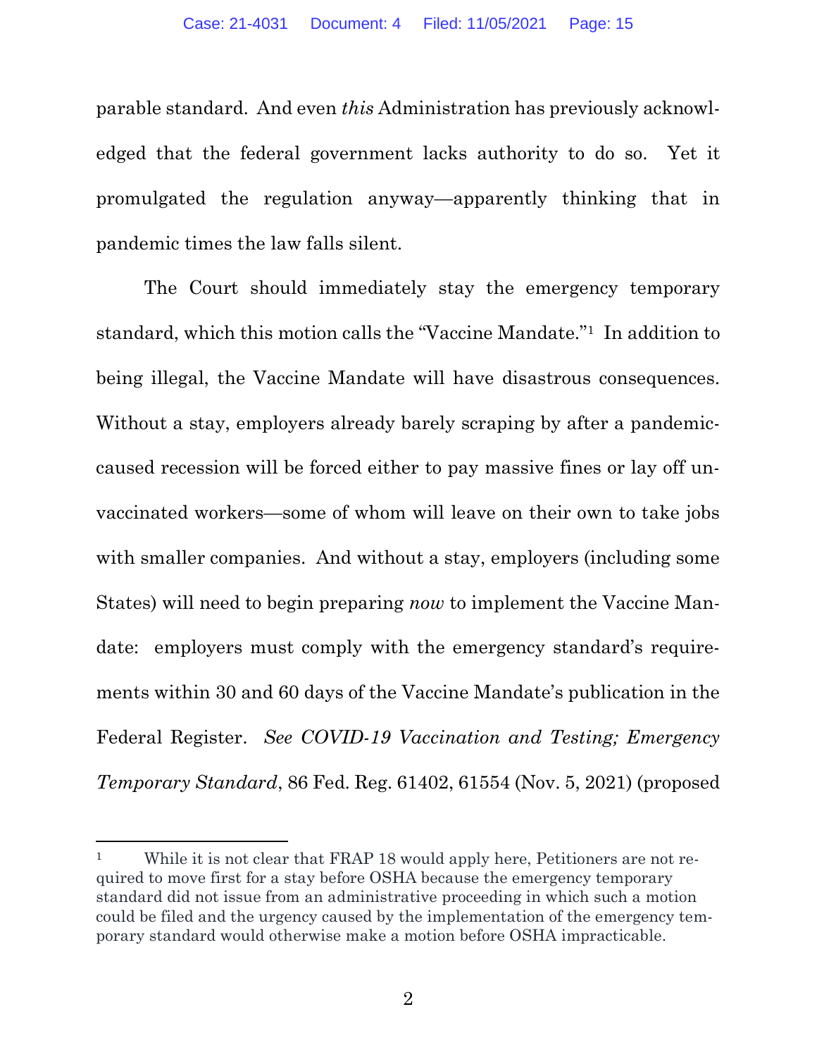parable standard. And even *this* Administration has previously acknowledged that the federal government lacks authority to do so. Yet it promulgated the regulation anyway—apparently thinking that in pandemic times the law falls silent.

The Court should immediately stay the emergency temporary standard, which this motion calls the "Vaccine Mandate."[1] In addition to being illegal, the Vaccine Mandate will have disastrous consequences. Without a stay, employers already barely scraping by after a pandemic-caused recession will be forced either to pay massive fines or lay off unvaccinated workers—some of whom will leave on their own to take jobs with smaller companies. And without a stay, employers (including some States) will need to begin preparing *now* to implement the Vaccine Mandate: employers must comply with the emergency standard's requirements within 30 and 60 days of the Vaccine Mandate's publication in the Federal Register. *See COVID-19 Vaccination and Testing; Emergency Temporary Standard*, 86 Fed. Reg. 61402, 61554 (Nov. 5, 2021) (proposed

[1] While it is not clear that FRAP 18 would apply here, Petitioners are not required to move first for a stay before OSHA because the emergency temporary standard did not issue from an administrative proceeding in which such a motion could be filed and the urgency caused by the implementation of the emergency temporary standard would otherwise make a motion before OSHA impracticable.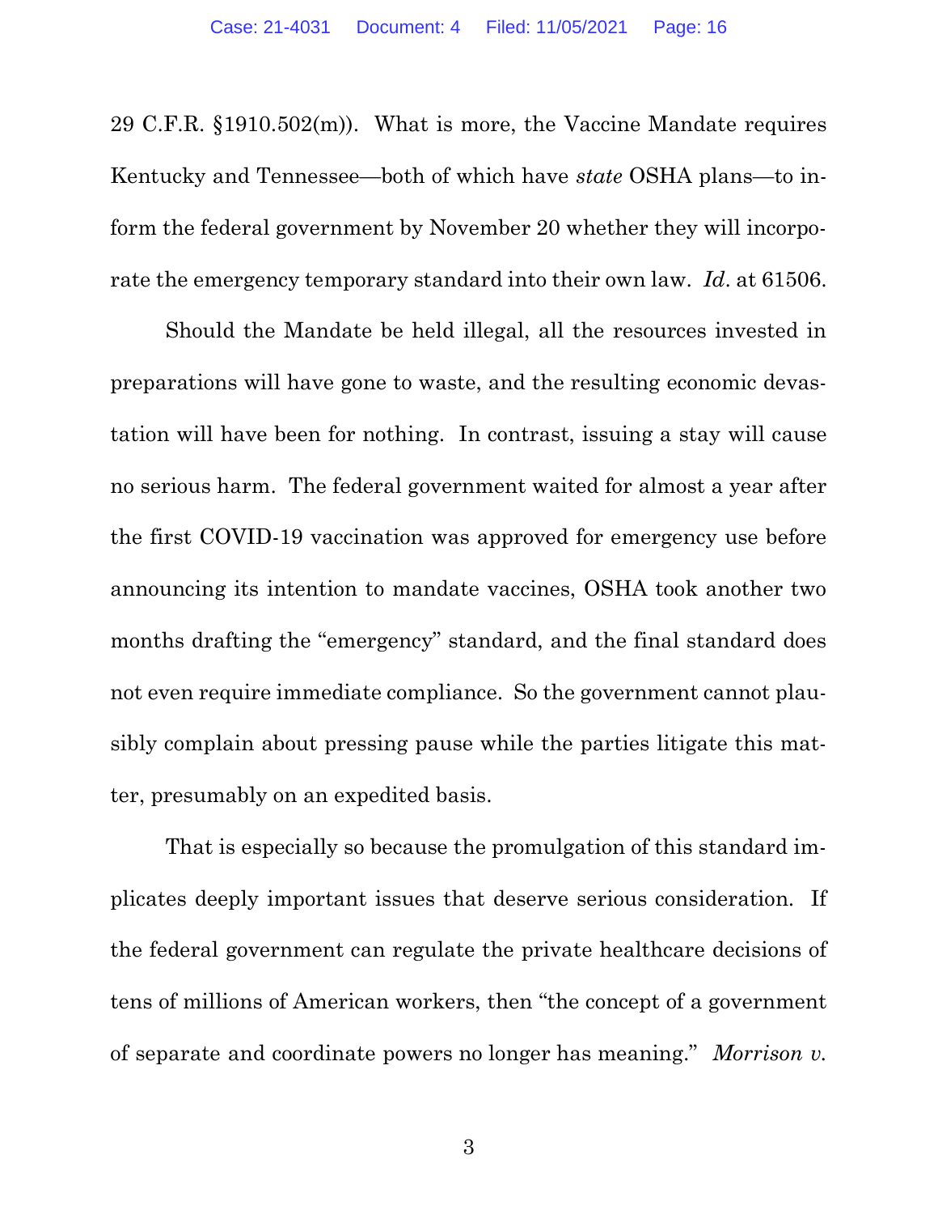29 C.F.R. §1910.502(m)). What is more, the Vaccine Mandate requires Kentucky and Tennessee—both of which have *state* OSHA plans—to inform the federal government by November 20 whether they will incorporate the emergency temporary standard into their own law. *Id*. at 61506.

Should the Mandate be held illegal, all the resources invested in preparations will have gone to waste, and the resulting economic devastation will have been for nothing. In contrast, issuing a stay will cause no serious harm. The federal government waited for almost a year after the first COVID-19 vaccination was approved for emergency use before announcing its intention to mandate vaccines, OSHA took another two months drafting the "emergency" standard, and the final standard does not even require immediate compliance. So the government cannot plausibly complain about pressing pause while the parties litigate this matter, presumably on an expedited basis.

That is especially so because the promulgation of this standard implicates deeply important issues that deserve serious consideration. If the federal government can regulate the private healthcare decisions of tens of millions of American workers, then "the concept of a government of separate and coordinate powers no longer has meaning." *Morrison v.*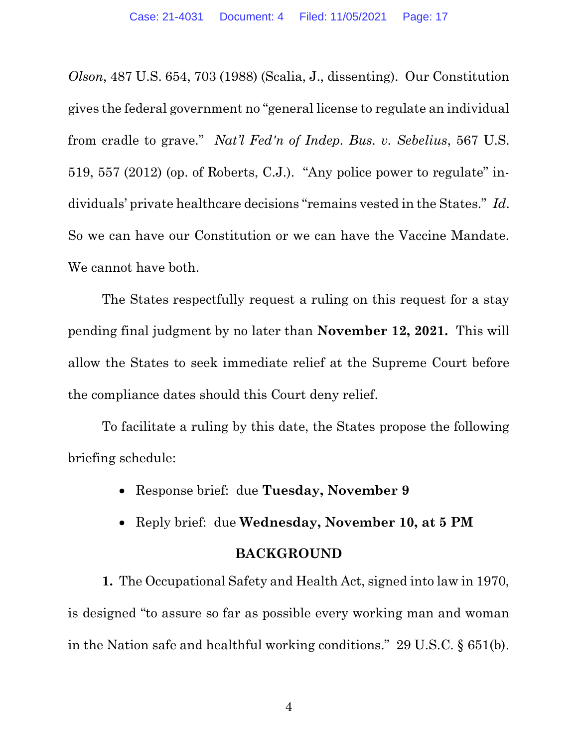*Olson*, 487 U.S. 654, 703 (1988) (Scalia, J., dissenting). Our Constitution gives the federal government no "general license to regulate an individual from cradle to grave." *Nat'l Fed'n of Indep. Bus. v. Sebelius*, 567 U.S. 519, 557 (2012) (op. of Roberts, C.J.). "Any police power to regulate" individuals' private healthcare decisions "remains vested in the States." *Id*. So we can have our Constitution or we can have the Vaccine Mandate. We cannot have both.

The States respectfully request a ruling on this request for a stay pending final judgment by no later than **November 12, 2021.** This will allow the States to seek immediate relief at the Supreme Court before the compliance dates should this Court deny relief.

To facilitate a ruling by this date, the States propose the following briefing schedule:

- Response brief: due **Tuesday, November 9**
- Reply brief: due **Wednesday, November 10, at 5 PM**

## BACKGROUND

**1.** The Occupational Safety and Health Act, signed into law in 1970, is designed "to assure so far as possible every working man and woman in the Nation safe and healthful working conditions." 29 U.S.C. § 651(b).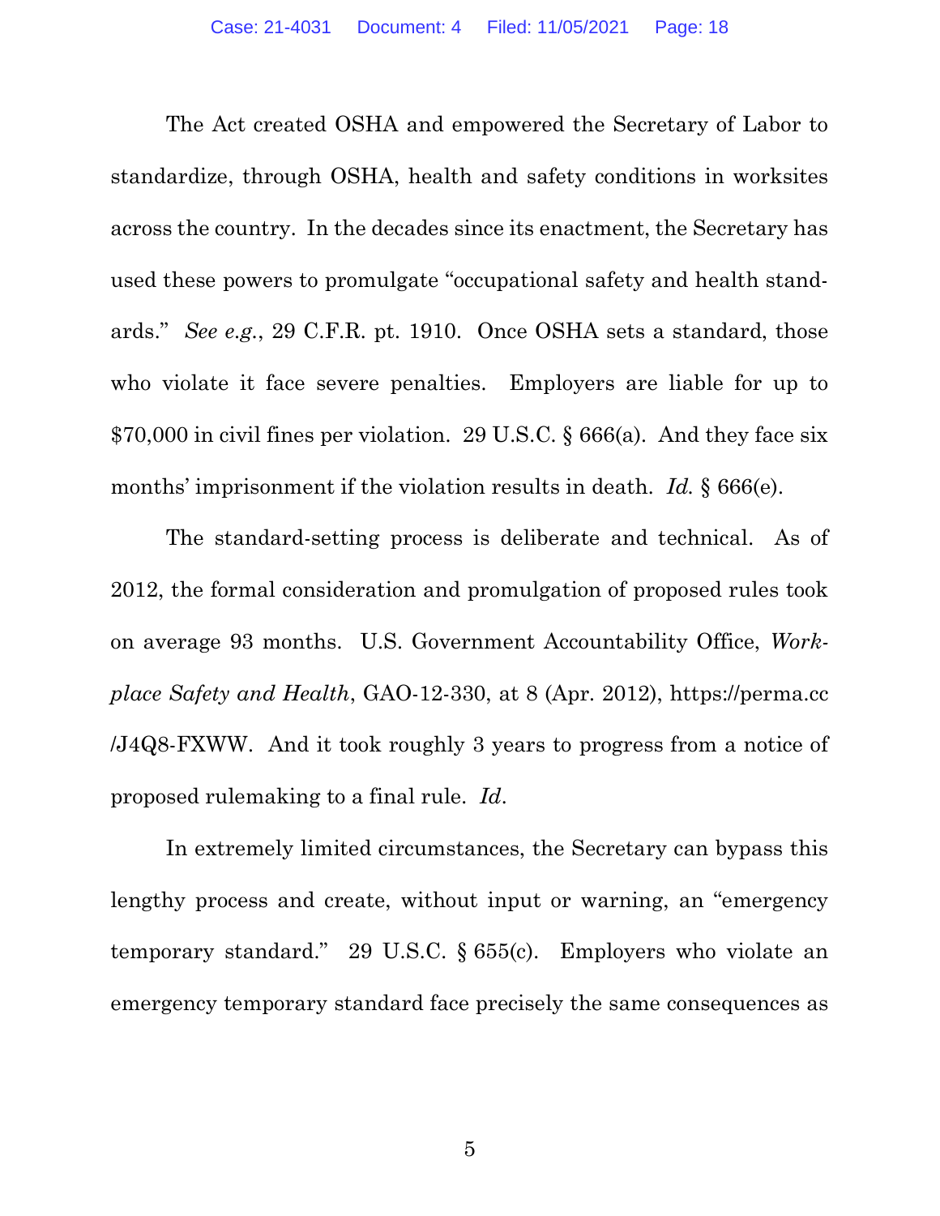The Act created OSHA and empowered the Secretary of Labor to standardize, through OSHA, health and safety conditions in worksites across the country. In the decades since its enactment, the Secretary has used these powers to promulgate "occupational safety and health standards." *See e.g.*, 29 C.F.R. pt. 1910. Once OSHA sets a standard, those who violate it face severe penalties. Employers are liable for up to $70,000 in civil fines per violation. 29 U.S.C. § 666(a). And they face six months' imprisonment if the violation results in death. *Id.* § 666(e).

The standard-setting process is deliberate and technical. As of 2012, the formal consideration and promulgation of proposed rules took on average 93 months. U.S. Government Accountability Office, *Workplace Safety and Health*, GAO-12-330, at 8 (Apr. 2012), https://perma.cc/J4Q8-FXWW. And it took roughly 3 years to progress from a notice of proposed rulemaking to a final rule. *Id.*

In extremely limited circumstances, the Secretary can bypass this lengthy process and create, without input or warning, an "emergency temporary standard." 29 U.S.C. § 655(c). Employers who violate an emergency temporary standard face precisely the same consequences as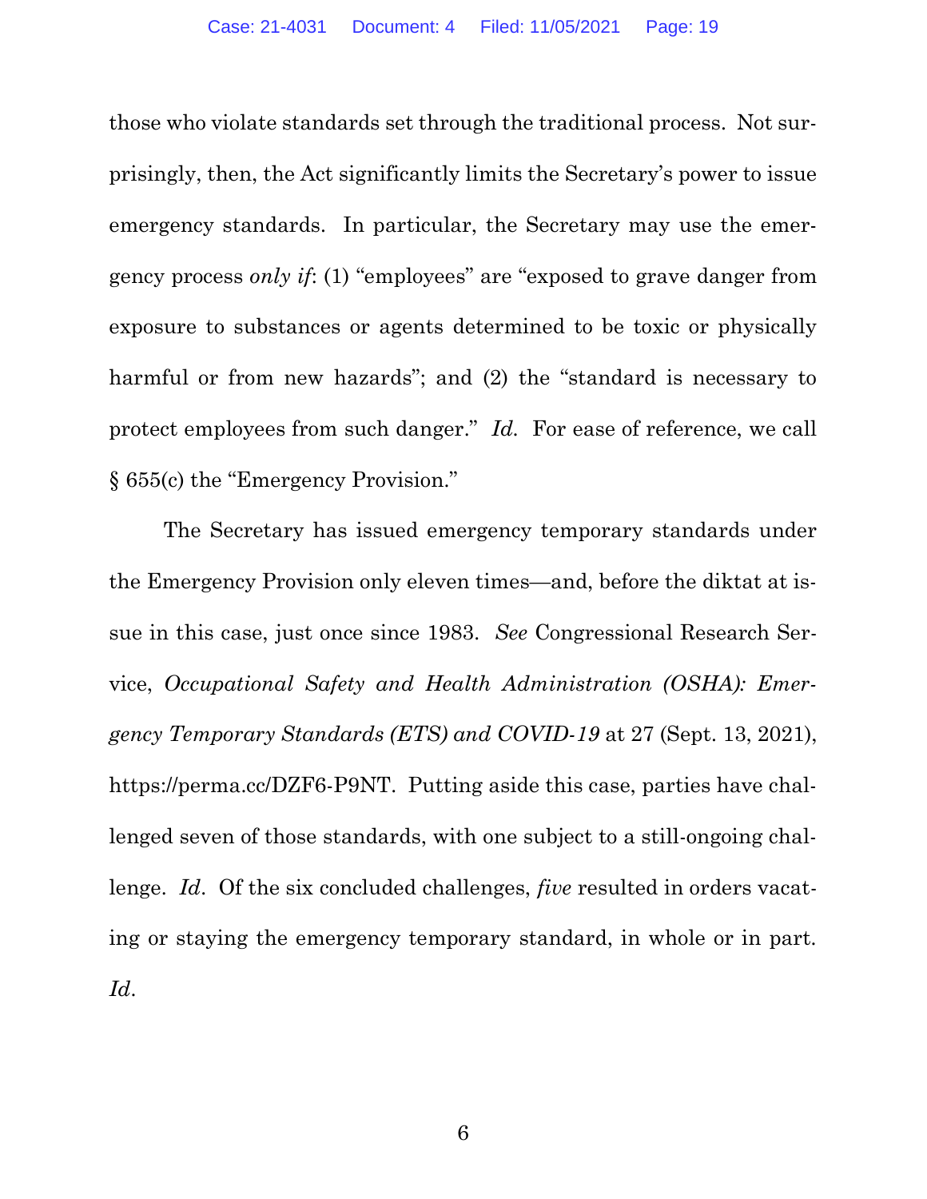those who violate standards set through the traditional process. Not surprisingly, then, the Act significantly limits the Secretary's power to issue emergency standards. In particular, the Secretary may use the emergency process *only if*: (1) "employees" are "exposed to grave danger from exposure to substances or agents determined to be toxic or physically harmful or from new hazards"; and (2) the "standard is necessary to protect employees from such danger." *Id.* For ease of reference, we call § 655(c) the "Emergency Provision."

The Secretary has issued emergency temporary standards under the Emergency Provision only eleven times—and, before the diktat at issue in this case, just once since 1983. *See* Congressional Research Service, *Occupational Safety and Health Administration (OSHA): Emergency Temporary Standards (ETS) and COVID-19* at 27 (Sept. 13, 2021), https://perma.cc/DZF6-P9NT. Putting aside this case, parties have challenged seven of those standards, with one subject to a still-ongoing challenge. *Id*. Of the six concluded challenges, *five* resulted in orders vacating or staying the emergency temporary standard, in whole or in part. *Id*.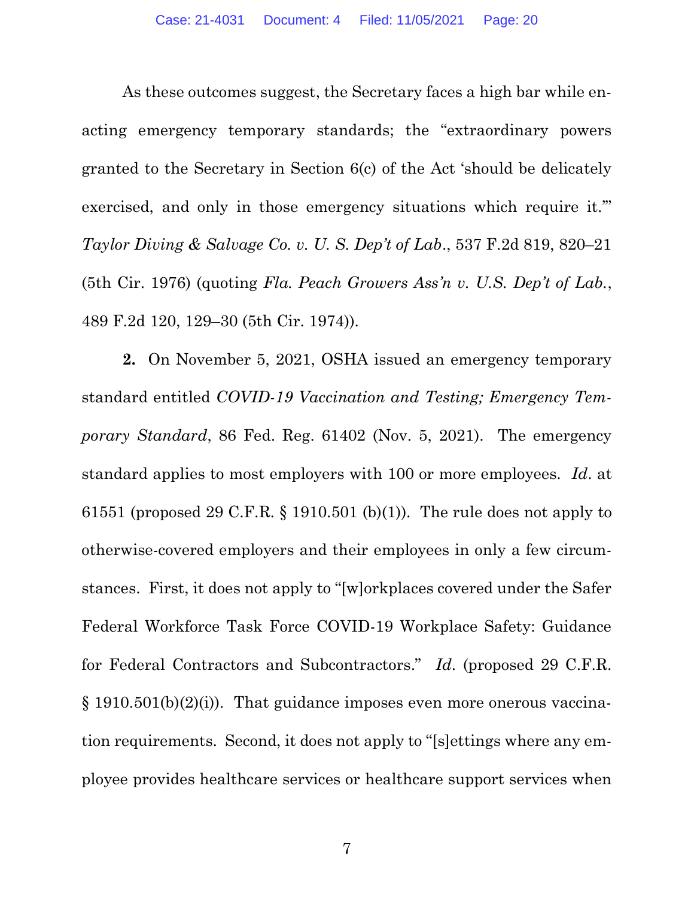As these outcomes suggest, the Secretary faces a high bar while enacting emergency temporary standards; the "extraordinary powers granted to the Secretary in Section 6(c) of the Act 'should be delicately exercised, and only in those emergency situations which require it.'" *Taylor Diving & Salvage Co. v. U. S. Dep't of Lab*., 537 F.2d 819, 820–21 (5th Cir. 1976) (quoting *Fla. Peach Growers Ass'n v. U.S. Dep't of Lab.*, 489 F.2d 120, 129–30 (5th Cir. 1974)).

**2.** On November 5, 2021, OSHA issued an emergency temporary standard entitled *COVID-19 Vaccination and Testing; Emergency Temporary Standard*, 86 Fed. Reg. 61402 (Nov. 5, 2021). The emergency standard applies to most employers with 100 or more employees. *Id*. at 61551 (proposed 29 C.F.R. § 1910.501 (b)(1)). The rule does not apply to otherwise-covered employers and their employees in only a few circumstances. First, it does not apply to "[w]orkplaces covered under the Safer Federal Workforce Task Force COVID-19 Workplace Safety: Guidance for Federal Contractors and Subcontractors." *Id*. (proposed 29 C.F.R. § 1910.501(b)(2)(i)). That guidance imposes even more onerous vaccination requirements. Second, it does not apply to "[s]ettings where any employee provides healthcare services or healthcare support services when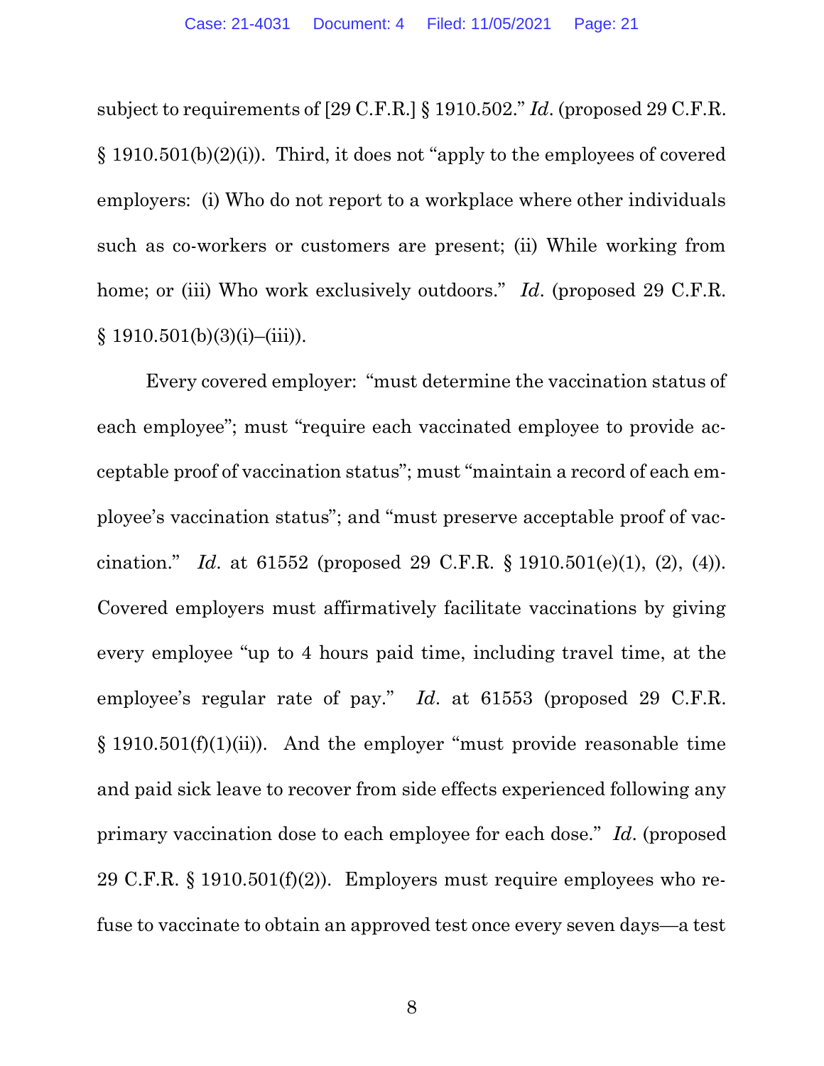subject to requirements of [29 C.F.R.] § 1910.502." *Id*. (proposed 29 C.F.R. § 1910.501(b)(2)(i)). Third, it does not "apply to the employees of covered employers: (i) Who do not report to a workplace where other individuals such as co-workers or customers are present; (ii) While working from home; or (iii) Who work exclusively outdoors." *Id*. (proposed 29 C.F.R. § 1910.501(b)(3)(i)–(iii)).

Every covered employer: "must determine the vaccination status of each employee"; must "require each vaccinated employee to provide acceptable proof of vaccination status"; must "maintain a record of each employee's vaccination status"; and "must preserve acceptable proof of vaccination." *Id*. at 61552 (proposed 29 C.F.R. § 1910.501(e)(1), (2), (4)). Covered employers must affirmatively facilitate vaccinations by giving every employee "up to 4 hours paid time, including travel time, at the employee's regular rate of pay." *Id*. at 61553 (proposed 29 C.F.R. § 1910.501(f)(1)(ii)). And the employer "must provide reasonable time and paid sick leave to recover from side effects experienced following any primary vaccination dose to each employee for each dose." *Id*. (proposed 29 C.F.R. § 1910.501(f)(2)). Employers must require employees who refuse to vaccinate to obtain an approved test once every seven days—a test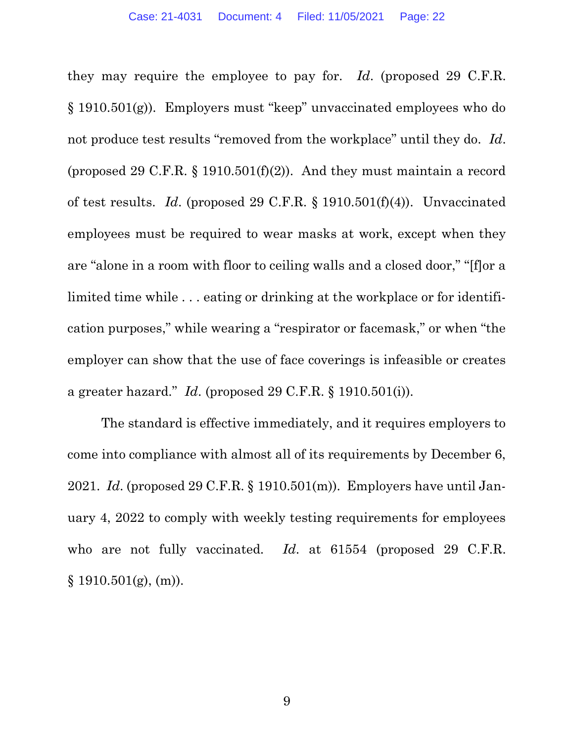they may require the employee to pay for. *Id*. (proposed 29 C.F.R. § 1910.501(g)). Employers must "keep" unvaccinated employees who do not produce test results "removed from the workplace" until they do. *Id*. (proposed 29 C.F.R. § 1910.501(f)(2)). And they must maintain a record of test results. *Id*. (proposed 29 C.F.R. § 1910.501(f)(4)). Unvaccinated employees must be required to wear masks at work, except when they are "alone in a room with floor to ceiling walls and a closed door," "[f]or a limited time while . . . eating or drinking at the workplace or for identification purposes," while wearing a "respirator or facemask," or when "the employer can show that the use of face coverings is infeasible or creates a greater hazard." *Id*. (proposed 29 C.F.R. § 1910.501(i)).

The standard is effective immediately, and it requires employers to come into compliance with almost all of its requirements by December 6, 2021. *Id*. (proposed 29 C.F.R. § 1910.501(m)). Employers have until January 4, 2022 to comply with weekly testing requirements for employees who are not fully vaccinated. *Id*. at 61554 (proposed 29 C.F.R. § 1910.501(g), (m)).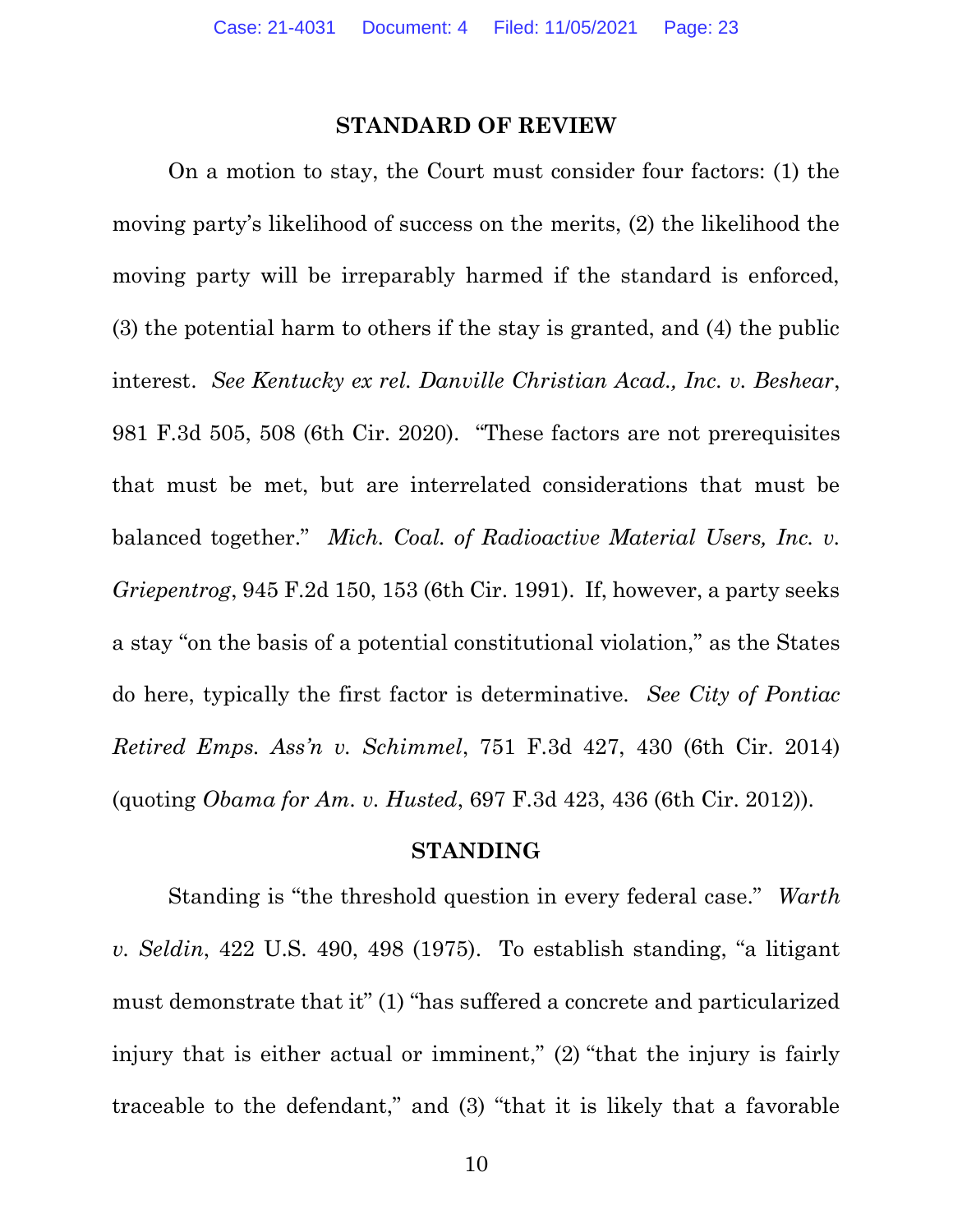## STANDARD OF REVIEW

On a motion to stay, the Court must consider four factors: (1) the moving party's likelihood of success on the merits, (2) the likelihood the moving party will be irreparably harmed if the standard is enforced, (3) the potential harm to others if the stay is granted, and (4) the public interest. *See Kentucky ex rel. Danville Christian Acad., Inc. v. Beshear*, 981 F.3d 505, 508 (6th Cir. 2020). "These factors are not prerequisites that must be met, but are interrelated considerations that must be balanced together." *Mich. Coal. of Radioactive Material Users, Inc. v. Griepentrog*, 945 F.2d 150, 153 (6th Cir. 1991). If, however, a party seeks a stay "on the basis of a potential constitutional violation," as the States do here, typically the first factor is determinative. *See City of Pontiac Retired Emps. Ass'n v. Schimmel*, 751 F.3d 427, 430 (6th Cir. 2014) (quoting *Obama for Am. v. Husted*, 697 F.3d 423, 436 (6th Cir. 2012)).

## STANDING

Standing is "the threshold question in every federal case." *Warth v. Seldin*, 422 U.S. 490, 498 (1975). To establish standing, "a litigant must demonstrate that it" (1) "has suffered a concrete and particularized injury that is either actual or imminent," (2) "that the injury is fairly traceable to the defendant," and (3) "that it is likely that a favorable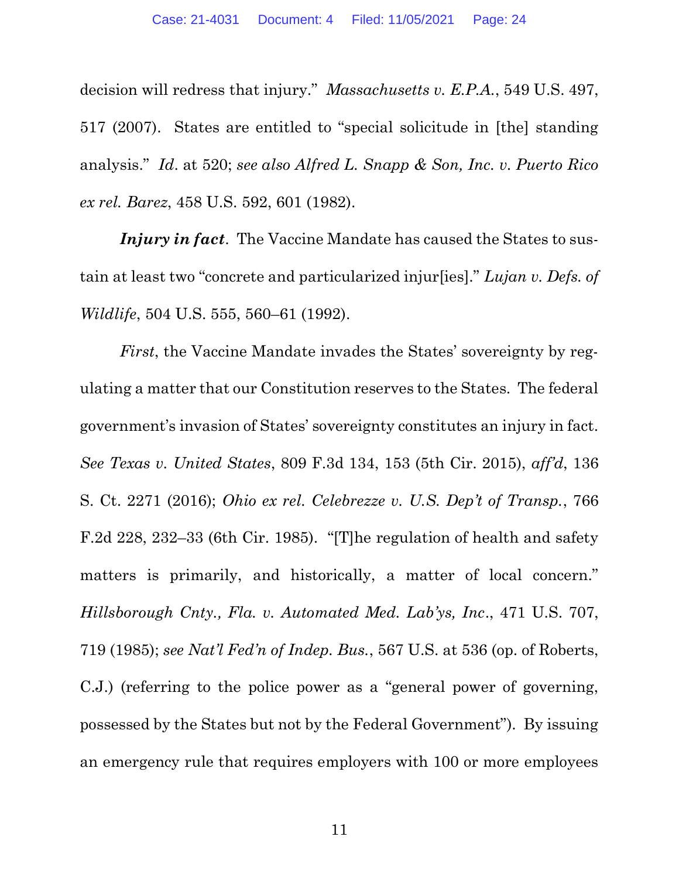decision will redress that injury." *Massachusetts v. E.P.A.*, 549 U.S. 497, 517 (2007). States are entitled to "special solicitude in [the] standing analysis." *Id*. at 520; *see also Alfred L. Snapp & Son, Inc. v. Puerto Rico ex rel. Barez*, 458 U.S. 592, 601 (1982).

***Injury in fact***. The Vaccine Mandate has caused the States to sustain at least two "concrete and particularized injur[ies]." *Lujan v. Defs. of Wildlife*, 504 U.S. 555, 560–61 (1992).

*First*, the Vaccine Mandate invades the States' sovereignty by regulating a matter that our Constitution reserves to the States. The federal government's invasion of States' sovereignty constitutes an injury in fact. *See Texas v. United States*, 809 F.3d 134, 153 (5th Cir. 2015), *aff'd*, 136 S. Ct. 2271 (2016); *Ohio ex rel. Celebrezze v. U.S. Dep't of Transp.*, 766 F.2d 228, 232–33 (6th Cir. 1985). "[T]he regulation of health and safety matters is primarily, and historically, a matter of local concern." *Hillsborough Cnty., Fla. v. Automated Med. Lab'ys, Inc*., 471 U.S. 707, 719 (1985); *see Nat'l Fed'n of Indep. Bus.*, 567 U.S. at 536 (op. of Roberts, C.J.) (referring to the police power as a "general power of governing, possessed by the States but not by the Federal Government"). By issuing an emergency rule that requires employers with 100 or more employees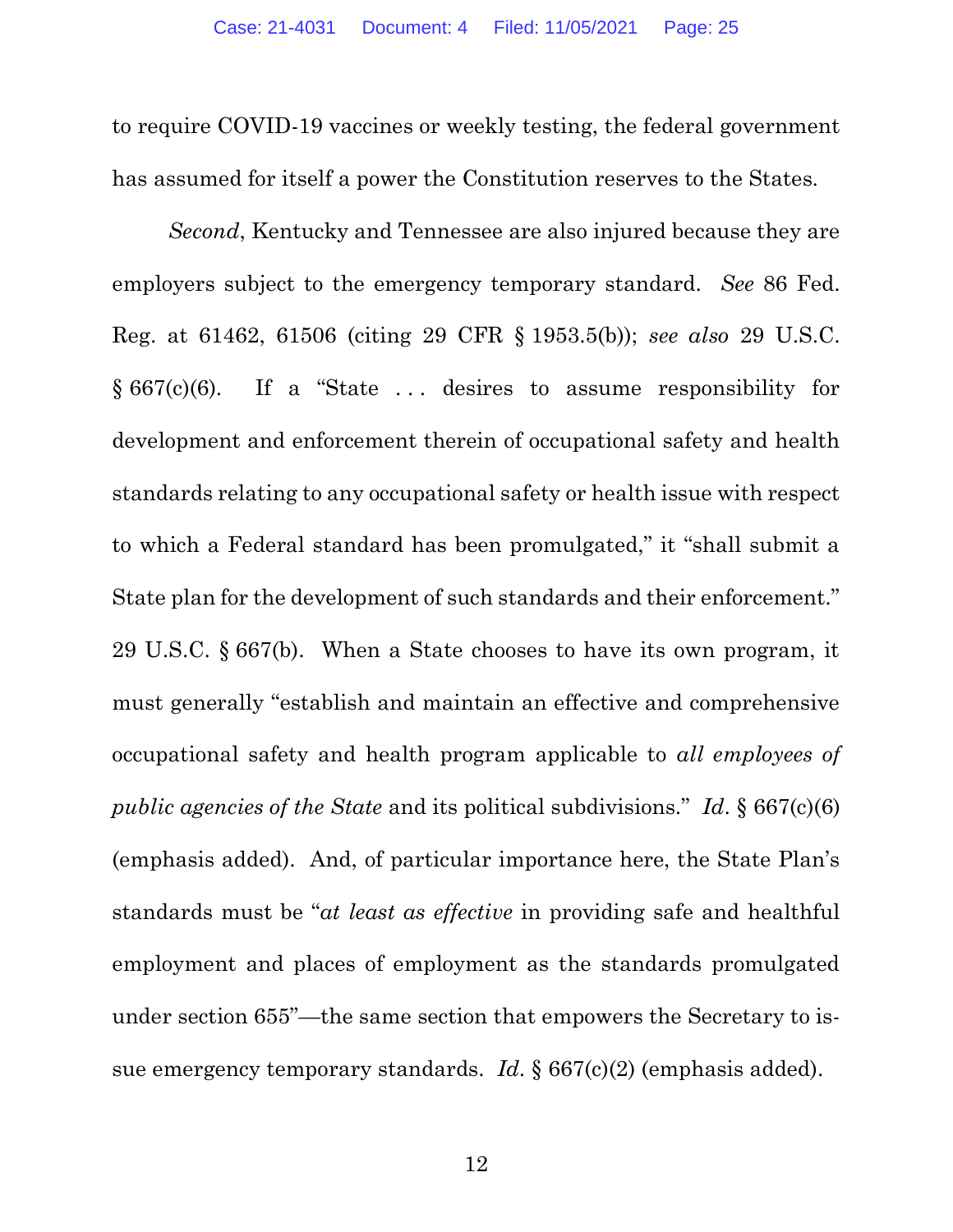to require COVID-19 vaccines or weekly testing, the federal government has assumed for itself a power the Constitution reserves to the States.

*Second*, Kentucky and Tennessee are also injured because they are employers subject to the emergency temporary standard. *See* 86 Fed. Reg. at 61462, 61506 (citing 29 CFR § 1953.5(b)); *see also* 29 U.S.C. § 667(c)(6). If a "State . . . desires to assume responsibility for development and enforcement therein of occupational safety and health standards relating to any occupational safety or health issue with respect to which a Federal standard has been promulgated," it "shall submit a State plan for the development of such standards and their enforcement." 29 U.S.C. § 667(b). When a State chooses to have its own program, it must generally "establish and maintain an effective and comprehensive occupational safety and health program applicable to *all employees of public agencies of the State* and its political subdivisions." *Id*. § 667(c)(6) (emphasis added). And, of particular importance here, the State Plan's standards must be "*at least as effective* in providing safe and healthful employment and places of employment as the standards promulgated under section 655"—the same section that empowers the Secretary to issue emergency temporary standards. *Id*. § 667(c)(2) (emphasis added).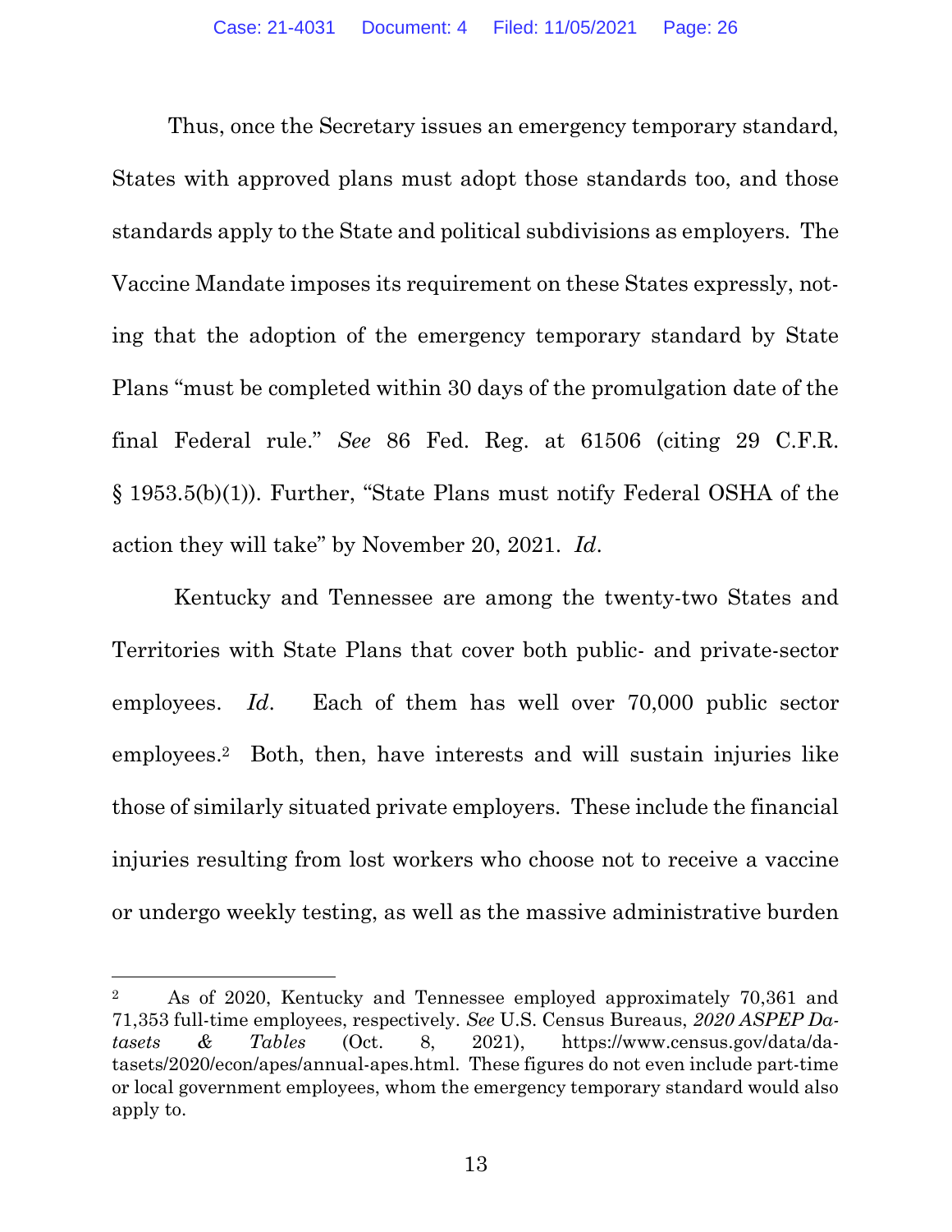Thus, once the Secretary issues an emergency temporary standard, States with approved plans must adopt those standards too, and those standards apply to the State and political subdivisions as employers. The Vaccine Mandate imposes its requirement on these States expressly, noting that the adoption of the emergency temporary standard by State Plans "must be completed within 30 days of the promulgation date of the final Federal rule." *See* 86 Fed. Reg. at 61506 (citing 29 C.F.R. § 1953.5(b)(1)). Further, "State Plans must notify Federal OSHA of the action they will take" by November 20, 2021. *Id.*

Kentucky and Tennessee are among the twenty-two States and Territories with State Plans that cover both public- and private-sector employees. *Id.* Each of them has well over 70,000 public sector employees.[2] Both, then, have interests and will sustain injuries like those of similarly situated private employers. These include the financial injuries resulting from lost workers who choose not to receive a vaccine or undergo weekly testing, as well as the massive administrative burden

---

[2] As of 2020, Kentucky and Tennessee employed approximately 70,361 and 71,353 full-time employees, respectively. *See* U.S. Census Bureaus, *2020 ASPEP Datasets & Tables* (Oct. 8, 2021), https://www.census.gov/data/datasets/2020/econ/apes/annual-apes.html. These figures do not even include part-time or local government employees, whom the emergency temporary standard would also apply to.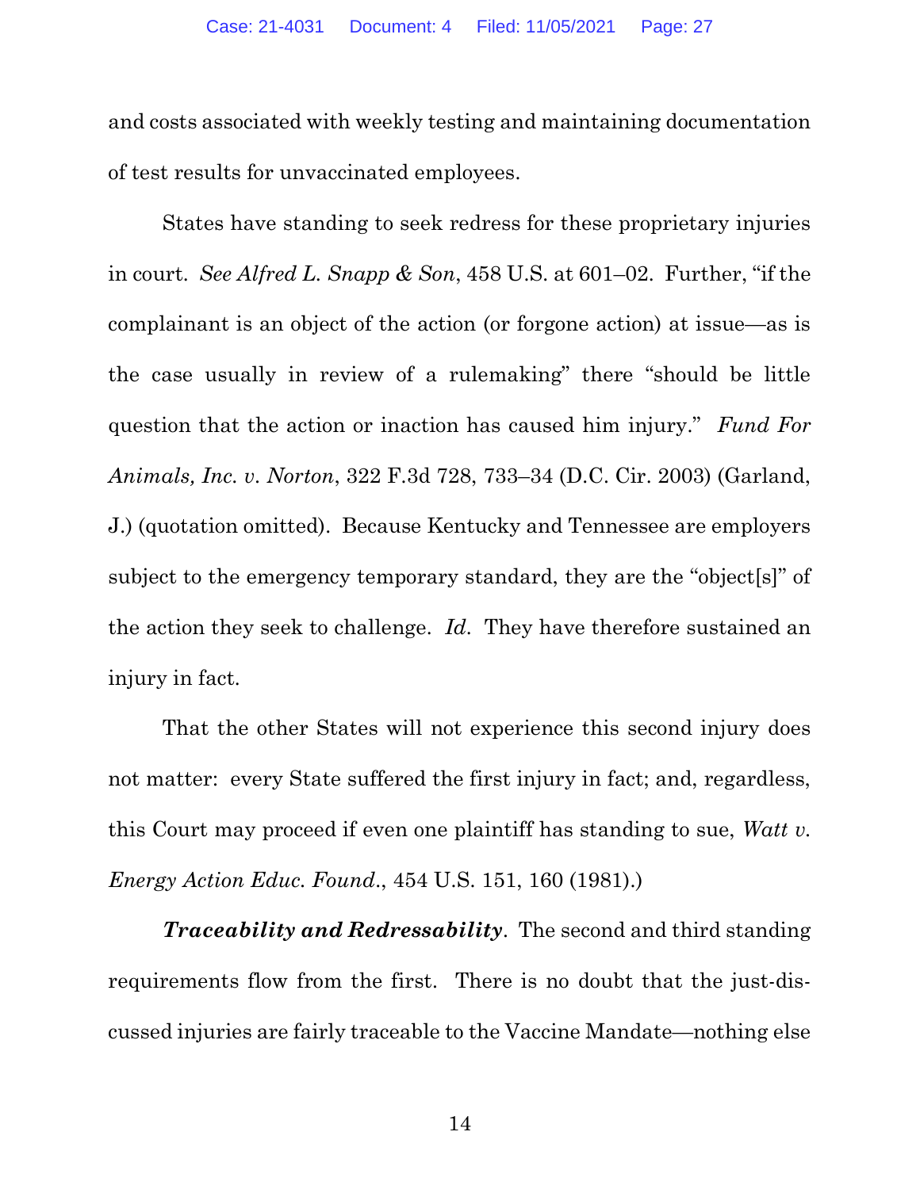and costs associated with weekly testing and maintaining documentation of test results for unvaccinated employees.

States have standing to seek redress for these proprietary injuries in court. *See Alfred L. Snapp & Son*, 458 U.S. at 601–02. Further, "if the complainant is an object of the action (or forgone action) at issue—as is the case usually in review of a rulemaking" there "should be little question that the action or inaction has caused him injury." *Fund For Animals, Inc. v. Norton*, 322 F.3d 728, 733–34 (D.C. Cir. 2003) (Garland, J.) (quotation omitted). Because Kentucky and Tennessee are employers subject to the emergency temporary standard, they are the "object[s]" of the action they seek to challenge. *Id.* They have therefore sustained an injury in fact.

That the other States will not experience this second injury does not matter: every State suffered the first injury in fact; and, regardless, this Court may proceed if even one plaintiff has standing to sue, *Watt v. Energy Action Educ. Found.*, 454 U.S. 151, 160 (1981).)

***Traceability and Redressability***. The second and third standing requirements flow from the first. There is no doubt that the just-discussed injuries are fairly traceable to the Vaccine Mandate—nothing else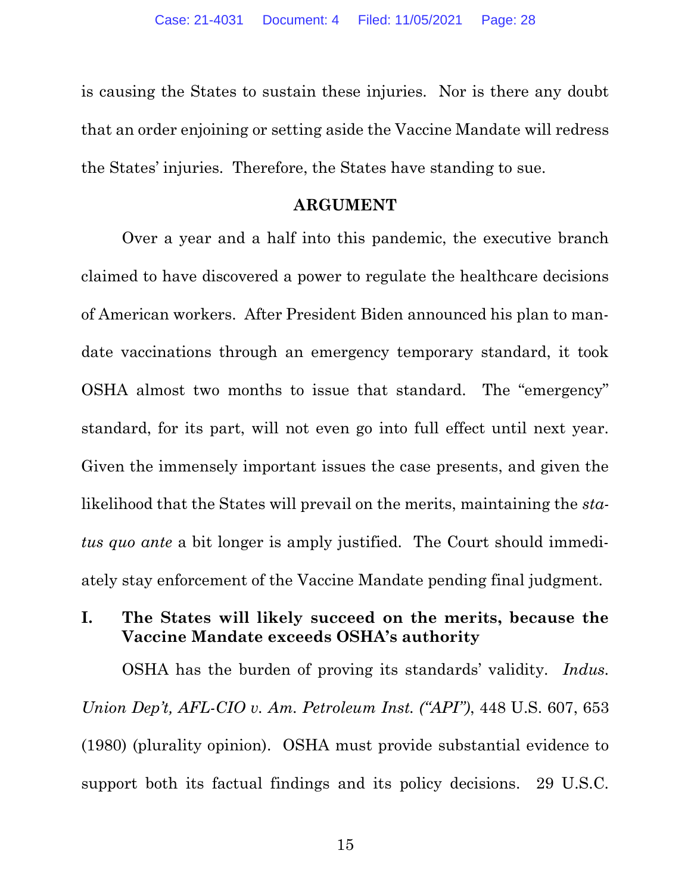is causing the States to sustain these injuries. Nor is there any doubt that an order enjoining or setting aside the Vaccine Mandate will redress the States' injuries. Therefore, the States have standing to sue.

## ARGUMENT

Over a year and a half into this pandemic, the executive branch claimed to have discovered a power to regulate the healthcare decisions of American workers. After President Biden announced his plan to mandate vaccinations through an emergency temporary standard, it took OSHA almost two months to issue that standard. The "emergency" standard, for its part, will not even go into full effect until next year. Given the immensely important issues the case presents, and given the likelihood that the States will prevail on the merits, maintaining the *status quo ante* a bit longer is amply justified. The Court should immediately stay enforcement of the Vaccine Mandate pending final judgment.

### I. The States will likely succeed on the merits, because the Vaccine Mandate exceeds OSHA's authority

OSHA has the burden of proving its standards' validity. *Indus. Union Dep't, AFL-CIO v. Am. Petroleum Inst. ("API")*, 448 U.S. 607, 653 (1980) (plurality opinion). OSHA must provide substantial evidence to support both its factual findings and its policy decisions. 29 U.S.C.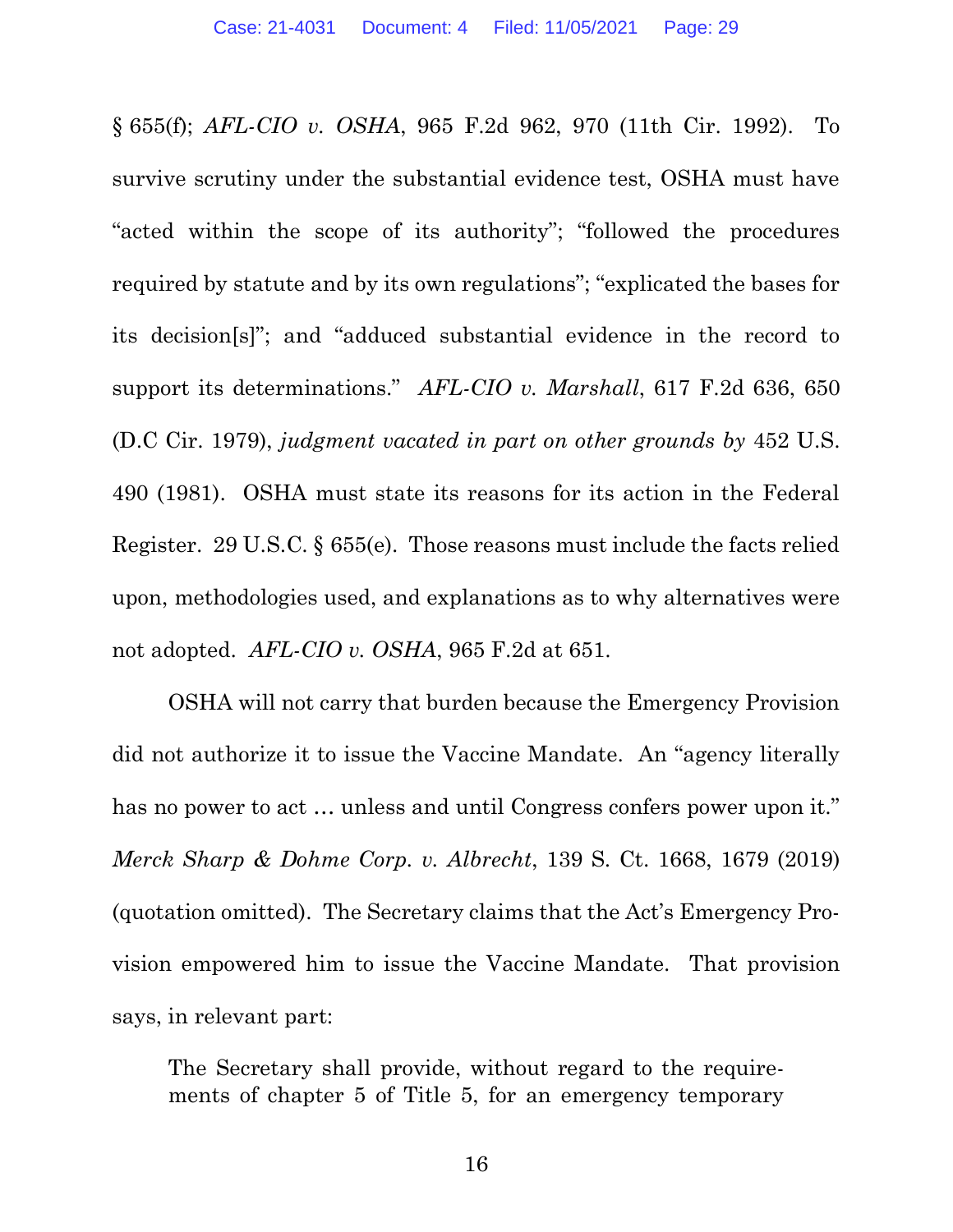§ 655(f); *AFL-CIO v. OSHA*, 965 F.2d 962, 970 (11th Cir. 1992). To survive scrutiny under the substantial evidence test, OSHA must have "acted within the scope of its authority"; "followed the procedures required by statute and by its own regulations"; "explicated the bases for its decision[s]"; and "adduced substantial evidence in the record to support its determinations." *AFL-CIO v. Marshall*, 617 F.2d 636, 650 (D.C Cir. 1979), *judgment vacated in part on other grounds by* 452 U.S. 490 (1981). OSHA must state its reasons for its action in the Federal Register. 29 U.S.C. § 655(e). Those reasons must include the facts relied upon, methodologies used, and explanations as to why alternatives were not adopted. *AFL-CIO v. OSHA*, 965 F.2d at 651.

OSHA will not carry that burden because the Emergency Provision did not authorize it to issue the Vaccine Mandate. An "agency literally has no power to act … unless and until Congress confers power upon it." *Merck Sharp & Dohme Corp. v. Albrecht*, 139 S. Ct. 1668, 1679 (2019) (quotation omitted). The Secretary claims that the Act's Emergency Provision empowered him to issue the Vaccine Mandate. That provision says, in relevant part:

> The Secretary shall provide, without regard to the requirements of chapter 5 of Title 5, for an emergency temporary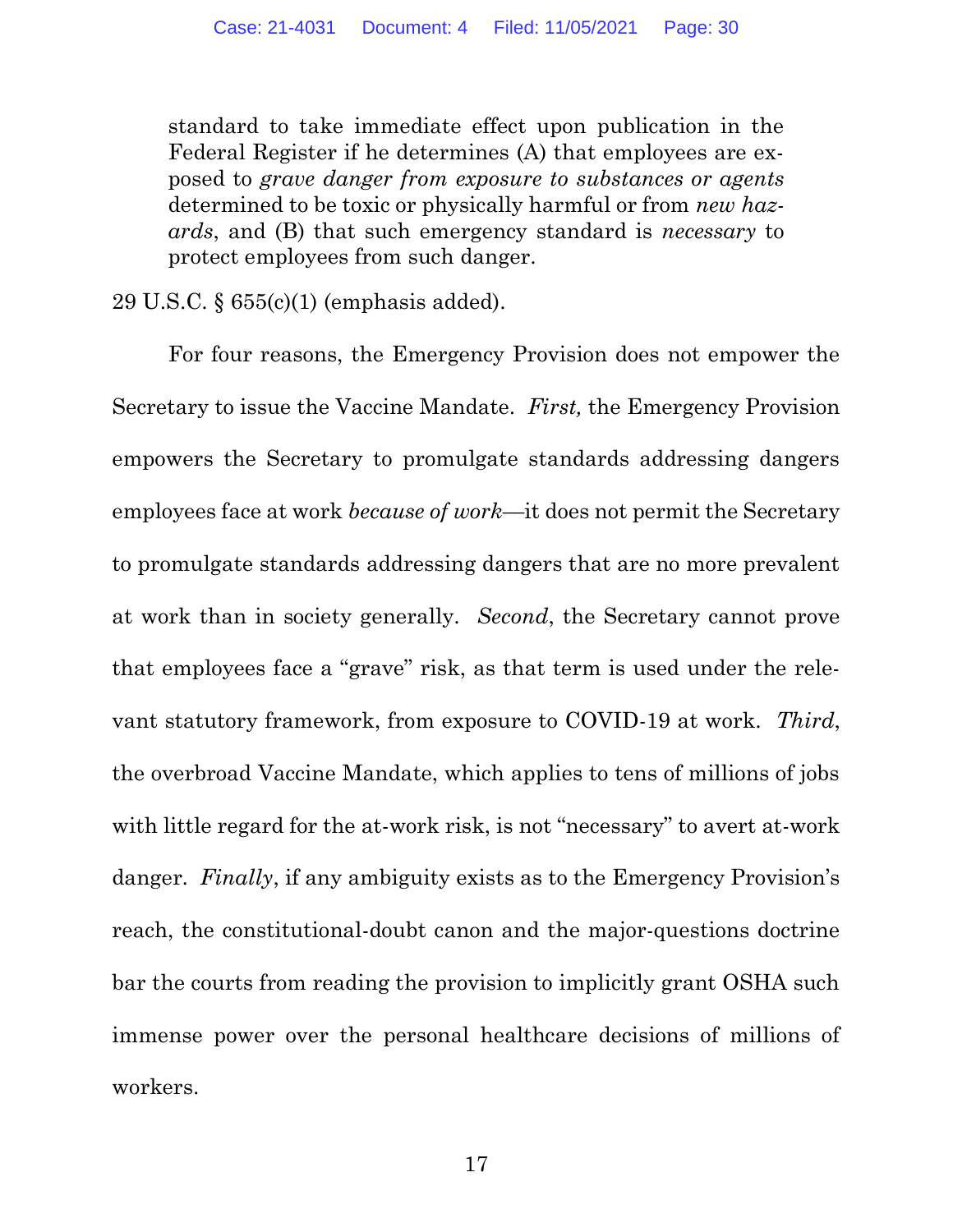> standard to take immediate effect upon publication in the Federal Register if he determines (A) that employees are exposed to *grave danger from exposure to substances or agents* determined to be toxic or physically harmful or from *new hazards*, and (B) that such emergency standard is *necessary* to protect employees from such danger.

29 U.S.C. § 655(c)(1) (emphasis added).

For four reasons, the Emergency Provision does not empower the Secretary to issue the Vaccine Mandate. *First,* the Emergency Provision empowers the Secretary to promulgate standards addressing dangers employees face at work *because of work*—it does not permit the Secretary to promulgate standards addressing dangers that are no more prevalent at work than in society generally. *Second*, the Secretary cannot prove that employees face a "grave" risk, as that term is used under the relevant statutory framework, from exposure to COVID-19 at work. *Third*, the overbroad Vaccine Mandate, which applies to tens of millions of jobs with little regard for the at-work risk, is not "necessary" to avert at-work danger. *Finally*, if any ambiguity exists as to the Emergency Provision's reach, the constitutional-doubt canon and the major-questions doctrine bar the courts from reading the provision to implicitly grant OSHA such immense power over the personal healthcare decisions of millions of workers.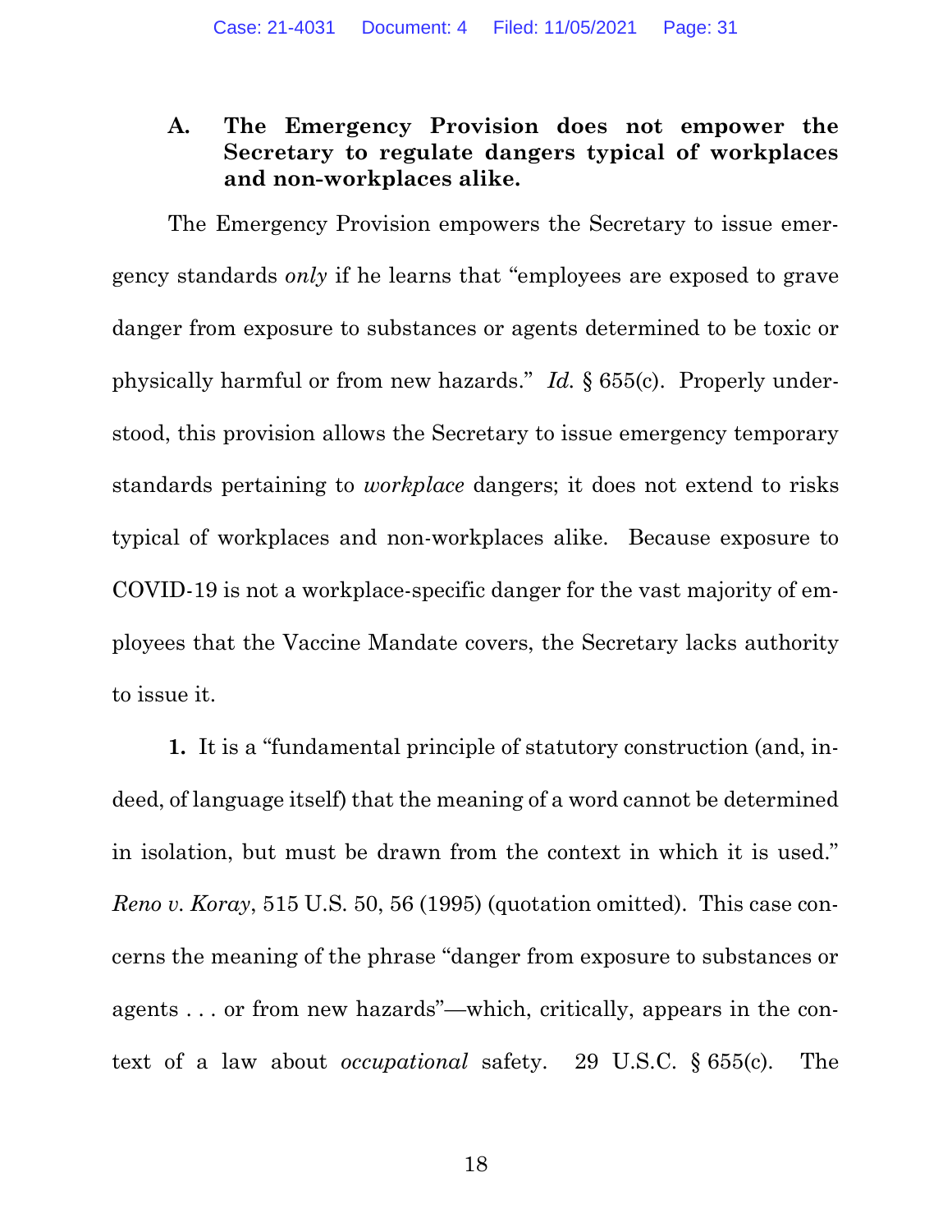### A. The Emergency Provision does not empower the Secretary to regulate dangers typical of workplaces and non-workplaces alike.

The Emergency Provision empowers the Secretary to issue emergency standards *only* if he learns that "employees are exposed to grave danger from exposure to substances or agents determined to be toxic or physically harmful or from new hazards." *Id.* § 655(c). Properly understood, this provision allows the Secretary to issue emergency temporary standards pertaining to *workplace* dangers; it does not extend to risks typical of workplaces and non-workplaces alike. Because exposure to COVID-19 is not a workplace-specific danger for the vast majority of employees that the Vaccine Mandate covers, the Secretary lacks authority to issue it.

**1.** It is a "fundamental principle of statutory construction (and, indeed, of language itself) that the meaning of a word cannot be determined in isolation, but must be drawn from the context in which it is used." *Reno v. Koray*, 515 U.S. 50, 56 (1995) (quotation omitted). This case concerns the meaning of the phrase "danger from exposure to substances or agents . . . or from new hazards"—which, critically, appears in the context of a law about *occupational* safety. 29 U.S.C. § 655(c). The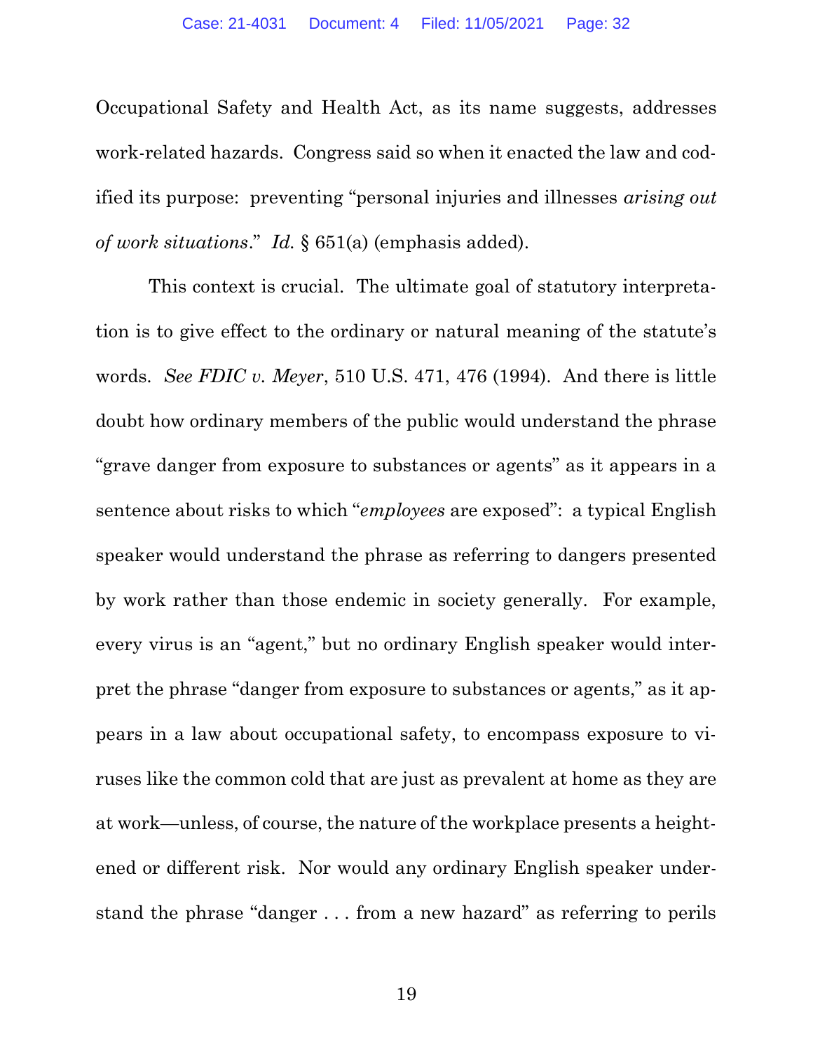Occupational Safety and Health Act, as its name suggests, addresses work-related hazards. Congress said so when it enacted the law and codified its purpose: preventing "personal injuries and illnesses *arising out of work situations*." *Id.* § 651(a) (emphasis added).

This context is crucial. The ultimate goal of statutory interpretation is to give effect to the ordinary or natural meaning of the statute's words. *See FDIC v. Meyer*, 510 U.S. 471, 476 (1994). And there is little doubt how ordinary members of the public would understand the phrase "grave danger from exposure to substances or agents" as it appears in a sentence about risks to which "*employees* are exposed": a typical English speaker would understand the phrase as referring to dangers presented by work rather than those endemic in society generally. For example, every virus is an "agent," but no ordinary English speaker would interpret the phrase "danger from exposure to substances or agents," as it appears in a law about occupational safety, to encompass exposure to viruses like the common cold that are just as prevalent at home as they are at work—unless, of course, the nature of the workplace presents a heightened or different risk. Nor would any ordinary English speaker understand the phrase "danger . . . from a new hazard" as referring to perils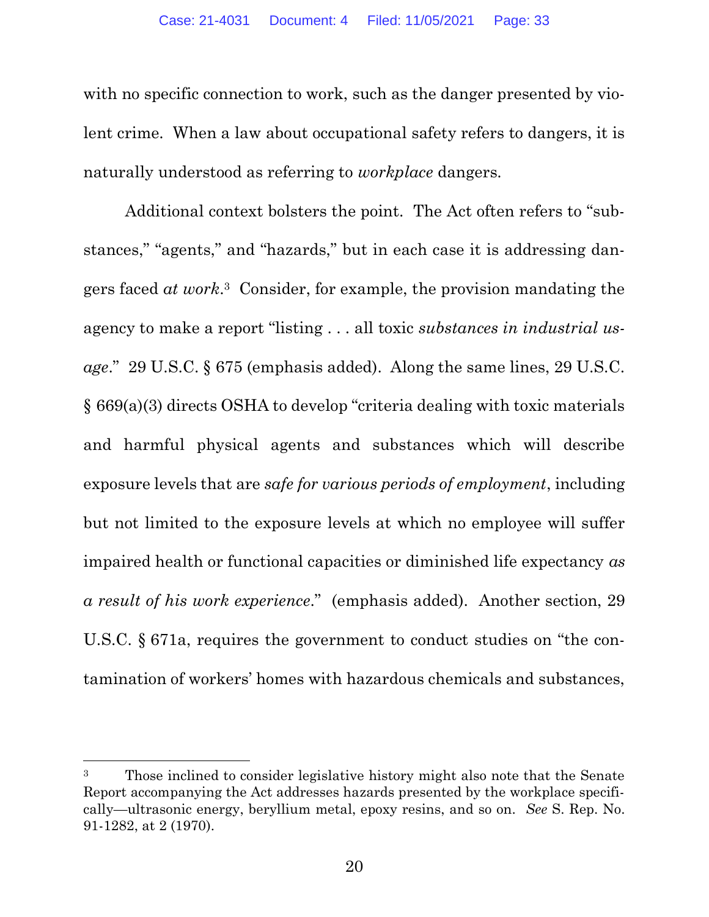with no specific connection to work, such as the danger presented by violent crime. When a law about occupational safety refers to dangers, it is naturally understood as referring to *workplace* dangers.

Additional context bolsters the point. The Act often refers to "substances," "agents," and "hazards," but in each case it is addressing dangers faced *at work*.[3] Consider, for example, the provision mandating the agency to make a report "listing . . . all toxic *substances in industrial usage*." 29 U.S.C. § 675 (emphasis added). Along the same lines, 29 U.S.C. § 669(a)(3) directs OSHA to develop "criteria dealing with toxic materials and harmful physical agents and substances which will describe exposure levels that are *safe for various periods of employment*, including but not limited to the exposure levels at which no employee will suffer impaired health or functional capacities or diminished life expectancy *as a result of his work experience*." (emphasis added). Another section, 29 U.S.C. § 671a, requires the government to conduct studies on "the contamination of workers' homes with hazardous chemicals and substances,

---

[3] Those inclined to consider legislative history might also note that the Senate Report accompanying the Act addresses hazards presented by the workplace specifically—ultrasonic energy, beryllium metal, epoxy resins, and so on. *See* S. Rep. No. 91-1282, at 2 (1970).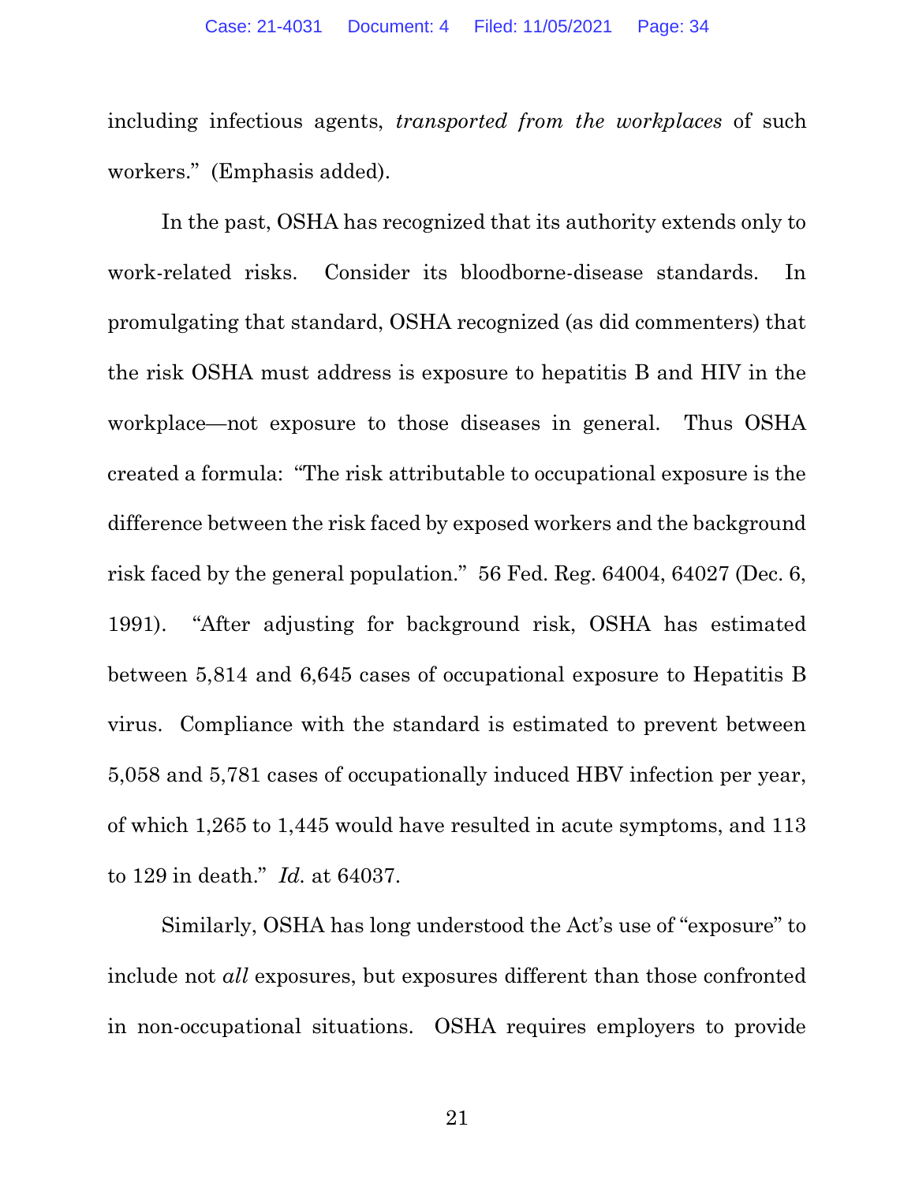including infectious agents, *transported from the workplaces* of such workers." (Emphasis added).

In the past, OSHA has recognized that its authority extends only to work-related risks. Consider its bloodborne-disease standards. In promulgating that standard, OSHA recognized (as did commenters) that the risk OSHA must address is exposure to hepatitis B and HIV in the workplace—not exposure to those diseases in general. Thus OSHA created a formula: "The risk attributable to occupational exposure is the difference between the risk faced by exposed workers and the background risk faced by the general population." 56 Fed. Reg. 64004, 64027 (Dec. 6, 1991). "After adjusting for background risk, OSHA has estimated between 5,814 and 6,645 cases of occupational exposure to Hepatitis B virus. Compliance with the standard is estimated to prevent between 5,058 and 5,781 cases of occupationally induced HBV infection per year, of which 1,265 to 1,445 would have resulted in acute symptoms, and 113 to 129 in death." *Id.* at 64037.

Similarly, OSHA has long understood the Act's use of "exposure" to include not *all* exposures, but exposures different than those confronted in non-occupational situations. OSHA requires employers to provide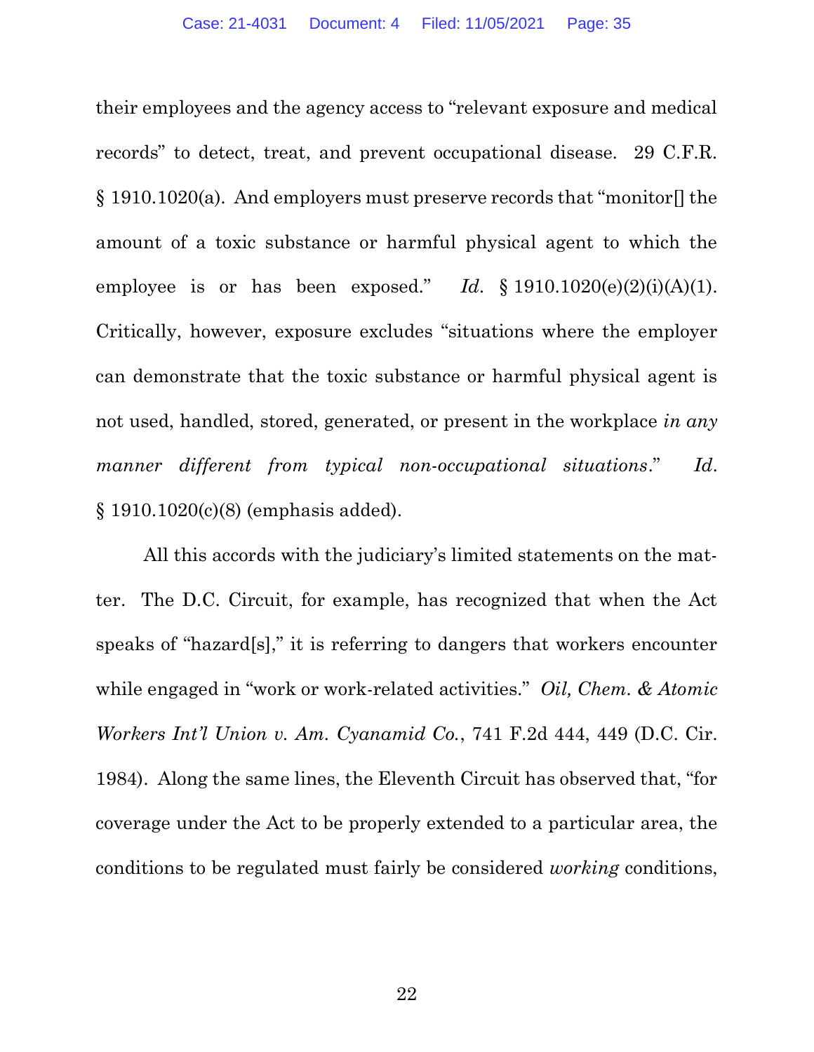their employees and the agency access to "relevant exposure and medical records" to detect, treat, and prevent occupational disease. 29 C.F.R. § 1910.1020(a). And employers must preserve records that "monitor[] the amount of a toxic substance or harmful physical agent to which the employee is or has been exposed." *Id.* § 1910.1020(e)(2)(i)(A)(1). Critically, however, exposure excludes "situations where the employer can demonstrate that the toxic substance or harmful physical agent is not used, handled, stored, generated, or present in the workplace *in any manner different from typical non-occupational situations*." *Id.* § 1910.1020(c)(8) (emphasis added).

All this accords with the judiciary's limited statements on the matter. The D.C. Circuit, for example, has recognized that when the Act speaks of "hazard[s]," it is referring to dangers that workers encounter while engaged in "work or work-related activities." *Oil, Chem. & Atomic Workers Int'l Union v. Am. Cyanamid Co.*, 741 F.2d 444, 449 (D.C. Cir. 1984). Along the same lines, the Eleventh Circuit has observed that, "for coverage under the Act to be properly extended to a particular area, the conditions to be regulated must fairly be considered *working* conditions,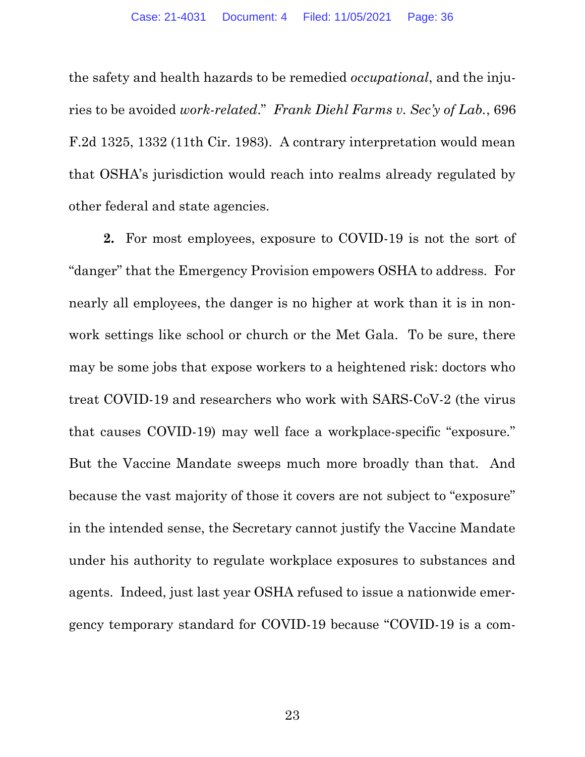the safety and health hazards to be remedied *occupational*, and the injuries to be avoided *work-related*." *Frank Diehl Farms v. Sec'y of Lab.*, 696 F.2d 1325, 1332 (11th Cir. 1983). A contrary interpretation would mean that OSHA's jurisdiction would reach into realms already regulated by other federal and state agencies.

**2.** For most employees, exposure to COVID-19 is not the sort of "danger" that the Emergency Provision empowers OSHA to address. For nearly all employees, the danger is no higher at work than it is in non-work settings like school or church or the Met Gala. To be sure, there may be some jobs that expose workers to a heightened risk: doctors who treat COVID-19 and researchers who work with SARS-CoV-2 (the virus that causes COVID-19) may well face a workplace-specific "exposure." But the Vaccine Mandate sweeps much more broadly than that. And because the vast majority of those it covers are not subject to "exposure" in the intended sense, the Secretary cannot justify the Vaccine Mandate under his authority to regulate workplace exposures to substances and agents. Indeed, just last year OSHA refused to issue a nationwide emergency temporary standard for COVID-19 because "COVID-19 is a com-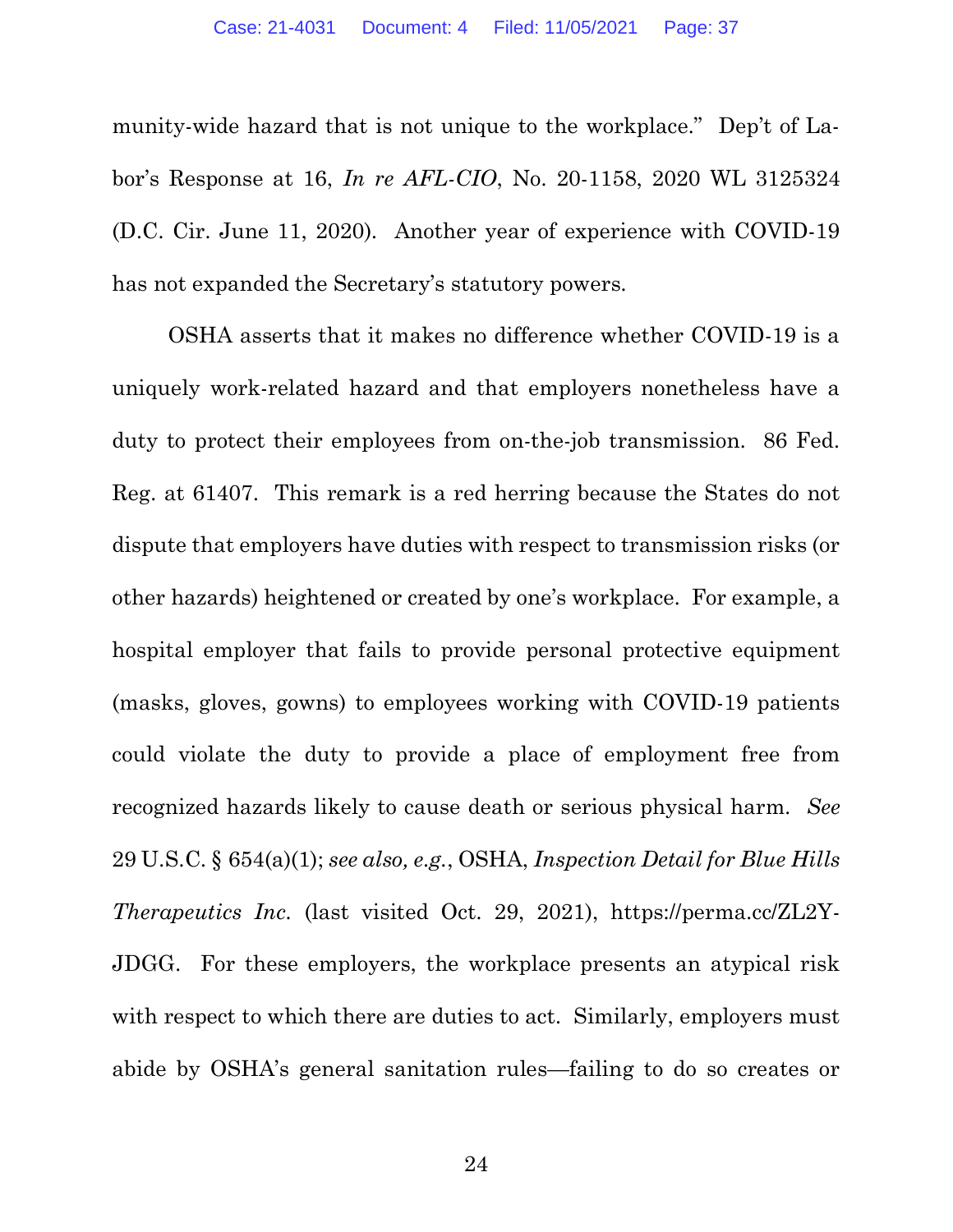munity-wide hazard that is not unique to the workplace." Dep't of Labor's Response at 16, *In re AFL-CIO*, No. 20-1158, 2020 WL 3125324 (D.C. Cir. June 11, 2020). Another year of experience with COVID-19 has not expanded the Secretary's statutory powers.

OSHA asserts that it makes no difference whether COVID-19 is a uniquely work-related hazard and that employers nonetheless have a duty to protect their employees from on-the-job transmission. 86 Fed. Reg. at 61407. This remark is a red herring because the States do not dispute that employers have duties with respect to transmission risks (or other hazards) heightened or created by one's workplace. For example, a hospital employer that fails to provide personal protective equipment (masks, gloves, gowns) to employees working with COVID-19 patients could violate the duty to provide a place of employment free from recognized hazards likely to cause death or serious physical harm. *See* 29 U.S.C. § 654(a)(1); *see also, e.g.*, OSHA, *Inspection Detail for Blue Hills Therapeutics Inc.* (last visited Oct. 29, 2021), https://perma.cc/ZL2Y-JDGG. For these employers, the workplace presents an atypical risk with respect to which there are duties to act. Similarly, employers must abide by OSHA's general sanitation rules—failing to do so creates or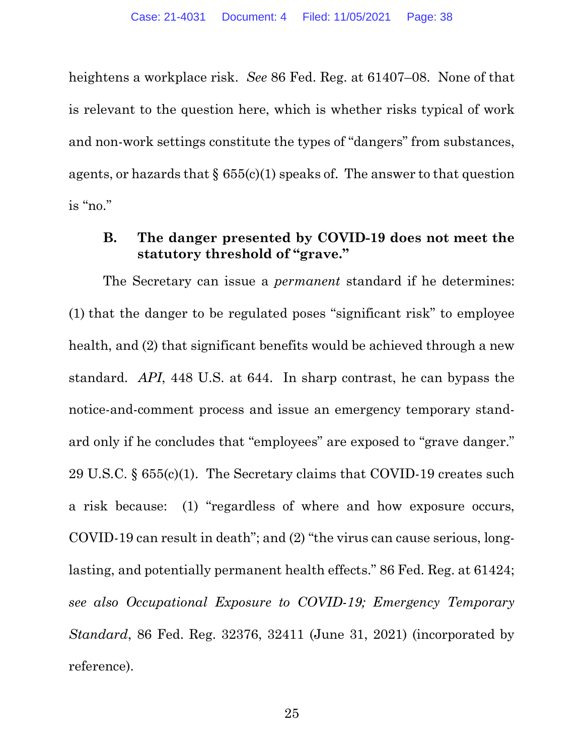heightens a workplace risk. *See* 86 Fed. Reg. at 61407–08. None of that is relevant to the question here, which is whether risks typical of work and non-work settings constitute the types of "dangers" from substances, agents, or hazards that § 655(c)(1) speaks of. The answer to that question is "no."

### B. The danger presented by COVID-19 does not meet the statutory threshold of "grave."

The Secretary can issue a *permanent* standard if he determines: (1) that the danger to be regulated poses "significant risk" to employee health, and (2) that significant benefits would be achieved through a new standard. *API*, 448 U.S. at 644. In sharp contrast, he can bypass the notice-and-comment process and issue an emergency temporary standard only if he concludes that "employees" are exposed to "grave danger." 29 U.S.C. § 655(c)(1). The Secretary claims that COVID-19 creates such a risk because: (1) "regardless of where and how exposure occurs, COVID-19 can result in death"; and (2) "the virus can cause serious, long-lasting, and potentially permanent health effects." 86 Fed. Reg. at 61424; *see also Occupational Exposure to COVID-19; Emergency Temporary Standard*, 86 Fed. Reg. 32376, 32411 (June 31, 2021) (incorporated by reference).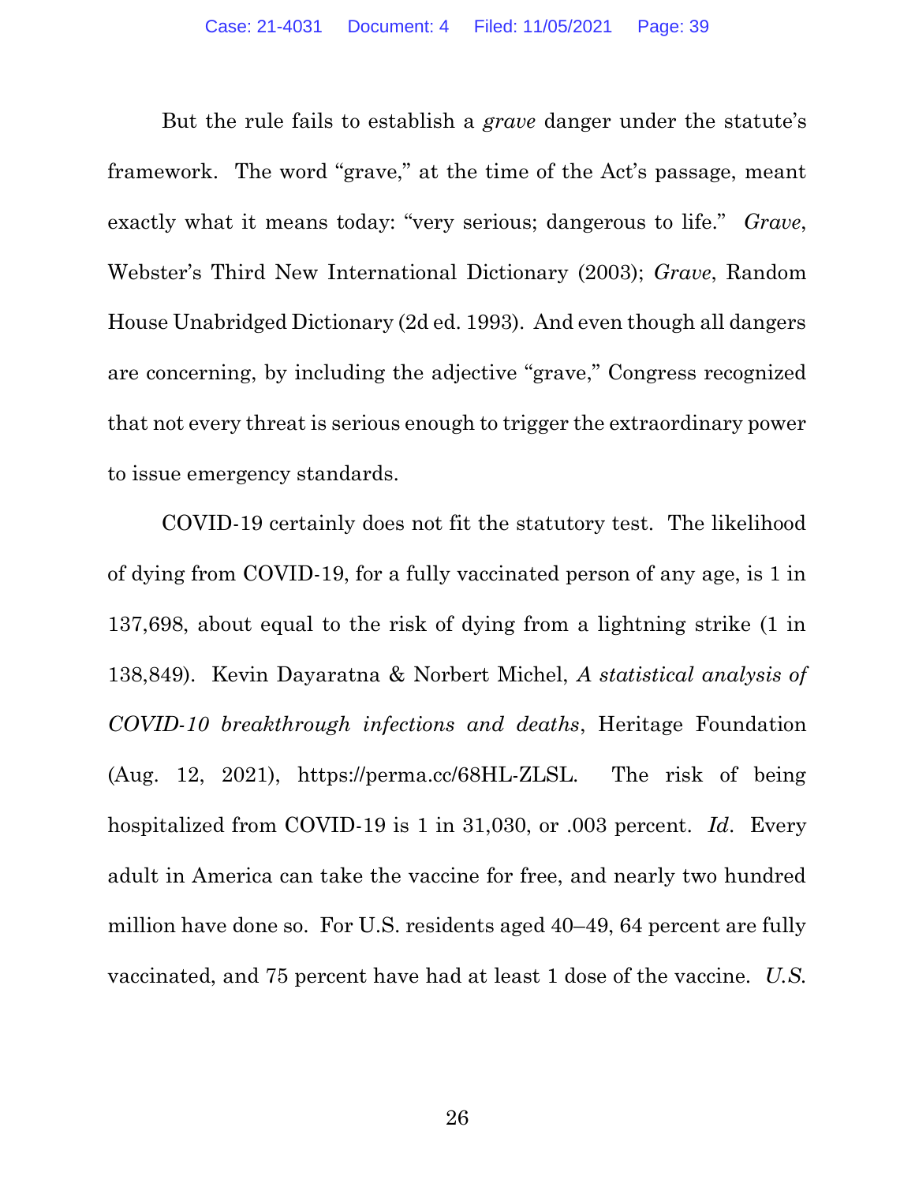But the rule fails to establish a *grave* danger under the statute's framework. The word "grave," at the time of the Act's passage, meant exactly what it means today: "very serious; dangerous to life." *Grave*, Webster's Third New International Dictionary (2003); *Grave*, Random House Unabridged Dictionary (2d ed. 1993). And even though all dangers are concerning, by including the adjective "grave," Congress recognized that not every threat is serious enough to trigger the extraordinary power to issue emergency standards.

COVID-19 certainly does not fit the statutory test. The likelihood of dying from COVID-19, for a fully vaccinated person of any age, is 1 in 137,698, about equal to the risk of dying from a lightning strike (1 in 138,849). Kevin Dayaratna & Norbert Michel, *A statistical analysis of COVID-10 breakthrough infections and deaths*, Heritage Foundation (Aug. 12, 2021), https://perma.cc/68HL-ZLSL. The risk of being hospitalized from COVID-19 is 1 in 31,030, or .003 percent. *Id*. Every adult in America can take the vaccine for free, and nearly two hundred million have done so. For U.S. residents aged 40–49, 64 percent are fully vaccinated, and 75 percent have had at least 1 dose of the vaccine. *U.S.*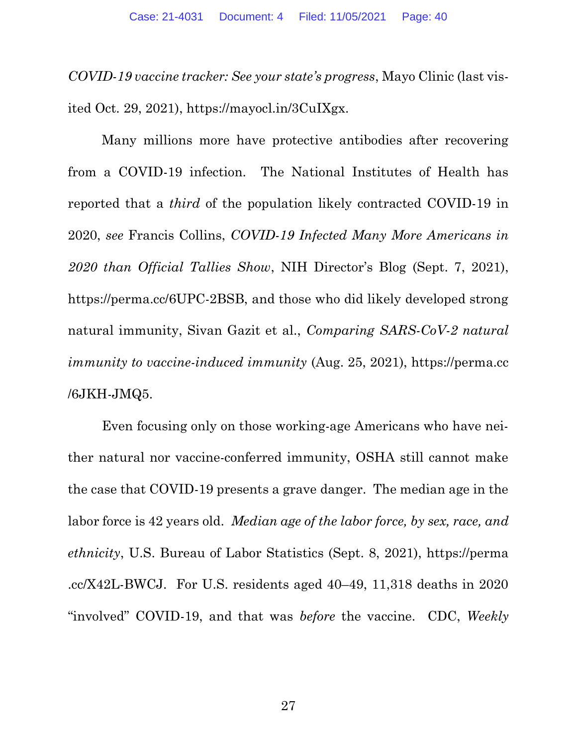*COVID-19 vaccine tracker: See your state's progress*, Mayo Clinic (last visited Oct. 29, 2021), https://mayocl.in/3CuIXgx.

Many millions more have protective antibodies after recovering from a COVID-19 infection. The National Institutes of Health has reported that a *third* of the population likely contracted COVID-19 in 2020, *see* Francis Collins, *COVID-19 Infected Many More Americans in 2020 than Official Tallies Show*, NIH Director's Blog (Sept. 7, 2021), https://perma.cc/6UPC-2BSB, and those who did likely developed strong natural immunity, Sivan Gazit et al., *Comparing SARS-CoV-2 natural immunity to vaccine-induced immunity* (Aug. 25, 2021), https://perma.cc/6JKH-JMQ5.

Even focusing only on those working-age Americans who have neither natural nor vaccine-conferred immunity, OSHA still cannot make the case that COVID-19 presents a grave danger. The median age in the labor force is 42 years old. *Median age of the labor force, by sex, race, and ethnicity*, U.S. Bureau of Labor Statistics (Sept. 8, 2021), https://perma.cc/X42L-BWCJ. For U.S. residents aged 40–49, 11,318 deaths in 2020 "involved" COVID-19, and that was *before* the vaccine. CDC, *Weekly*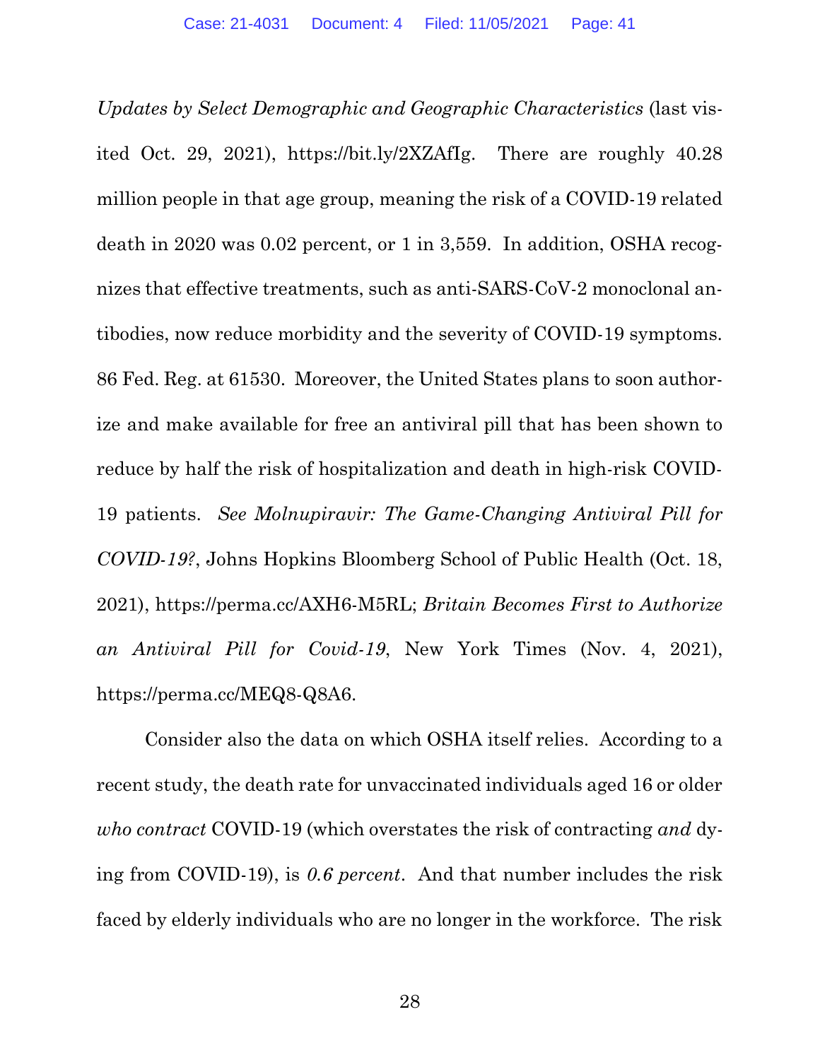*Updates by Select Demographic and Geographic Characteristics* (last visited Oct. 29, 2021), https://bit.ly/2XZAfIg. There are roughly 40.28 million people in that age group, meaning the risk of a COVID-19 related death in 2020 was 0.02 percent, or 1 in 3,559. In addition, OSHA recognizes that effective treatments, such as anti-SARS-CoV-2 monoclonal antibodies, now reduce morbidity and the severity of COVID-19 symptoms. 86 Fed. Reg. at 61530. Moreover, the United States plans to soon authorize and make available for free an antiviral pill that has been shown to reduce by half the risk of hospitalization and death in high-risk COVID-19 patients. *See Molnupiravir: The Game-Changing Antiviral Pill for COVID-19?*, Johns Hopkins Bloomberg School of Public Health (Oct. 18, 2021), https://perma.cc/AXH6-M5RL; *Britain Becomes First to Authorize an Antiviral Pill for Covid-19*, New York Times (Nov. 4, 2021), https://perma.cc/MEQ8-Q8A6.

Consider also the data on which OSHA itself relies. According to a recent study, the death rate for unvaccinated individuals aged 16 or older *who contract* COVID-19 (which overstates the risk of contracting *and* dying from COVID-19), is *0.6 percent*. And that number includes the risk faced by elderly individuals who are no longer in the workforce. The risk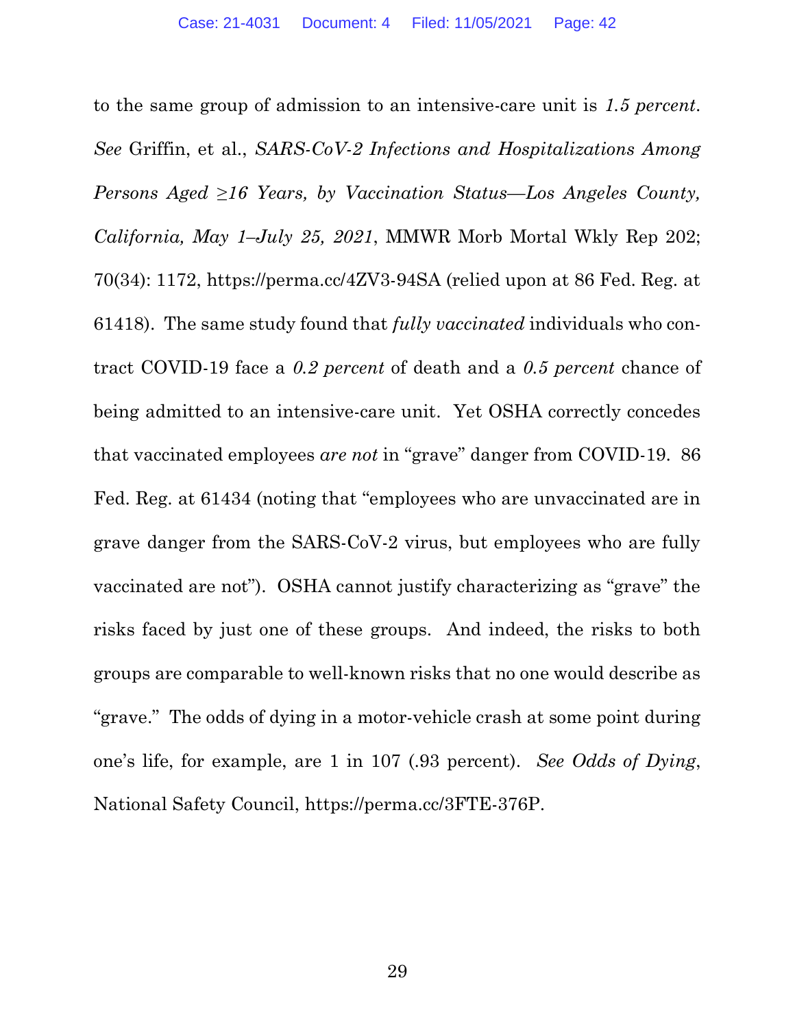to the same group of admission to an intensive-care unit is *1.5 percent*. *See* Griffin, et al., *SARS-CoV-2 Infections and Hospitalizations Among Persons Aged ≥16 Years, by Vaccination Status—Los Angeles County, California, May 1–July 25, 2021*, MMWR Morb Mortal Wkly Rep 202; 70(34): 1172, https://perma.cc/4ZV3-94SA (relied upon at 86 Fed. Reg. at 61418). The same study found that *fully vaccinated* individuals who contract COVID-19 face a *0.2 percent* of death and a *0.5 percent* chance of being admitted to an intensive-care unit. Yet OSHA correctly concedes that vaccinated employees *are not* in "grave" danger from COVID-19. 86 Fed. Reg. at 61434 (noting that "employees who are unvaccinated are in grave danger from the SARS-CoV-2 virus, but employees who are fully vaccinated are not"). OSHA cannot justify characterizing as "grave" the risks faced by just one of these groups. And indeed, the risks to both groups are comparable to well-known risks that no one would describe as "grave." The odds of dying in a motor-vehicle crash at some point during one's life, for example, are 1 in 107 (.93 percent). *See Odds of Dying*, National Safety Council, https://perma.cc/3FTE-376P.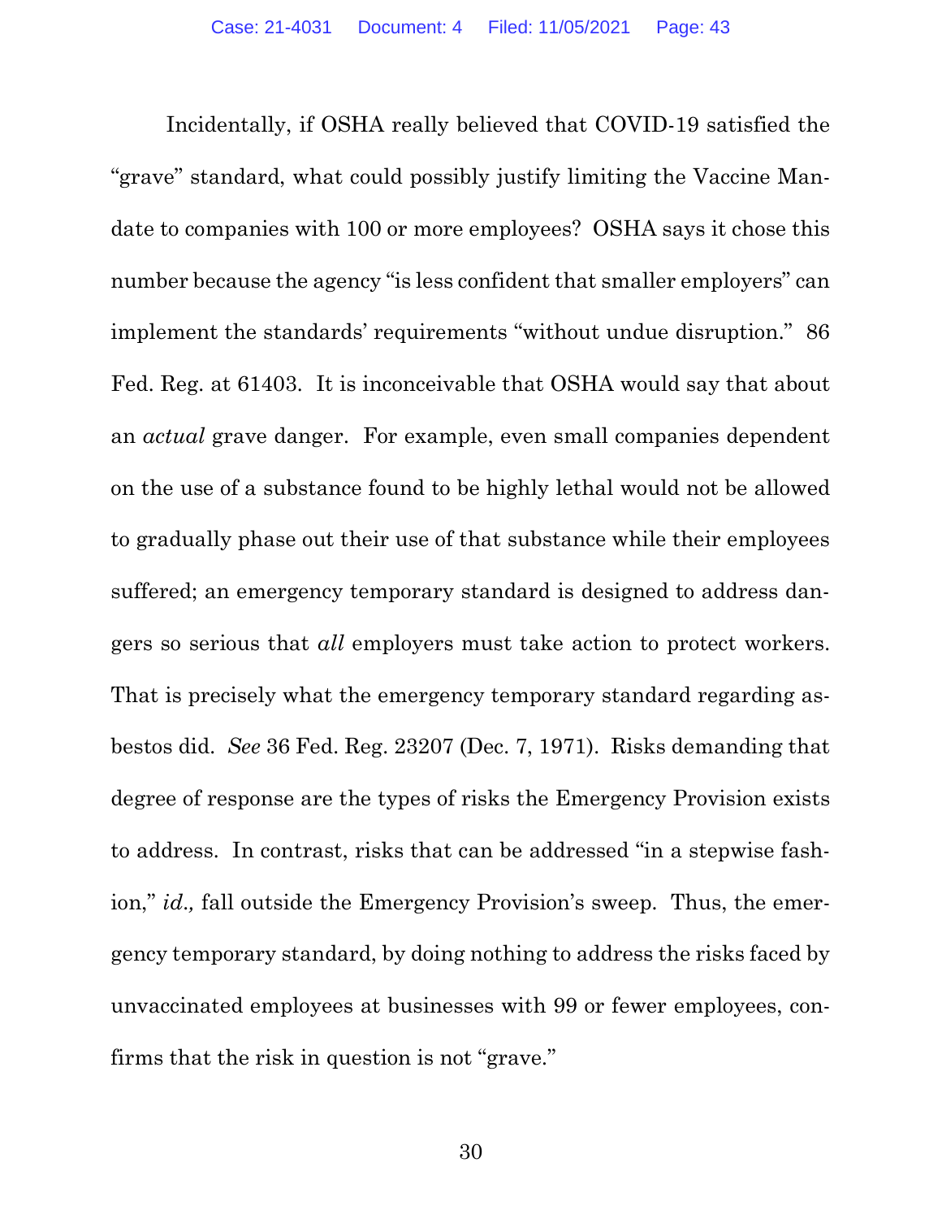Incidentally, if OSHA really believed that COVID-19 satisfied the "grave" standard, what could possibly justify limiting the Vaccine Mandate to companies with 100 or more employees? OSHA says it chose this number because the agency "is less confident that smaller employers" can implement the standards' requirements "without undue disruption." 86 Fed. Reg. at 61403. It is inconceivable that OSHA would say that about an *actual* grave danger. For example, even small companies dependent on the use of a substance found to be highly lethal would not be allowed to gradually phase out their use of that substance while their employees suffered; an emergency temporary standard is designed to address dangers so serious that *all* employers must take action to protect workers. That is precisely what the emergency temporary standard regarding asbestos did. *See* 36 Fed. Reg. 23207 (Dec. 7, 1971). Risks demanding that degree of response are the types of risks the Emergency Provision exists to address. In contrast, risks that can be addressed "in a stepwise fashion," *id.,* fall outside the Emergency Provision's sweep. Thus, the emergency temporary standard, by doing nothing to address the risks faced by unvaccinated employees at businesses with 99 or fewer employees, confirms that the risk in question is not "grave."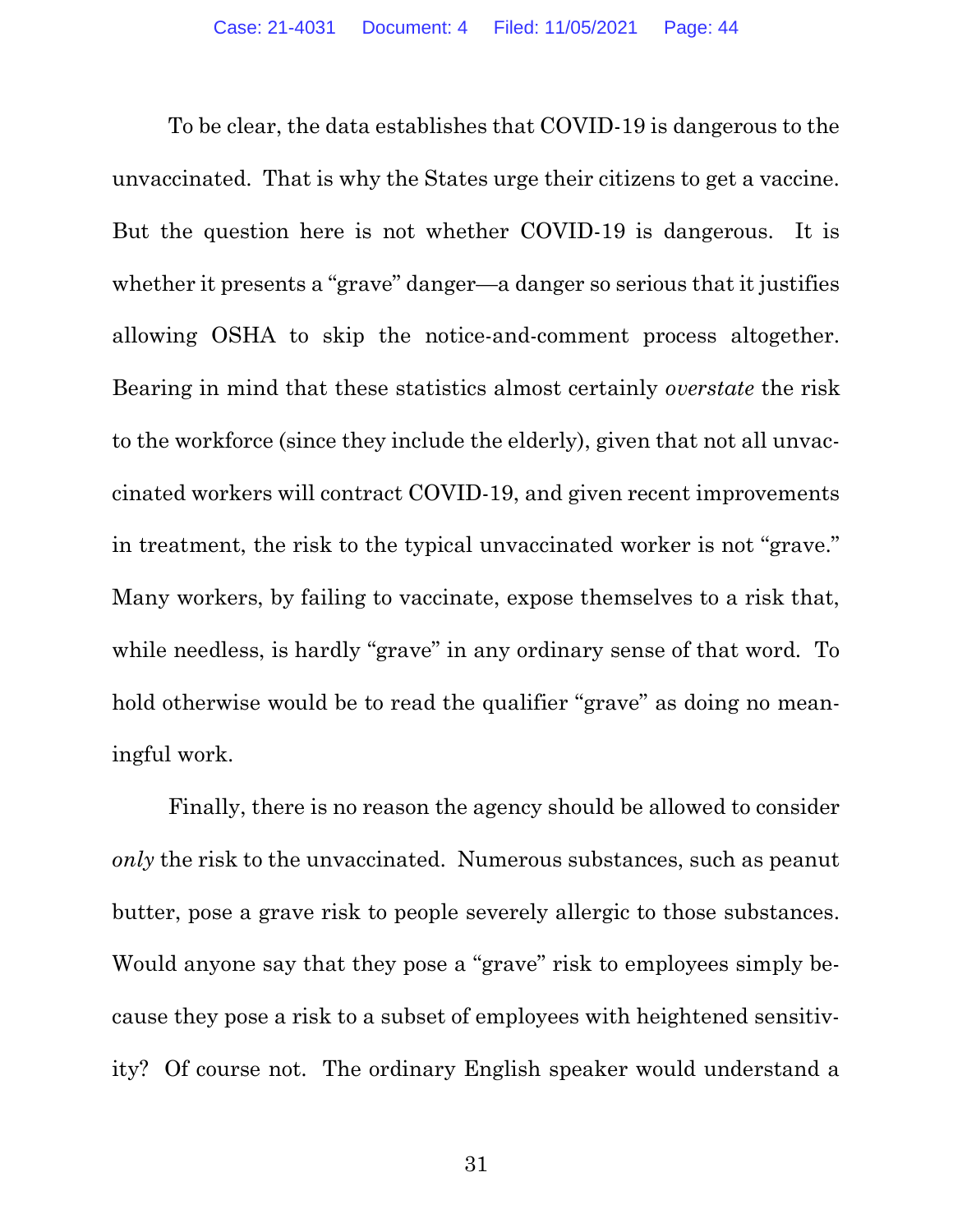To be clear, the data establishes that COVID-19 is dangerous to the unvaccinated. That is why the States urge their citizens to get a vaccine. But the question here is not whether COVID-19 is dangerous. It is whether it presents a "grave" danger—a danger so serious that it justifies allowing OSHA to skip the notice-and-comment process altogether. Bearing in mind that these statistics almost certainly *overstate* the risk to the workforce (since they include the elderly), given that not all unvaccinated workers will contract COVID-19, and given recent improvements in treatment, the risk to the typical unvaccinated worker is not "grave." Many workers, by failing to vaccinate, expose themselves to a risk that, while needless, is hardly "grave" in any ordinary sense of that word. To hold otherwise would be to read the qualifier "grave" as doing no meaningful work.

Finally, there is no reason the agency should be allowed to consider *only* the risk to the unvaccinated. Numerous substances, such as peanut butter, pose a grave risk to people severely allergic to those substances. Would anyone say that they pose a "grave" risk to employees simply because they pose a risk to a subset of employees with heightened sensitivity? Of course not. The ordinary English speaker would understand a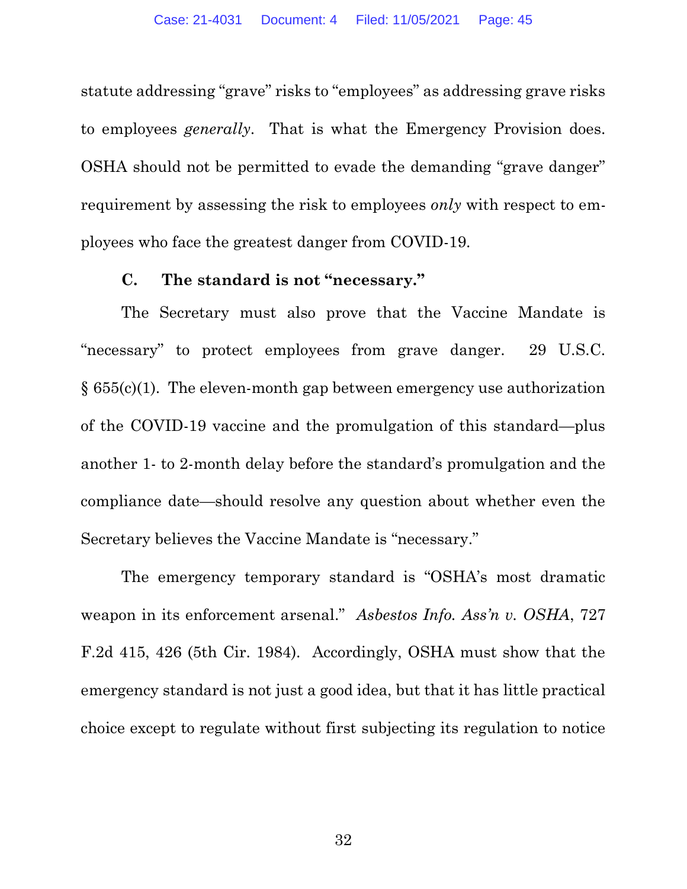statute addressing "grave" risks to "employees" as addressing grave risks to employees *generally*. That is what the Emergency Provision does. OSHA should not be permitted to evade the demanding "grave danger" requirement by assessing the risk to employees *only* with respect to employees who face the greatest danger from COVID-19.

### C. The standard is not "necessary."

The Secretary must also prove that the Vaccine Mandate is "necessary" to protect employees from grave danger. 29 U.S.C. § 655(c)(1). The eleven-month gap between emergency use authorization of the COVID-19 vaccine and the promulgation of this standard—plus another 1- to 2-month delay before the standard's promulgation and the compliance date—should resolve any question about whether even the Secretary believes the Vaccine Mandate is "necessary."

The emergency temporary standard is "OSHA's most dramatic weapon in its enforcement arsenal." *Asbestos Info. Ass'n v. OSHA*, 727 F.2d 415, 426 (5th Cir. 1984). Accordingly, OSHA must show that the emergency standard is not just a good idea, but that it has little practical choice except to regulate without first subjecting its regulation to notice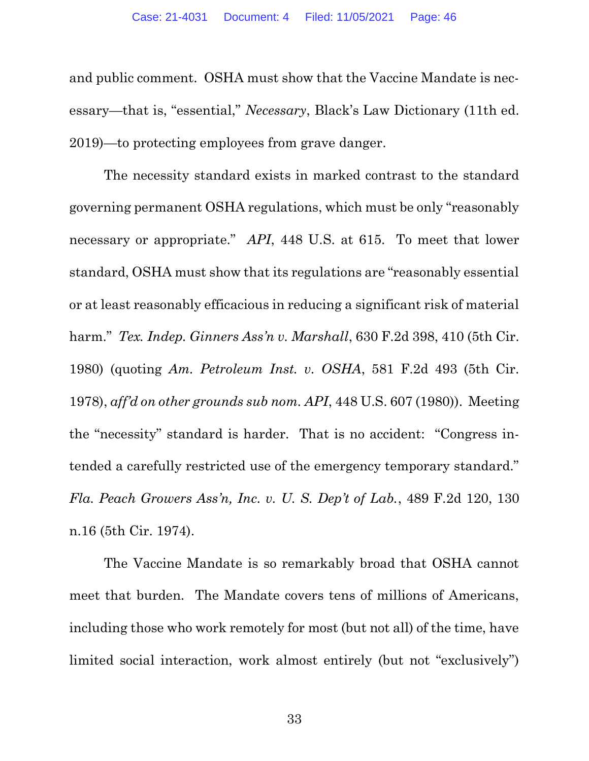and public comment. OSHA must show that the Vaccine Mandate is necessary—that is, "essential," *Necessary*, Black's Law Dictionary (11th ed. 2019)—to protecting employees from grave danger.

The necessity standard exists in marked contrast to the standard governing permanent OSHA regulations, which must be only "reasonably necessary or appropriate." *API*, 448 U.S. at 615. To meet that lower standard, OSHA must show that its regulations are "reasonably essential or at least reasonably efficacious in reducing a significant risk of material harm." *Tex. Indep. Ginners Ass'n v. Marshall*, 630 F.2d 398, 410 (5th Cir. 1980) (quoting *Am. Petroleum Inst. v. OSHA*, 581 F.2d 493 (5th Cir. 1978), *aff'd on other grounds sub nom. API*, 448 U.S. 607 (1980)). Meeting the "necessity" standard is harder. That is no accident: "Congress intended a carefully restricted use of the emergency temporary standard." *Fla. Peach Growers Ass'n, Inc. v. U. S. Dep't of Lab.*, 489 F.2d 120, 130 n.16 (5th Cir. 1974).

The Vaccine Mandate is so remarkably broad that OSHA cannot meet that burden. The Mandate covers tens of millions of Americans, including those who work remotely for most (but not all) of the time, have limited social interaction, work almost entirely (but not "exclusively")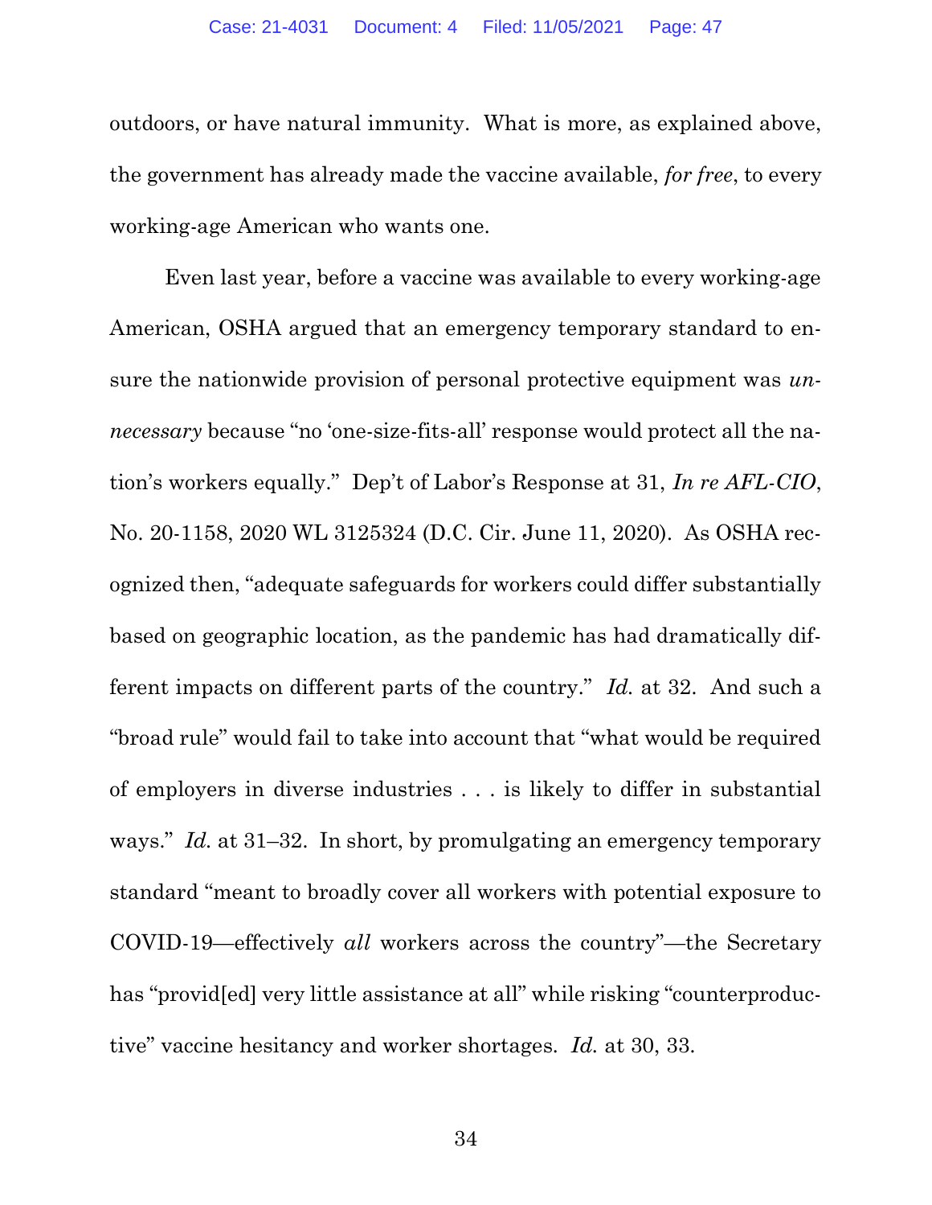outdoors, or have natural immunity. What is more, as explained above, the government has already made the vaccine available, *for free*, to every working-age American who wants one.

Even last year, before a vaccine was available to every working-age American, OSHA argued that an emergency temporary standard to ensure the nationwide provision of personal protective equipment was *unnecessary* because "no 'one-size-fits-all' response would protect all the nation's workers equally." Dep't of Labor's Response at 31, *In re AFL-CIO*, No. 20-1158, 2020 WL 3125324 (D.C. Cir. June 11, 2020). As OSHA recognized then, "adequate safeguards for workers could differ substantially based on geographic location, as the pandemic has had dramatically different impacts on different parts of the country." *Id.* at 32. And such a "broad rule" would fail to take into account that "what would be required of employers in diverse industries . . . is likely to differ in substantial ways." *Id.* at 31–32. In short, by promulgating an emergency temporary standard "meant to broadly cover all workers with potential exposure to COVID-19—effectively *all* workers across the country"—the Secretary has "provid[ed] very little assistance at all" while risking "counterproductive" vaccine hesitancy and worker shortages. *Id.* at 30, 33.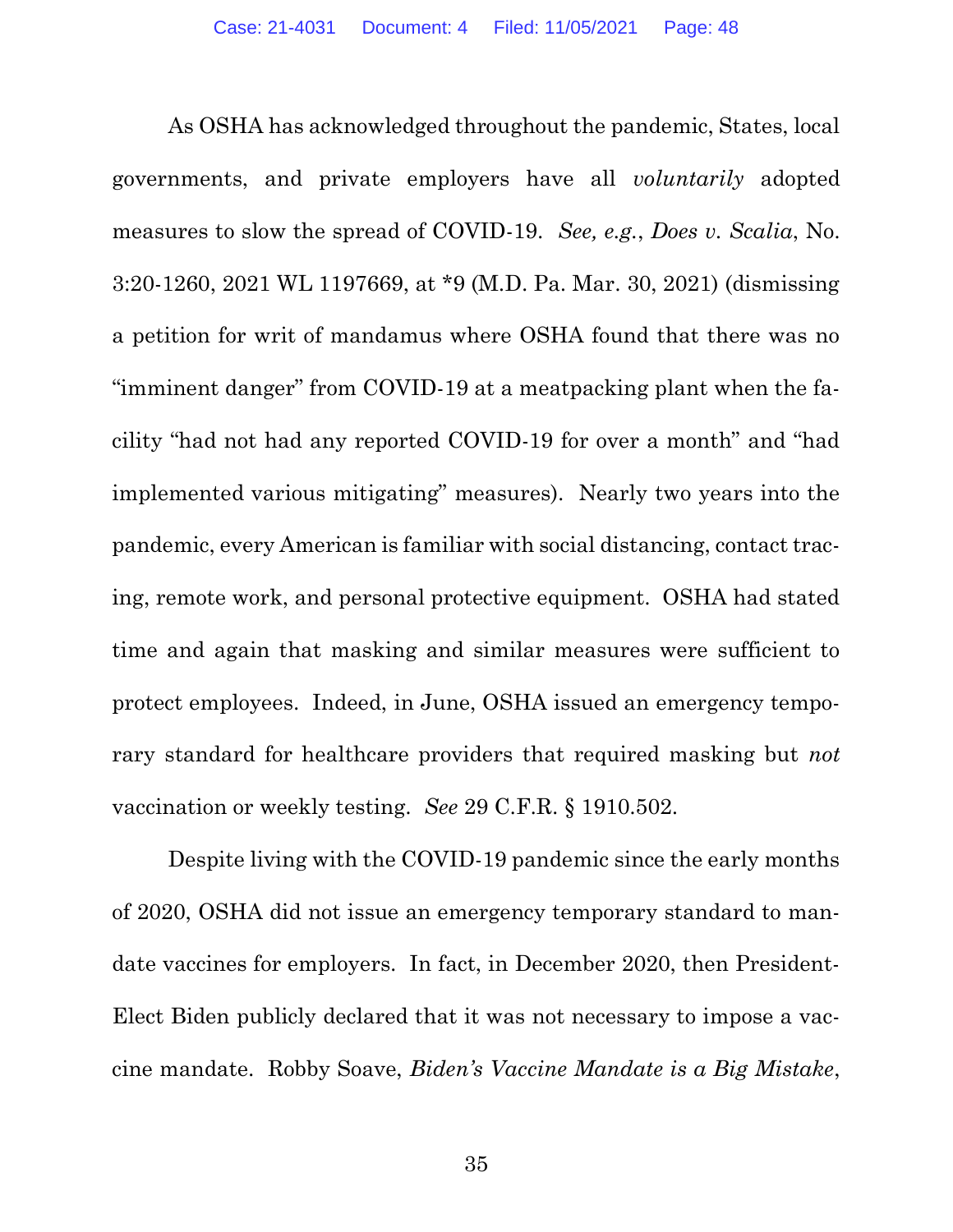As OSHA has acknowledged throughout the pandemic, States, local governments, and private employers have all *voluntarily* adopted measures to slow the spread of COVID-19. *See, e.g.*, *Does v. Scalia*, No. 3:20-1260, 2021 WL 1197669, at *9 (M.D. Pa. Mar. 30, 2021) (dismissing a petition for writ of mandamus where OSHA found that there was no "imminent danger" from COVID-19 at a meatpacking plant when the facility "had not had any reported COVID-19 for over a month" and "had implemented various mitigating" measures). Nearly two years into the pandemic, every American is familiar with social distancing, contact tracing, remote work, and personal protective equipment. OSHA had stated time and again that masking and similar measures were sufficient to protect employees. Indeed, in June, OSHA issued an emergency temporary standard for healthcare providers that required masking but *not* vaccination or weekly testing. *See* 29 C.F.R. § 1910.502.

Despite living with the COVID-19 pandemic since the early months of 2020, OSHA did not issue an emergency temporary standard to mandate vaccines for employers. In fact, in December 2020, then President-Elect Biden publicly declared that it was not necessary to impose a vaccine mandate. Robby Soave, *Biden's Vaccine Mandate is a Big Mistake*,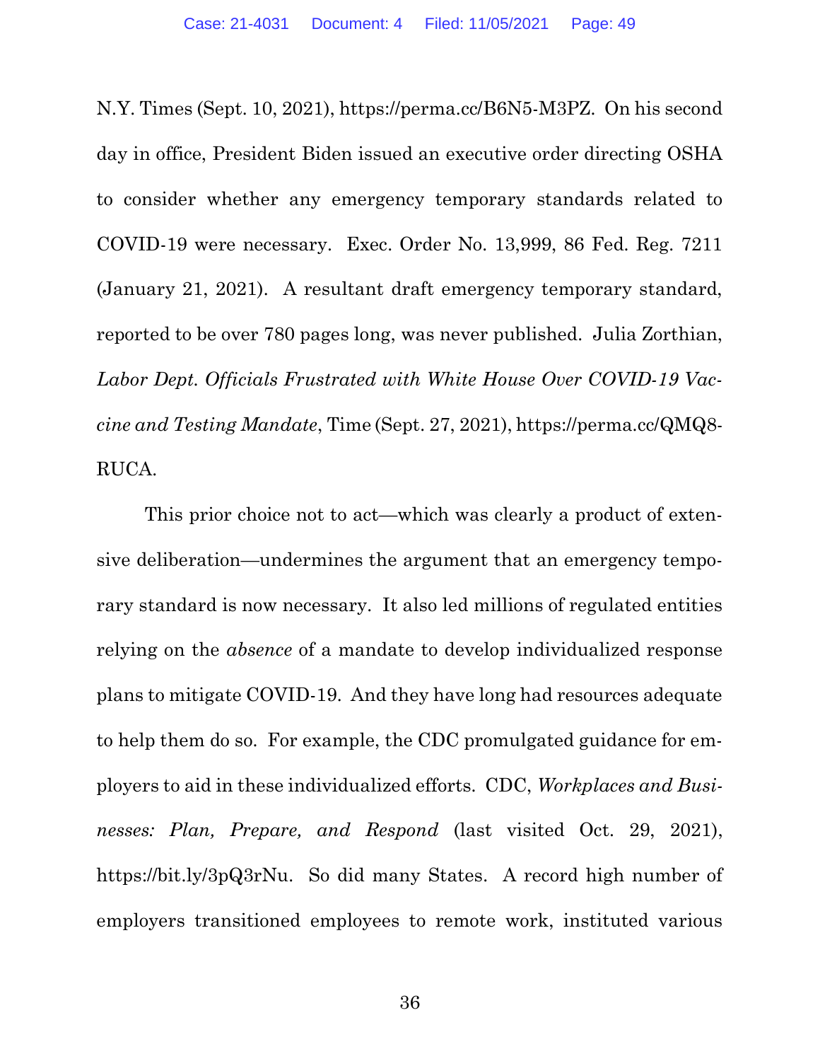N.Y. Times (Sept. 10, 2021), https://perma.cc/B6N5-M3PZ. On his second day in office, President Biden issued an executive order directing OSHA to consider whether any emergency temporary standards related to COVID-19 were necessary. Exec. Order No. 13,999, 86 Fed. Reg. 7211 (January 21, 2021). A resultant draft emergency temporary standard, reported to be over 780 pages long, was never published. Julia Zorthian, *Labor Dept. Officials Frustrated with White House Over COVID-19 Vaccine and Testing Mandate*, Time (Sept. 27, 2021), https://perma.cc/QMQ8-RUCA.

This prior choice not to act—which was clearly a product of extensive deliberation—undermines the argument that an emergency temporary standard is now necessary. It also led millions of regulated entities relying on the *absence* of a mandate to develop individualized response plans to mitigate COVID-19. And they have long had resources adequate to help them do so. For example, the CDC promulgated guidance for employers to aid in these individualized efforts. CDC, *Workplaces and Businesses: Plan, Prepare, and Respond* (last visited Oct. 29, 2021), https://bit.ly/3pQ3rNu. So did many States. A record high number of employers transitioned employees to remote work, instituted various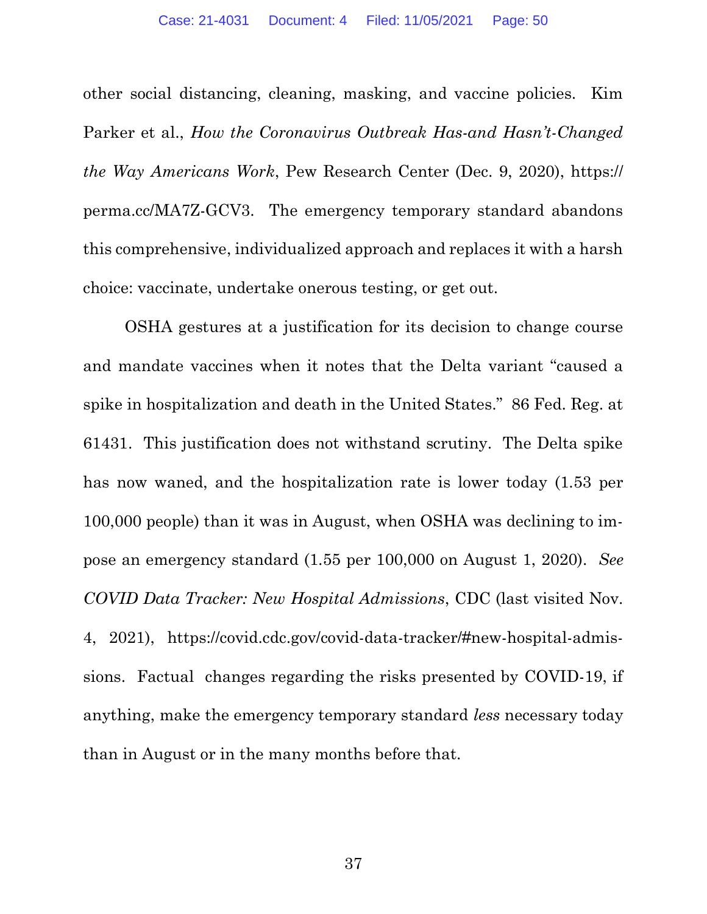other social distancing, cleaning, masking, and vaccine policies. Kim Parker et al., *How the Coronavirus Outbreak Has-and Hasn't-Changed the Way Americans Work*, Pew Research Center (Dec. 9, 2020), https://perma.cc/MA7Z-GCV3. The emergency temporary standard abandons this comprehensive, individualized approach and replaces it with a harsh choice: vaccinate, undertake onerous testing, or get out.

OSHA gestures at a justification for its decision to change course and mandate vaccines when it notes that the Delta variant "caused a spike in hospitalization and death in the United States." 86 Fed. Reg. at 61431. This justification does not withstand scrutiny. The Delta spike has now waned, and the hospitalization rate is lower today (1.53 per 100,000 people) than it was in August, when OSHA was declining to impose an emergency standard (1.55 per 100,000 on August 1, 2020). *See COVID Data Tracker: New Hospital Admissions*, CDC (last visited Nov. 4, 2021), https://covid.cdc.gov/covid-data-tracker/#new-hospital-admissions. Factual changes regarding the risks presented by COVID-19, if anything, make the emergency temporary standard *less* necessary today than in August or in the many months before that.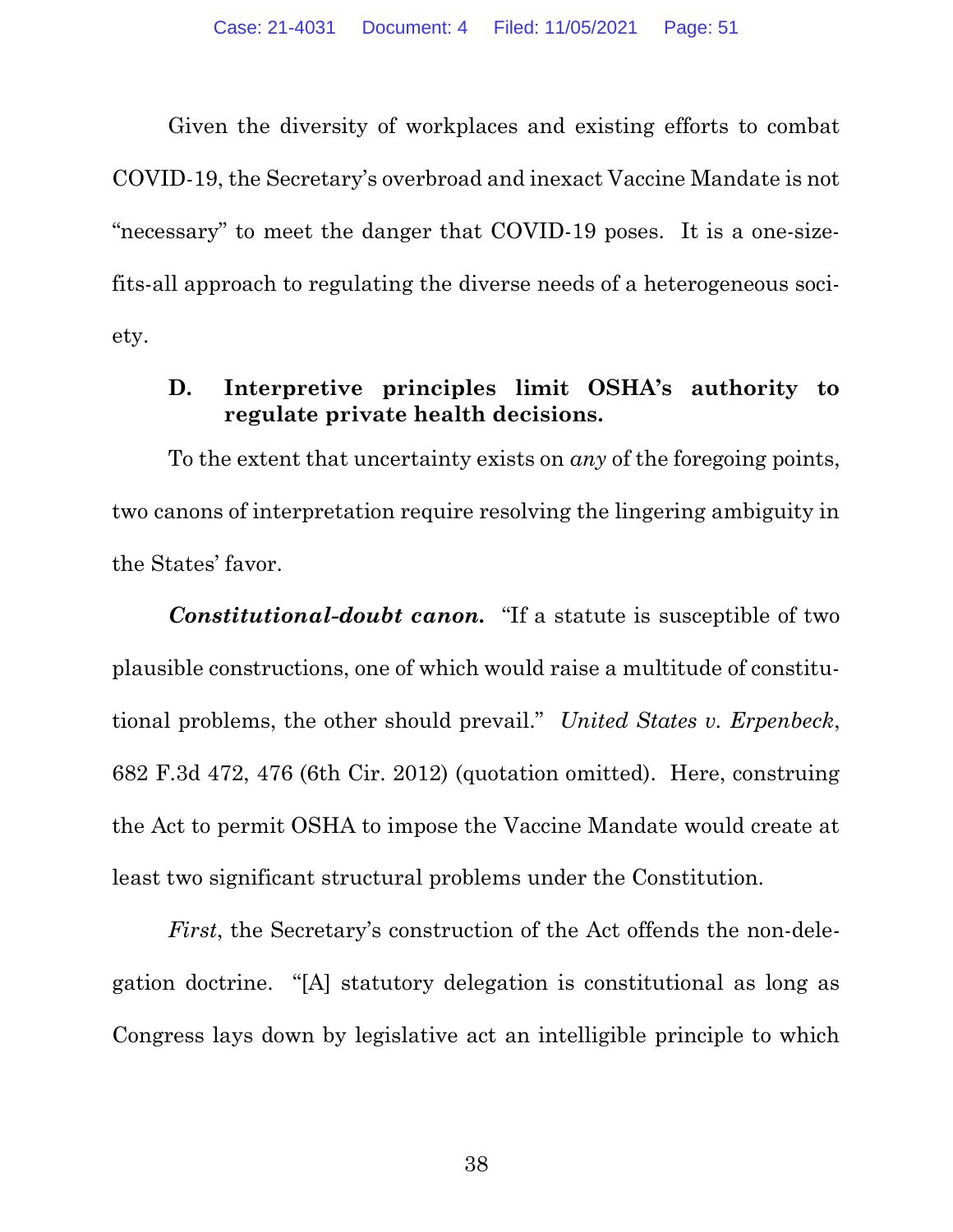Given the diversity of workplaces and existing efforts to combat COVID-19, the Secretary's overbroad and inexact Vaccine Mandate is not "necessary" to meet the danger that COVID-19 poses. It is a one-size-fits-all approach to regulating the diverse needs of a heterogeneous society.

### D. Interpretive principles limit OSHA's authority to regulate private health decisions.

To the extent that uncertainty exists on *any* of the foregoing points, two canons of interpretation require resolving the lingering ambiguity in the States' favor.

***Constitutional-doubt canon.*** "If a statute is susceptible of two plausible constructions, one of which would raise a multitude of constitutional problems, the other should prevail." *United States v. Erpenbeck*, 682 F.3d 472, 476 (6th Cir. 2012) (quotation omitted). Here, construing the Act to permit OSHA to impose the Vaccine Mandate would create at least two significant structural problems under the Constitution.

*First*, the Secretary's construction of the Act offends the non-delegation doctrine. "[A] statutory delegation is constitutional as long as Congress lays down by legislative act an intelligible principle to which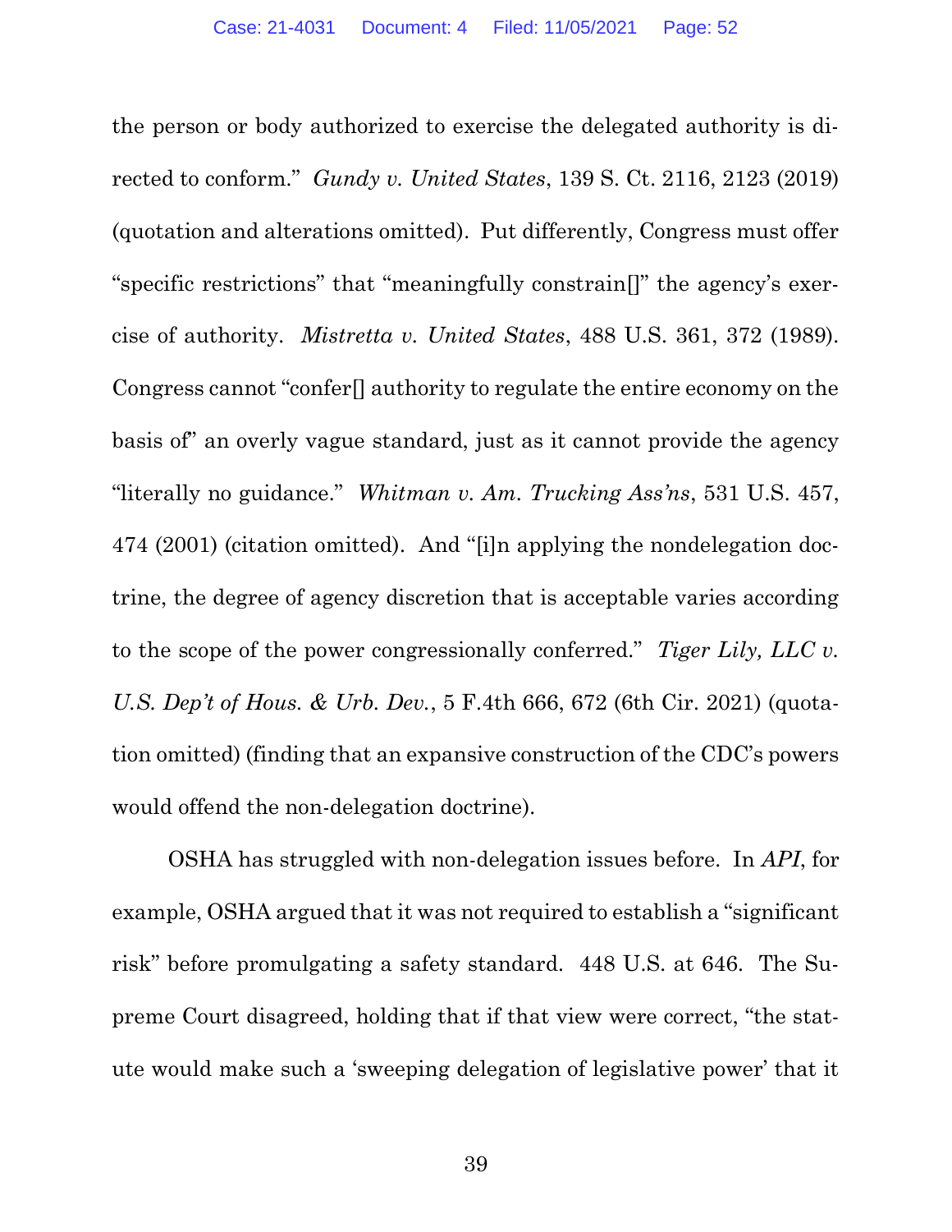the person or body authorized to exercise the delegated authority is directed to conform." *Gundy v. United States*, 139 S. Ct. 2116, 2123 (2019) (quotation and alterations omitted). Put differently, Congress must offer "specific restrictions" that "meaningfully constrain[]" the agency's exercise of authority. *Mistretta v. United States*, 488 U.S. 361, 372 (1989). Congress cannot "confer[] authority to regulate the entire economy on the basis of" an overly vague standard, just as it cannot provide the agency "literally no guidance." *Whitman v. Am. Trucking Ass'ns*, 531 U.S. 457, 474 (2001) (citation omitted). And "[i]n applying the nondelegation doctrine, the degree of agency discretion that is acceptable varies according to the scope of the power congressionally conferred." *Tiger Lily, LLC v. U.S. Dep't of Hous. & Urb. Dev.*, 5 F.4th 666, 672 (6th Cir. 2021) (quotation omitted) (finding that an expansive construction of the CDC's powers would offend the non-delegation doctrine).

OSHA has struggled with non-delegation issues before. In *API*, for example, OSHA argued that it was not required to establish a "significant risk" before promulgating a safety standard. 448 U.S. at 646. The Supreme Court disagreed, holding that if that view were correct, "the statute would make such a 'sweeping delegation of legislative power' that it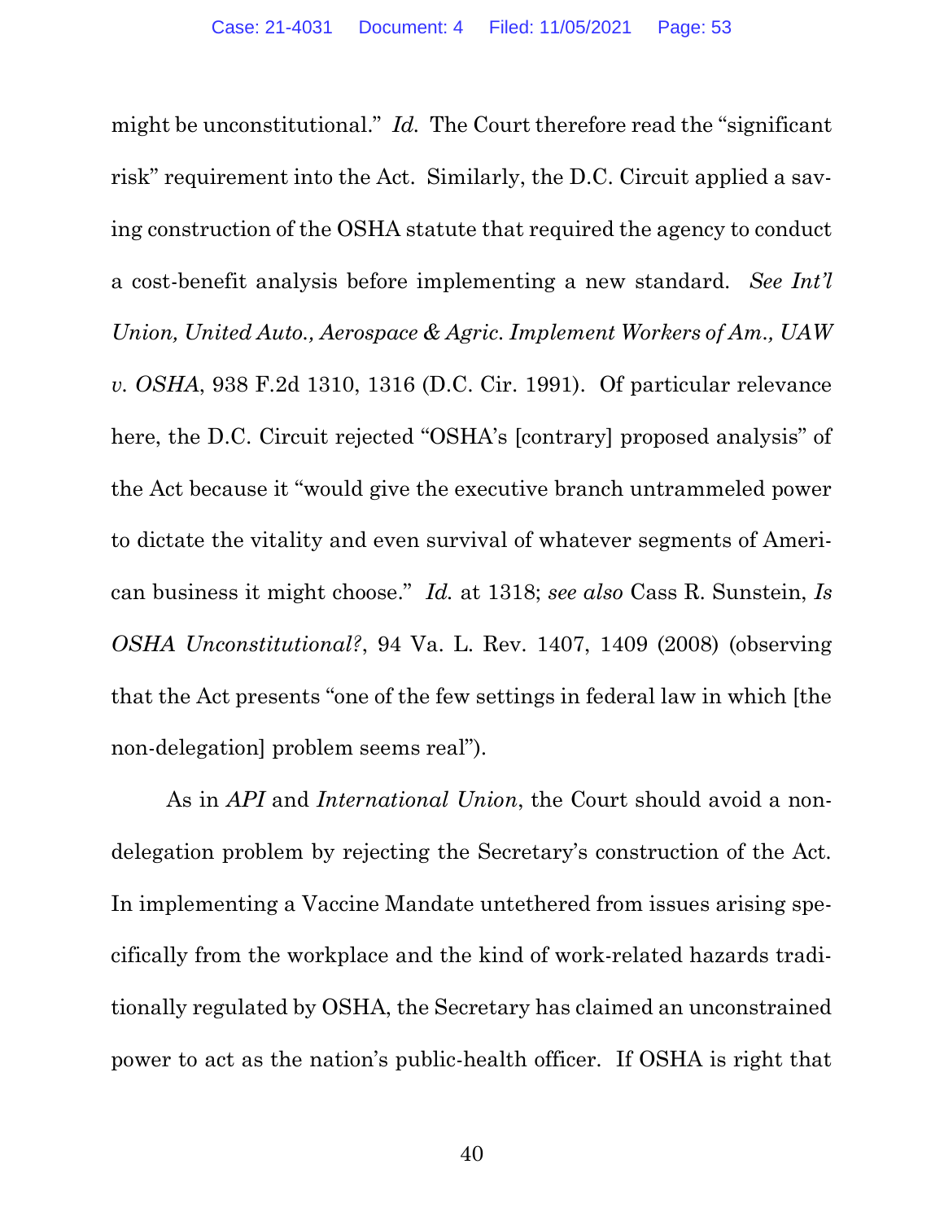might be unconstitutional." *Id.* The Court therefore read the "significant risk" requirement into the Act. Similarly, the D.C. Circuit applied a saving construction of the OSHA statute that required the agency to conduct a cost-benefit analysis before implementing a new standard. *See Int'l Union, United Auto., Aerospace & Agric. Implement Workers of Am., UAW v. OSHA*, 938 F.2d 1310, 1316 (D.C. Cir. 1991). Of particular relevance here, the D.C. Circuit rejected "OSHA's [contrary] proposed analysis" of the Act because it "would give the executive branch untrammeled power to dictate the vitality and even survival of whatever segments of American business it might choose." *Id.* at 1318; *see also* Cass R. Sunstein, *Is OSHA Unconstitutional?*, 94 Va. L. Rev. 1407, 1409 (2008) (observing that the Act presents "one of the few settings in federal law in which [the non-delegation] problem seems real").

As in *API* and *International Union*, the Court should avoid a non-delegation problem by rejecting the Secretary's construction of the Act. In implementing a Vaccine Mandate untethered from issues arising specifically from the workplace and the kind of work-related hazards traditionally regulated by OSHA, the Secretary has claimed an unconstrained power to act as the nation's public-health officer. If OSHA is right that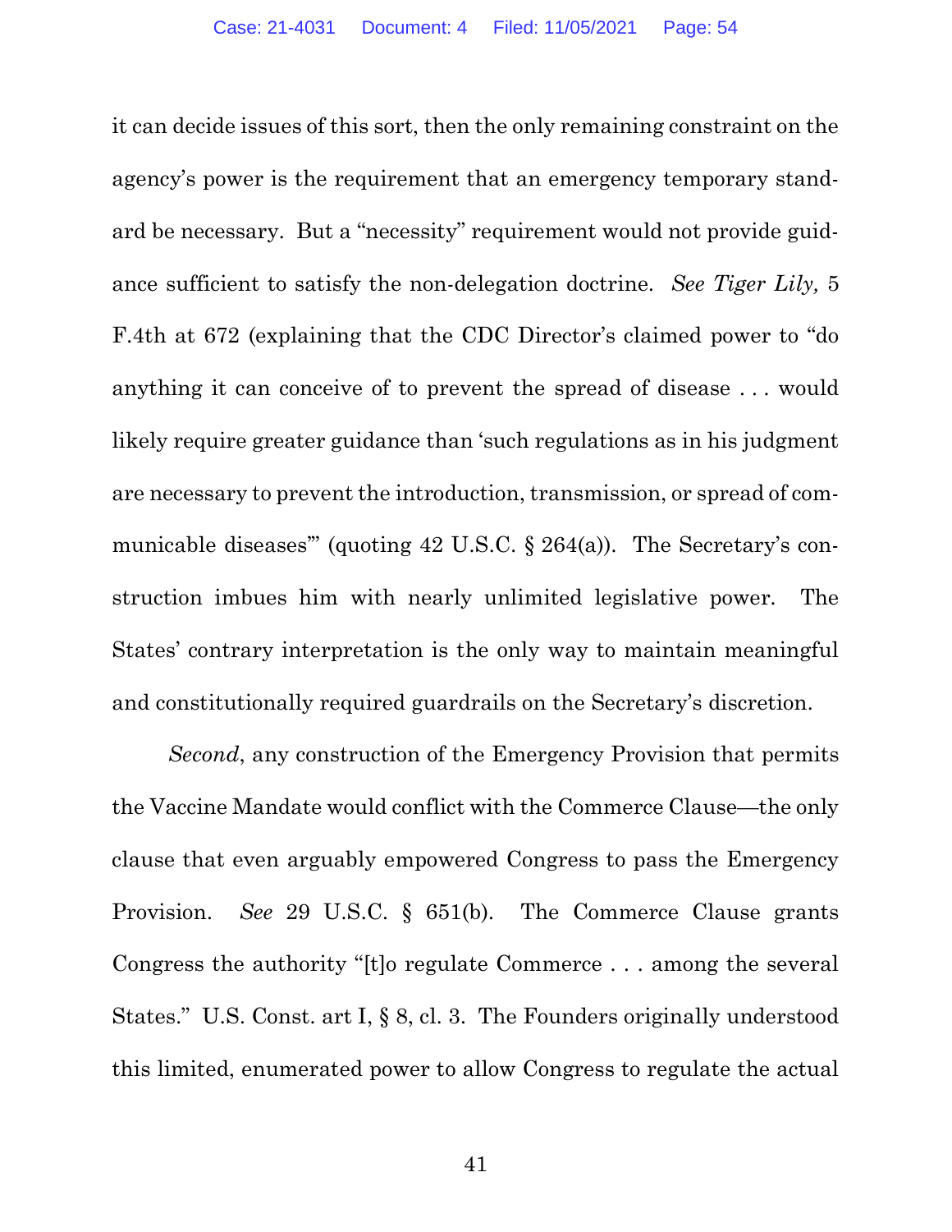it can decide issues of this sort, then the only remaining constraint on the agency's power is the requirement that an emergency temporary standard be necessary. But a "necessity" requirement would not provide guidance sufficient to satisfy the non-delegation doctrine. *See Tiger Lily,* 5 F.4th at 672 (explaining that the CDC Director's claimed power to "do anything it can conceive of to prevent the spread of disease . . . would likely require greater guidance than 'such regulations as in his judgment are necessary to prevent the introduction, transmission, or spread of communicable diseases'" (quoting 42 U.S.C. § 264(a)). The Secretary's construction imbues him with nearly unlimited legislative power. The States' contrary interpretation is the only way to maintain meaningful and constitutionally required guardrails on the Secretary's discretion.

*Second*, any construction of the Emergency Provision that permits the Vaccine Mandate would conflict with the Commerce Clause—the only clause that even arguably empowered Congress to pass the Emergency Provision. *See* 29 U.S.C. § 651(b). The Commerce Clause grants Congress the authority "[t]o regulate Commerce . . . among the several States." U.S. Const. art I, § 8, cl. 3. The Founders originally understood this limited, enumerated power to allow Congress to regulate the actual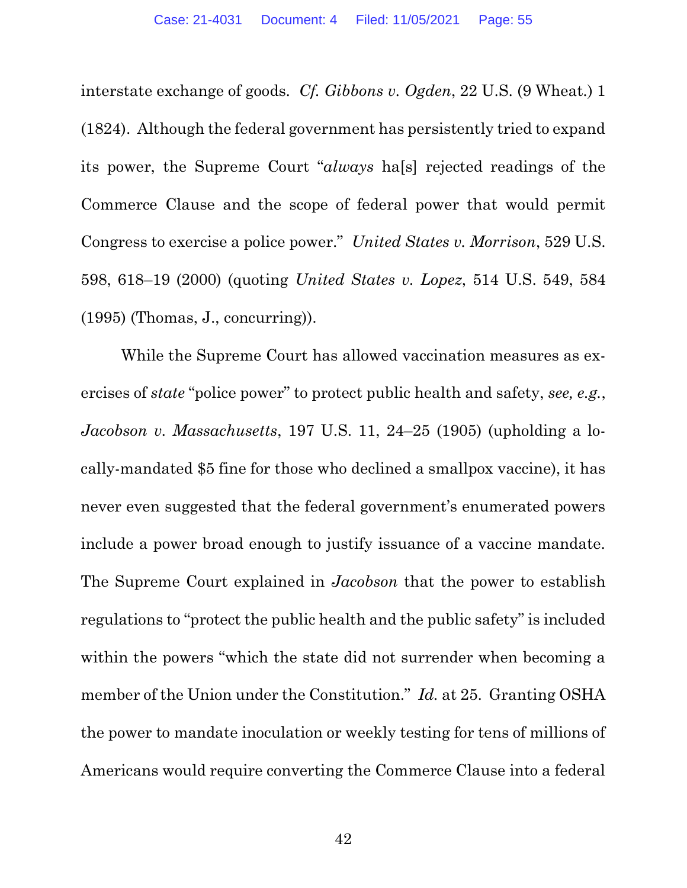interstate exchange of goods. *Cf. Gibbons v. Ogden*, 22 U.S. (9 Wheat.) 1 (1824). Although the federal government has persistently tried to expand its power, the Supreme Court "*always* ha[s] rejected readings of the Commerce Clause and the scope of federal power that would permit Congress to exercise a police power." *United States v. Morrison*, 529 U.S. 598, 618–19 (2000) (quoting *United States v. Lopez*, 514 U.S. 549, 584 (1995) (Thomas, J., concurring)).

While the Supreme Court has allowed vaccination measures as exercises of *state* "police power" to protect public health and safety, *see, e.g.*, *Jacobson v. Massachusetts*, 197 U.S. 11, 24–25 (1905) (upholding a locally-mandated $5 fine for those who declined a smallpox vaccine), it has never even suggested that the federal government's enumerated powers include a power broad enough to justify issuance of a vaccine mandate. The Supreme Court explained in *Jacobson* that the power to establish regulations to "protect the public health and the public safety" is included within the powers "which the state did not surrender when becoming a member of the Union under the Constitution." *Id.* at 25. Granting OSHA the power to mandate inoculation or weekly testing for tens of millions of Americans would require converting the Commerce Clause into a federal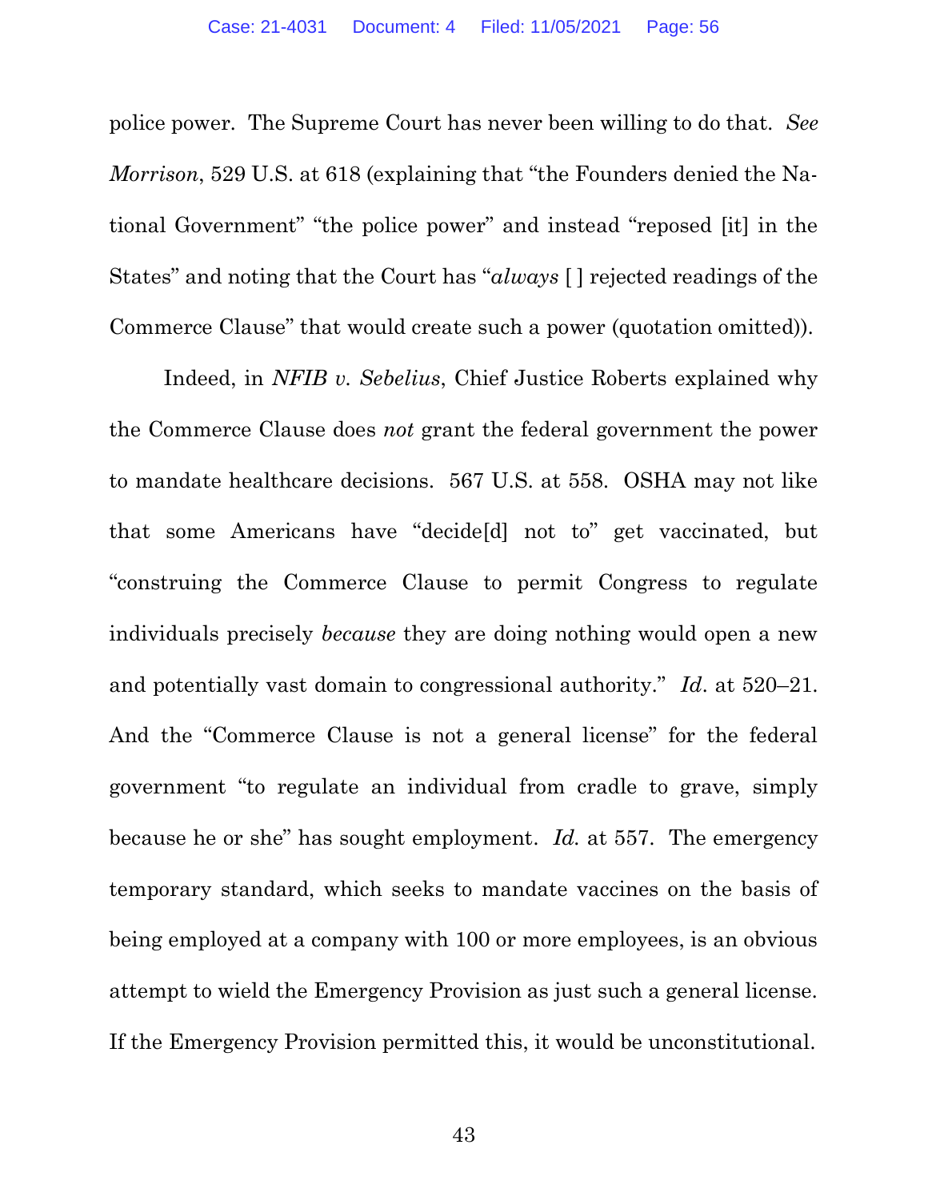police power. The Supreme Court has never been willing to do that. *See Morrison*, 529 U.S. at 618 (explaining that "the Founders denied the National Government" "the police power" and instead "reposed [it] in the States" and noting that the Court has "*always* [ ] rejected readings of the Commerce Clause" that would create such a power (quotation omitted)).

Indeed, in *NFIB v. Sebelius*, Chief Justice Roberts explained why the Commerce Clause does *not* grant the federal government the power to mandate healthcare decisions. 567 U.S. at 558. OSHA may not like that some Americans have "decide[d] not to" get vaccinated, but "construing the Commerce Clause to permit Congress to regulate individuals precisely *because* they are doing nothing would open a new and potentially vast domain to congressional authority." *Id*. at 520–21. And the "Commerce Clause is not a general license" for the federal government "to regulate an individual from cradle to grave, simply because he or she" has sought employment. *Id.* at 557. The emergency temporary standard, which seeks to mandate vaccines on the basis of being employed at a company with 100 or more employees, is an obvious attempt to wield the Emergency Provision as just such a general license. If the Emergency Provision permitted this, it would be unconstitutional.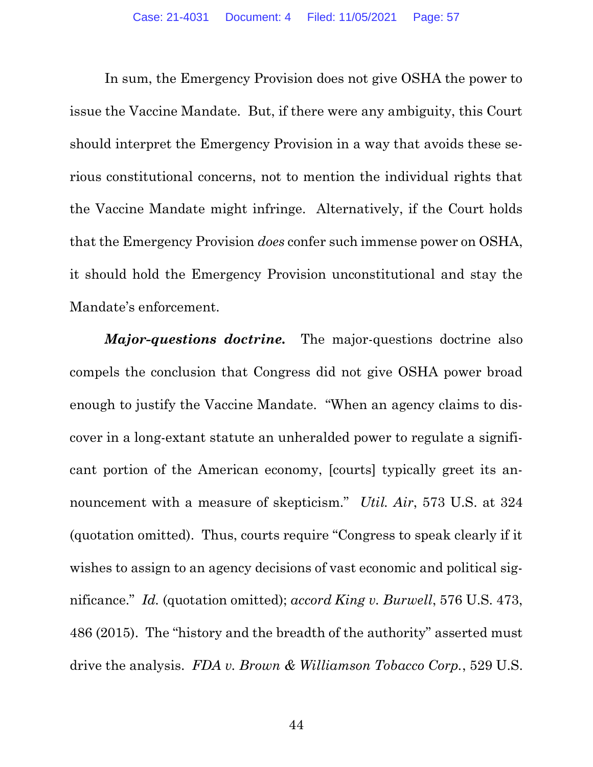In sum, the Emergency Provision does not give OSHA the power to issue the Vaccine Mandate. But, if there were any ambiguity, this Court should interpret the Emergency Provision in a way that avoids these serious constitutional concerns, not to mention the individual rights that the Vaccine Mandate might infringe. Alternatively, if the Court holds that the Emergency Provision *does* confer such immense power on OSHA, it should hold the Emergency Provision unconstitutional and stay the Mandate's enforcement.

***Major-questions doctrine.*** The major-questions doctrine also compels the conclusion that Congress did not give OSHA power broad enough to justify the Vaccine Mandate. "When an agency claims to discover in a long-extant statute an unheralded power to regulate a significant portion of the American economy, [courts] typically greet its announcement with a measure of skepticism." *Util. Air*, 573 U.S. at 324 (quotation omitted). Thus, courts require "Congress to speak clearly if it wishes to assign to an agency decisions of vast economic and political significance." *Id.* (quotation omitted); *accord King v. Burwell*, 576 U.S. 473, 486 (2015). The "history and the breadth of the authority" asserted must drive the analysis. *FDA v. Brown & Williamson Tobacco Corp.*, 529 U.S.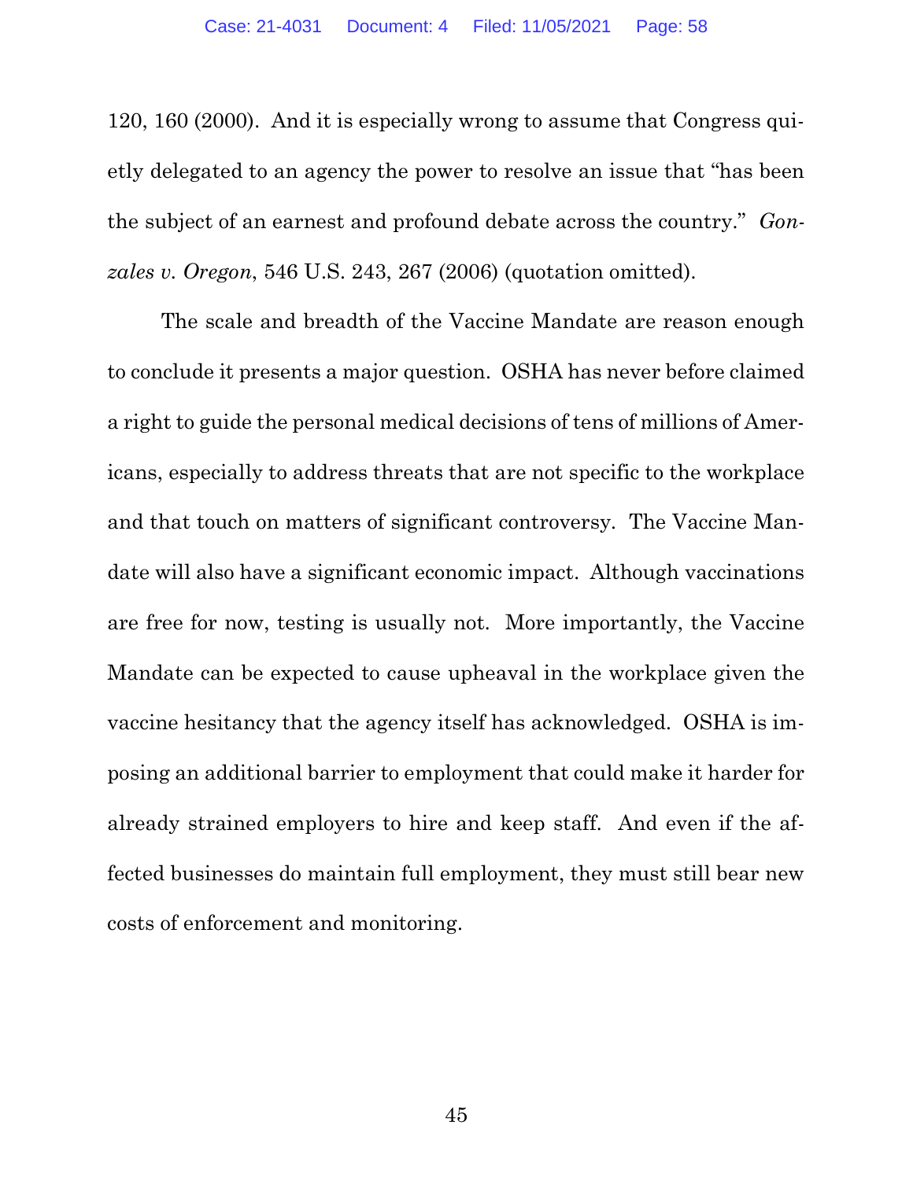120, 160 (2000). And it is especially wrong to assume that Congress quietly delegated to an agency the power to resolve an issue that "has been the subject of an earnest and profound debate across the country." *Gonzales v. Oregon*, 546 U.S. 243, 267 (2006) (quotation omitted).

The scale and breadth of the Vaccine Mandate are reason enough to conclude it presents a major question. OSHA has never before claimed a right to guide the personal medical decisions of tens of millions of Americans, especially to address threats that are not specific to the workplace and that touch on matters of significant controversy. The Vaccine Mandate will also have a significant economic impact. Although vaccinations are free for now, testing is usually not. More importantly, the Vaccine Mandate can be expected to cause upheaval in the workplace given the vaccine hesitancy that the agency itself has acknowledged. OSHA is imposing an additional barrier to employment that could make it harder for already strained employers to hire and keep staff. And even if the affected businesses do maintain full employment, they must still bear new costs of enforcement and monitoring.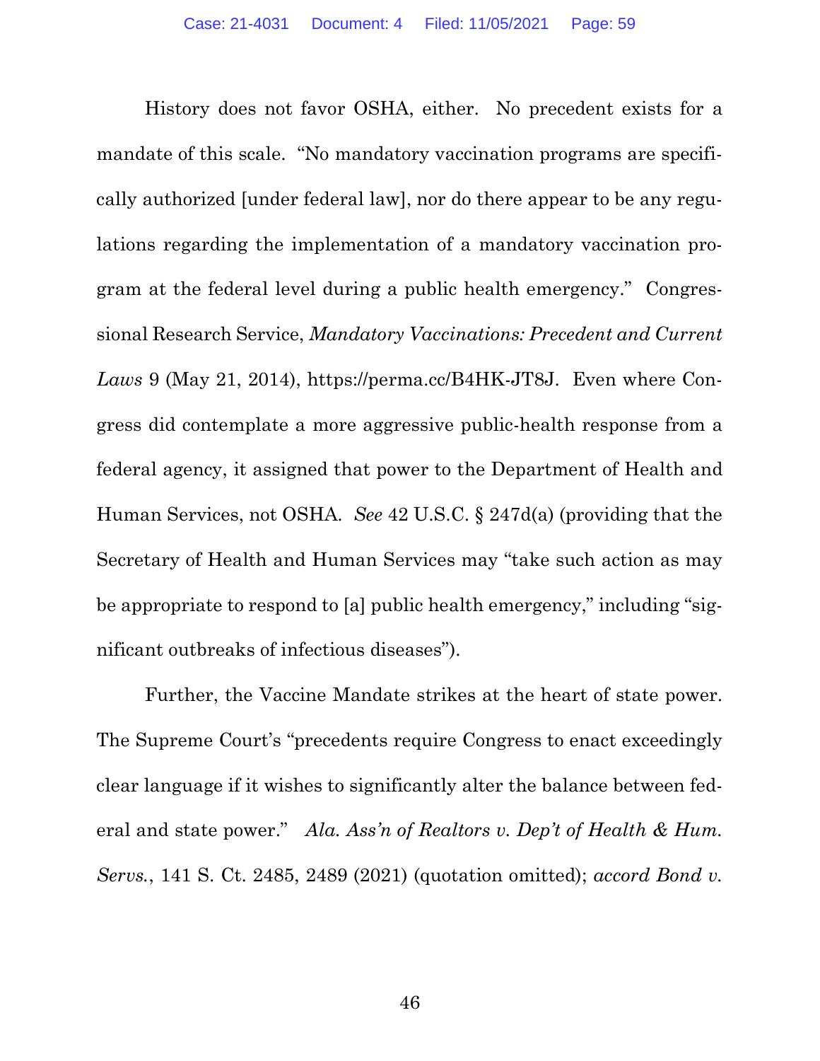History does not favor OSHA, either. No precedent exists for a mandate of this scale. "No mandatory vaccination programs are specifically authorized [under federal law], nor do there appear to be any regulations regarding the implementation of a mandatory vaccination program at the federal level during a public health emergency." Congressional Research Service, *Mandatory Vaccinations: Precedent and Current Laws* 9 (May 21, 2014), https://perma.cc/B4HK-JT8J. Even where Congress did contemplate a more aggressive public-health response from a federal agency, it assigned that power to the Department of Health and Human Services, not OSHA. *See* 42 U.S.C. § 247d(a) (providing that the Secretary of Health and Human Services may "take such action as may be appropriate to respond to [a] public health emergency," including "significant outbreaks of infectious diseases").

Further, the Vaccine Mandate strikes at the heart of state power. The Supreme Court's "precedents require Congress to enact exceedingly clear language if it wishes to significantly alter the balance between federal and state power." *Ala. Ass'n of Realtors v. Dep't of Health & Hum. Servs.*, 141 S. Ct. 2485, 2489 (2021) (quotation omitted); *accord Bond v.*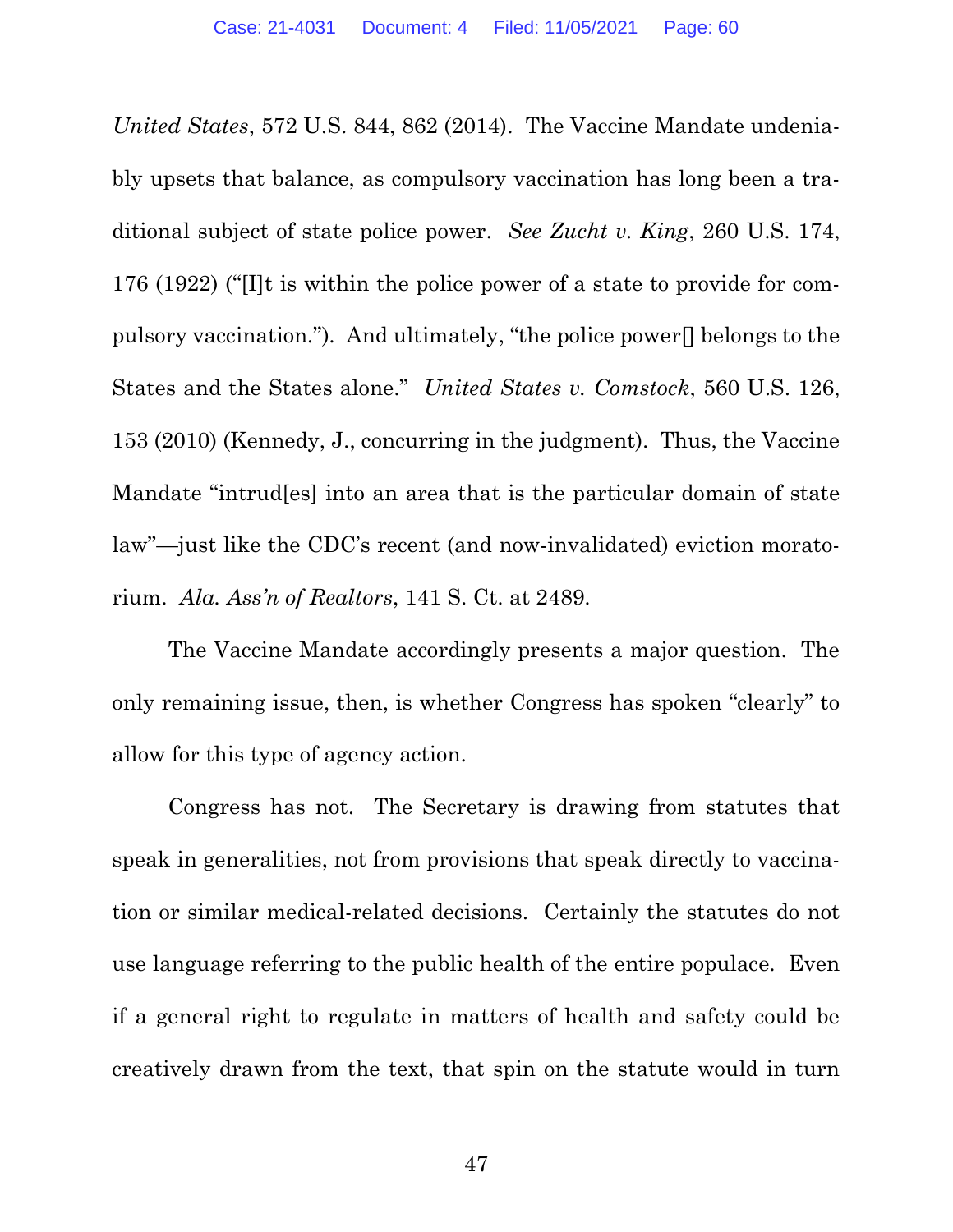*United States*, 572 U.S. 844, 862 (2014). The Vaccine Mandate undeniably upsets that balance, as compulsory vaccination has long been a traditional subject of state police power. *See Zucht v. King*, 260 U.S. 174, 176 (1922) ("[I]t is within the police power of a state to provide for compulsory vaccination."). And ultimately, "the police power[] belongs to the States and the States alone." *United States v. Comstock*, 560 U.S. 126, 153 (2010) (Kennedy, J., concurring in the judgment). Thus, the Vaccine Mandate "intrud[es] into an area that is the particular domain of state law"—just like the CDC's recent (and now-invalidated) eviction moratorium. *Ala. Ass'n of Realtors*, 141 S. Ct. at 2489.

The Vaccine Mandate accordingly presents a major question. The only remaining issue, then, is whether Congress has spoken "clearly" to allow for this type of agency action.

Congress has not. The Secretary is drawing from statutes that speak in generalities, not from provisions that speak directly to vaccination or similar medical-related decisions. Certainly the statutes do not use language referring to the public health of the entire populace. Even if a general right to regulate in matters of health and safety could be creatively drawn from the text, that spin on the statute would in turn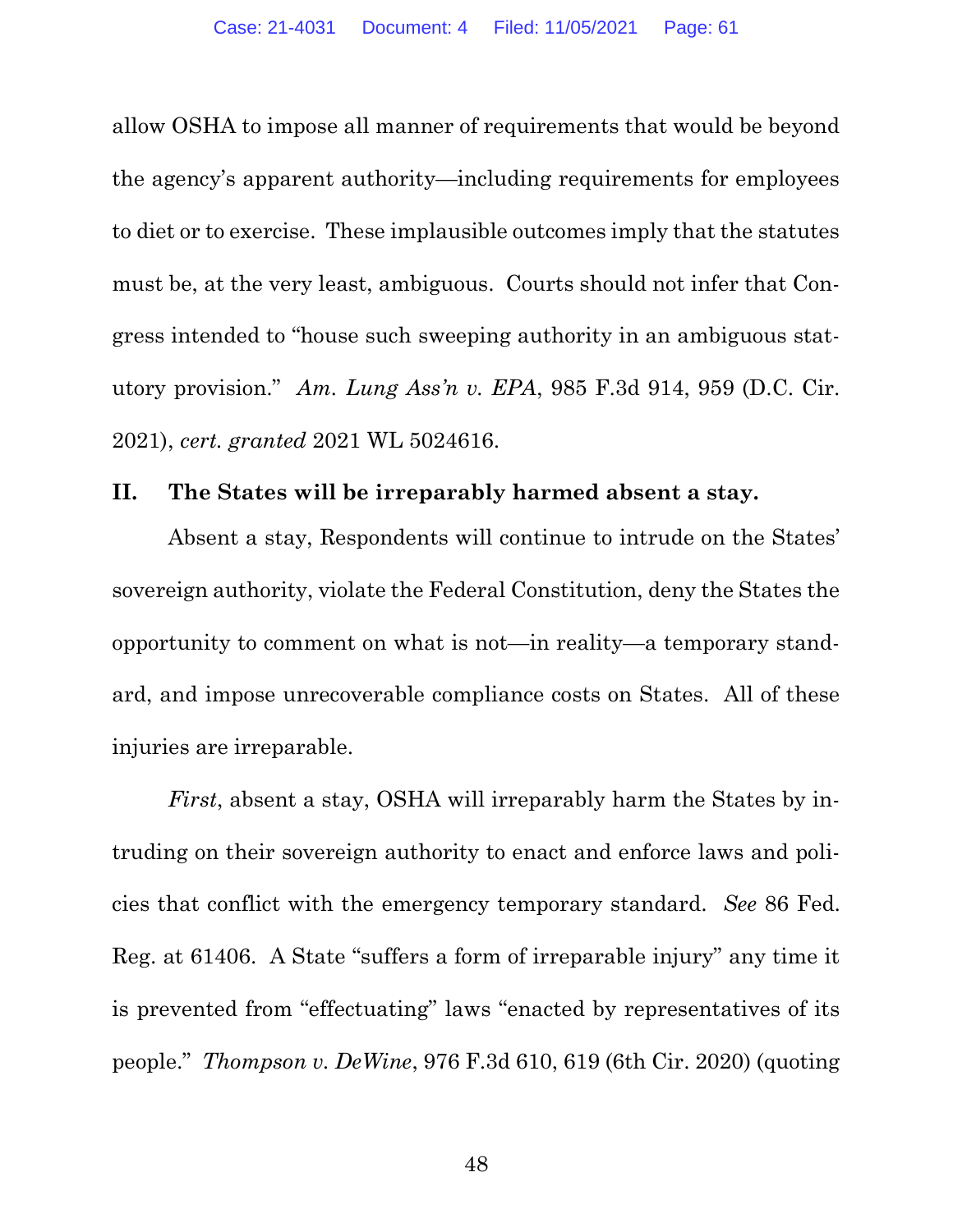allow OSHA to impose all manner of requirements that would be beyond the agency's apparent authority—including requirements for employees to diet or to exercise. These implausible outcomes imply that the statutes must be, at the very least, ambiguous. Courts should not infer that Congress intended to "house such sweeping authority in an ambiguous statutory provision." *Am. Lung Ass'n v. EPA*, 985 F.3d 914, 959 (D.C. Cir. 2021), *cert. granted* 2021 WL 5024616.

## II. The States will be irreparably harmed absent a stay.

Absent a stay, Respondents will continue to intrude on the States' sovereign authority, violate the Federal Constitution, deny the States the opportunity to comment on what is not—in reality—a temporary standard, and impose unrecoverable compliance costs on States. All of these injuries are irreparable.

*First*, absent a stay, OSHA will irreparably harm the States by intruding on their sovereign authority to enact and enforce laws and policies that conflict with the emergency temporary standard. *See* 86 Fed. Reg. at 61406. A State "suffers a form of irreparable injury" any time it is prevented from "effectuating" laws "enacted by representatives of its people." *Thompson v. DeWine*, 976 F.3d 610, 619 (6th Cir. 2020) (quoting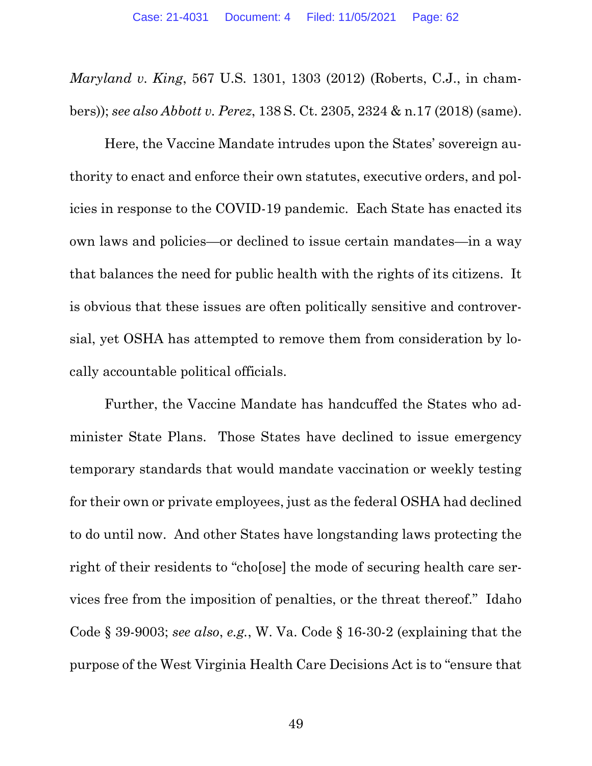*Maryland v. King*, 567 U.S. 1301, 1303 (2012) (Roberts, C.J., in chambers)); *see also Abbott v. Perez*, 138 S. Ct. 2305, 2324 & n.17 (2018) (same).

Here, the Vaccine Mandate intrudes upon the States' sovereign authority to enact and enforce their own statutes, executive orders, and policies in response to the COVID-19 pandemic. Each State has enacted its own laws and policies—or declined to issue certain mandates—in a way that balances the need for public health with the rights of its citizens. It is obvious that these issues are often politically sensitive and controversial, yet OSHA has attempted to remove them from consideration by locally accountable political officials.

Further, the Vaccine Mandate has handcuffed the States who administer State Plans. Those States have declined to issue emergency temporary standards that would mandate vaccination or weekly testing for their own or private employees, just as the federal OSHA had declined to do until now. And other States have longstanding laws protecting the right of their residents to "cho[ose] the mode of securing health care services free from the imposition of penalties, or the threat thereof." Idaho Code § 39-9003; *see also*, *e.g.*, W. Va. Code § 16-30-2 (explaining that the purpose of the West Virginia Health Care Decisions Act is to "ensure that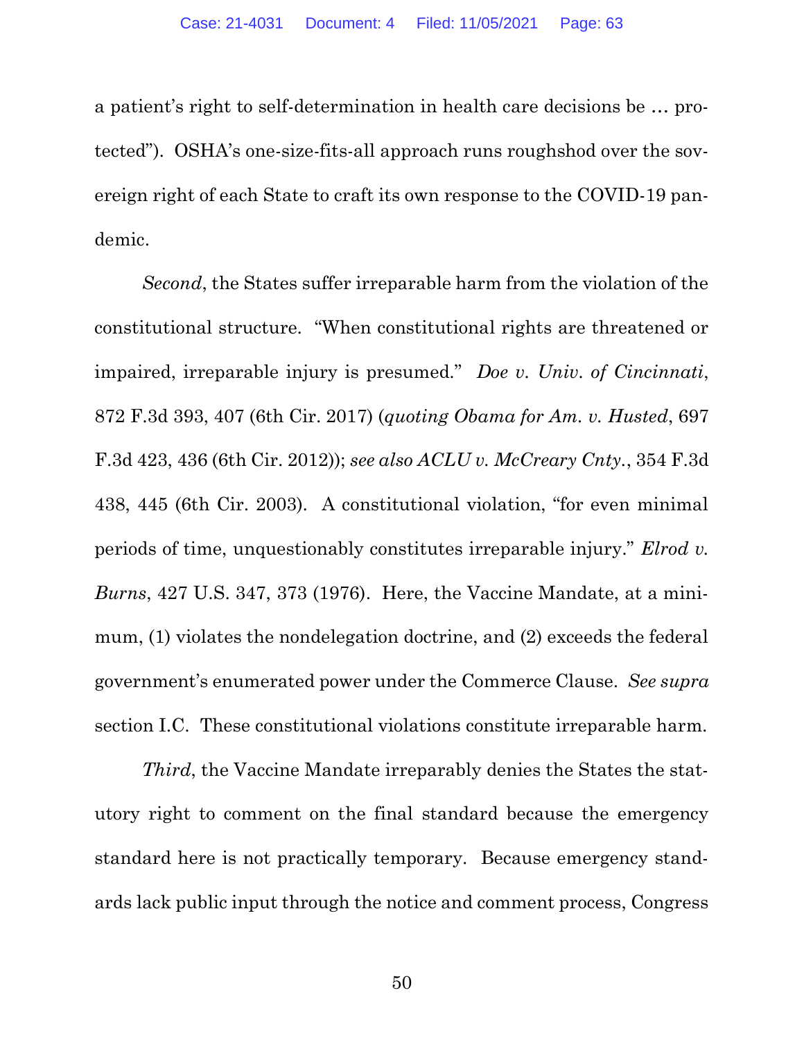a patient's right to self-determination in health care decisions be … protected"). OSHA's one-size-fits-all approach runs roughshod over the sovereign right of each State to craft its own response to the COVID-19 pandemic.

*Second*, the States suffer irreparable harm from the violation of the constitutional structure. "When constitutional rights are threatened or impaired, irreparable injury is presumed." *Doe v. Univ. of Cincinnati*, 872 F.3d 393, 407 (6th Cir. 2017) (*quoting Obama for Am. v. Husted*, 697 F.3d 423, 436 (6th Cir. 2012)); *see also ACLU v. McCreary Cnty.*, 354 F.3d 438, 445 (6th Cir. 2003). A constitutional violation, "for even minimal periods of time, unquestionably constitutes irreparable injury." *Elrod v. Burns*, 427 U.S. 347, 373 (1976). Here, the Vaccine Mandate, at a minimum, (1) violates the nondelegation doctrine, and (2) exceeds the federal government's enumerated power under the Commerce Clause. *See supra* section I.C. These constitutional violations constitute irreparable harm.

*Third*, the Vaccine Mandate irreparably denies the States the statutory right to comment on the final standard because the emergency standard here is not practically temporary. Because emergency standards lack public input through the notice and comment process, Congress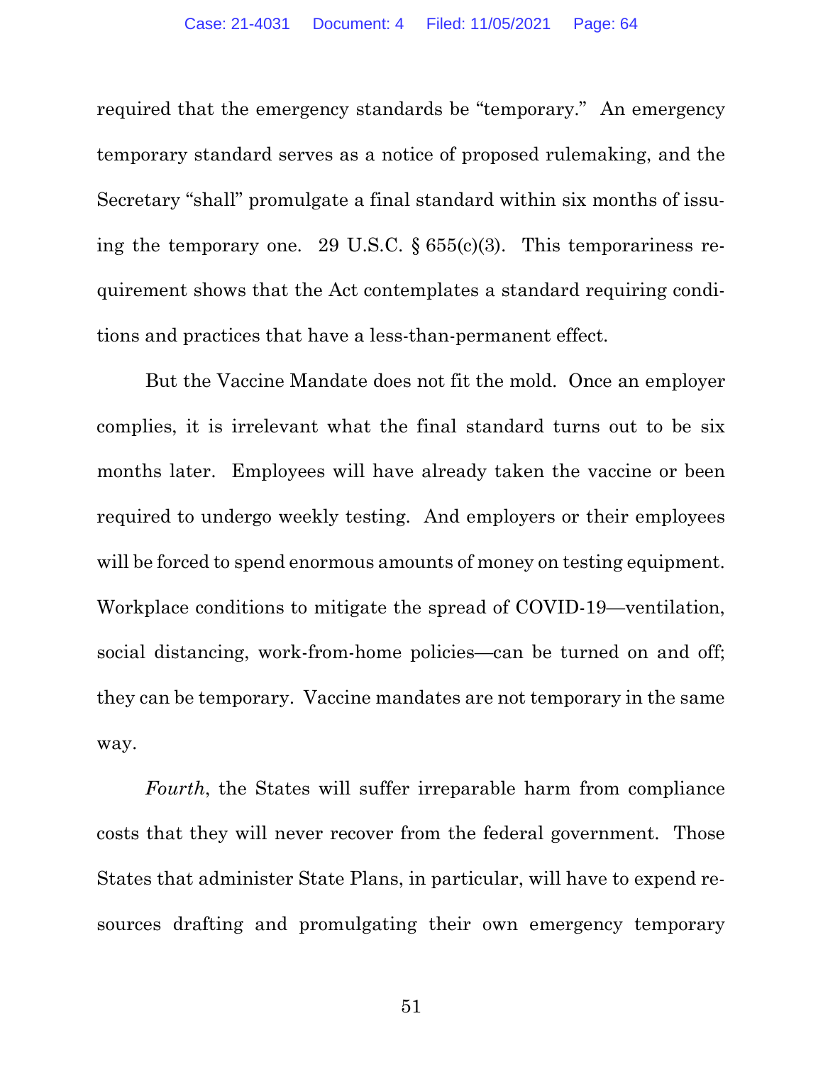required that the emergency standards be "temporary." An emergency temporary standard serves as a notice of proposed rulemaking, and the Secretary "shall" promulgate a final standard within six months of issuing the temporary one. 29 U.S.C. § 655(c)(3). This temporariness requirement shows that the Act contemplates a standard requiring conditions and practices that have a less-than-permanent effect.

But the Vaccine Mandate does not fit the mold. Once an employer complies, it is irrelevant what the final standard turns out to be six months later. Employees will have already taken the vaccine or been required to undergo weekly testing. And employers or their employees will be forced to spend enormous amounts of money on testing equipment. Workplace conditions to mitigate the spread of COVID-19—ventilation, social distancing, work-from-home policies—can be turned on and off; they can be temporary. Vaccine mandates are not temporary in the same way.

*Fourth*, the States will suffer irreparable harm from compliance costs that they will never recover from the federal government. Those States that administer State Plans, in particular, will have to expend resources drafting and promulgating their own emergency temporary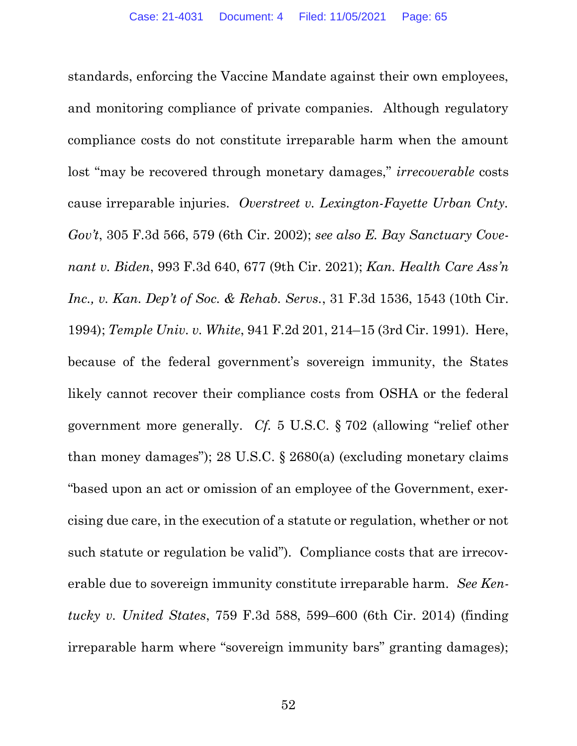standards, enforcing the Vaccine Mandate against their own employees, and monitoring compliance of private companies. Although regulatory compliance costs do not constitute irreparable harm when the amount lost "may be recovered through monetary damages," *irrecoverable* costs cause irreparable injuries. *Overstreet v. Lexington-Fayette Urban Cnty. Gov't*, 305 F.3d 566, 579 (6th Cir. 2002); *see also E. Bay Sanctuary Covenant v. Biden*, 993 F.3d 640, 677 (9th Cir. 2021); *Kan. Health Care Ass'n Inc., v. Kan. Dep't of Soc. & Rehab. Servs.*, 31 F.3d 1536, 1543 (10th Cir. 1994); *Temple Univ. v. White*, 941 F.2d 201, 214–15 (3rd Cir. 1991). Here, because of the federal government's sovereign immunity, the States likely cannot recover their compliance costs from OSHA or the federal government more generally. *Cf.* 5 U.S.C. § 702 (allowing "relief other than money damages"); 28 U.S.C. § 2680(a) (excluding monetary claims "based upon an act or omission of an employee of the Government, exercising due care, in the execution of a statute or regulation, whether or not such statute or regulation be valid"). Compliance costs that are irrecoverable due to sovereign immunity constitute irreparable harm. *See Kentucky v. United States*, 759 F.3d 588, 599–600 (6th Cir. 2014) (finding irreparable harm where "sovereign immunity bars" granting damages);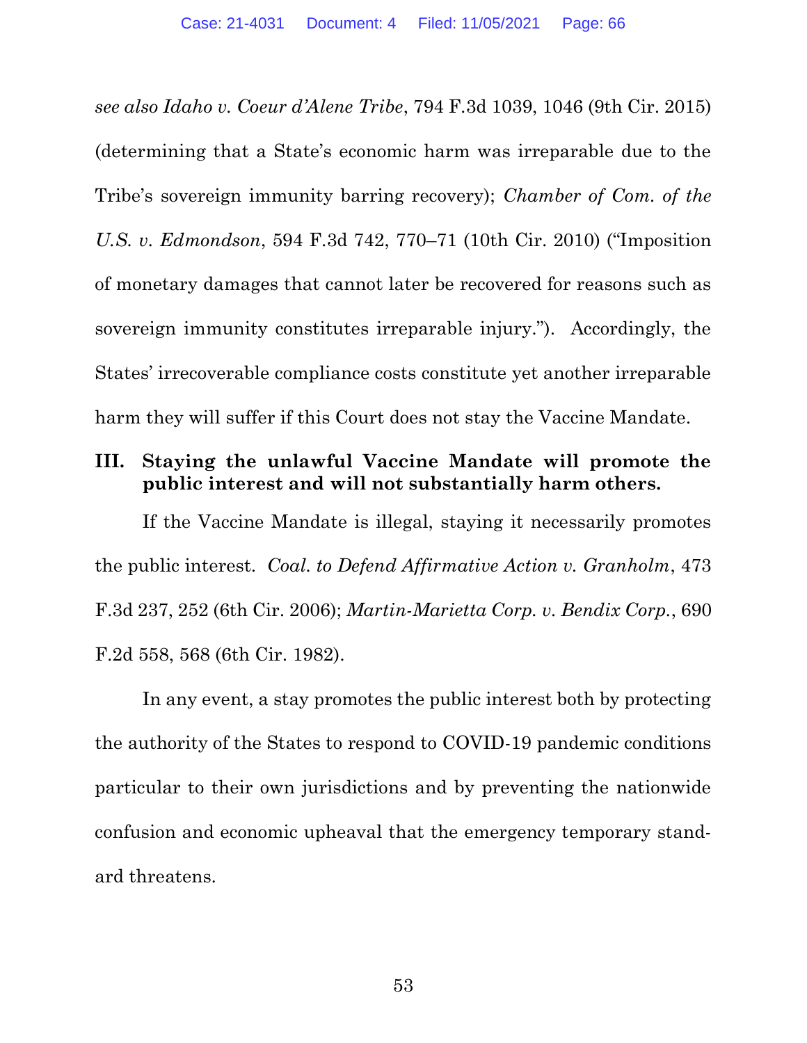*see also Idaho v. Coeur d'Alene Tribe*, 794 F.3d 1039, 1046 (9th Cir. 2015) (determining that a State's economic harm was irreparable due to the Tribe's sovereign immunity barring recovery); *Chamber of Com. of the U.S. v. Edmondson*, 594 F.3d 742, 770–71 (10th Cir. 2010) ("Imposition of monetary damages that cannot later be recovered for reasons such as sovereign immunity constitutes irreparable injury."). Accordingly, the States' irrecoverable compliance costs constitute yet another irreparable harm they will suffer if this Court does not stay the Vaccine Mandate.

## III. Staying the unlawful Vaccine Mandate will promote the public interest and will not substantially harm others.

If the Vaccine Mandate is illegal, staying it necessarily promotes the public interest. *Coal. to Defend Affirmative Action v. Granholm*, 473 F.3d 237, 252 (6th Cir. 2006); *Martin-Marietta Corp. v. Bendix Corp.*, 690 F.2d 558, 568 (6th Cir. 1982).

In any event, a stay promotes the public interest both by protecting the authority of the States to respond to COVID-19 pandemic conditions particular to their own jurisdictions and by preventing the nationwide confusion and economic upheaval that the emergency temporary standard threatens.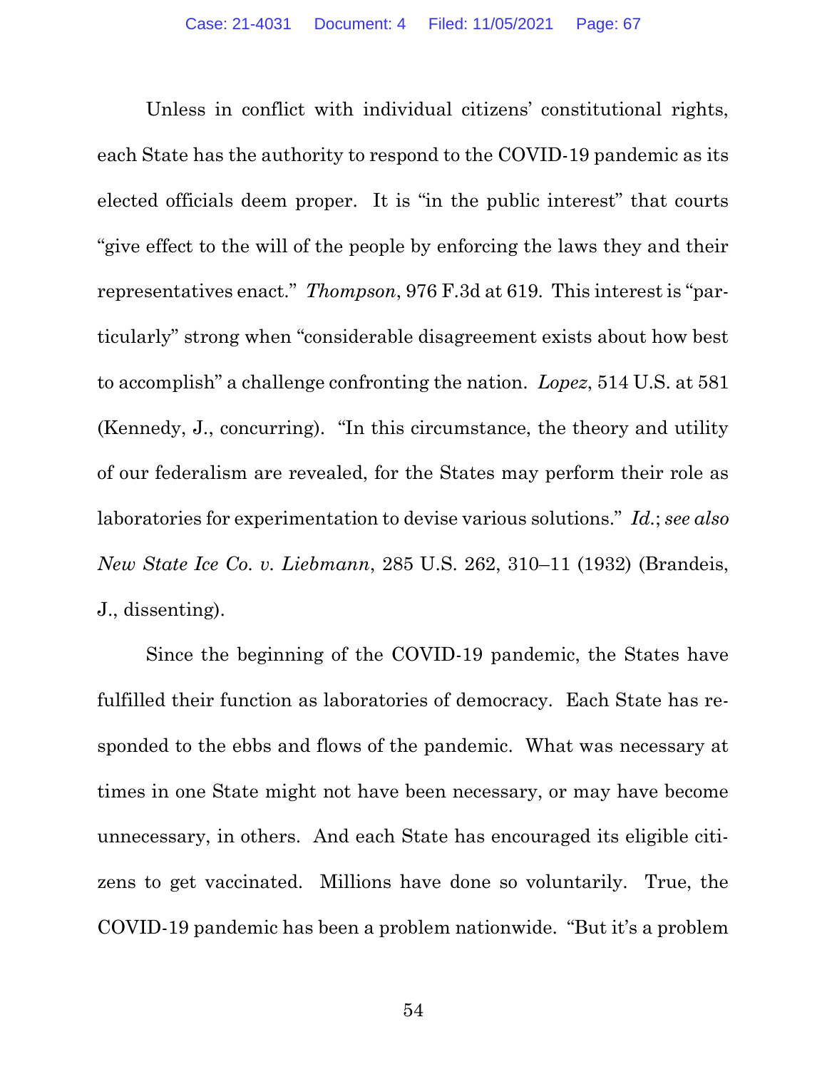Unless in conflict with individual citizens' constitutional rights, each State has the authority to respond to the COVID-19 pandemic as its elected officials deem proper. It is "in the public interest" that courts "give effect to the will of the people by enforcing the laws they and their representatives enact." *Thompson*, 976 F.3d at 619. This interest is "particularly" strong when "considerable disagreement exists about how best to accomplish" a challenge confronting the nation. *Lopez*, 514 U.S. at 581 (Kennedy, J., concurring). "In this circumstance, the theory and utility of our federalism are revealed, for the States may perform their role as laboratories for experimentation to devise various solutions." *Id.*; *see also New State Ice Co. v. Liebmann*, 285 U.S. 262, 310–11 (1932) (Brandeis, J., dissenting).

Since the beginning of the COVID-19 pandemic, the States have fulfilled their function as laboratories of democracy. Each State has responded to the ebbs and flows of the pandemic. What was necessary at times in one State might not have been necessary, or may have become unnecessary, in others. And each State has encouraged its eligible citizens to get vaccinated. Millions have done so voluntarily. True, the COVID-19 pandemic has been a problem nationwide. "But it's a problem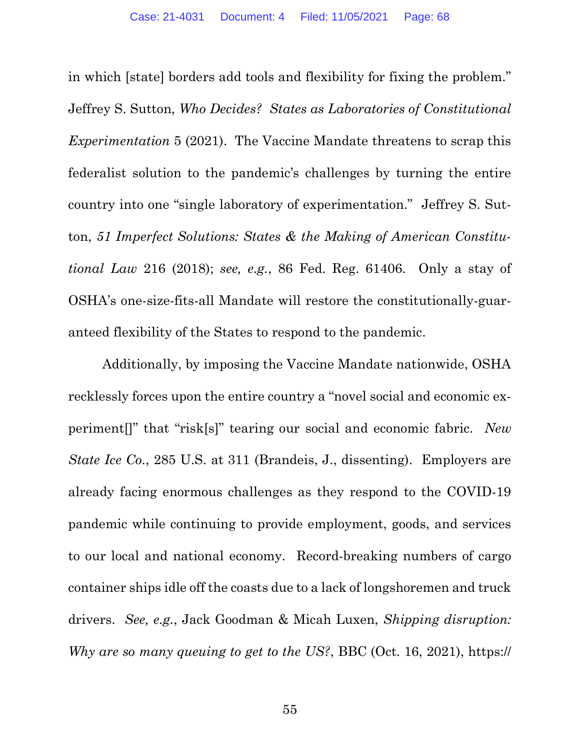in which [state] borders add tools and flexibility for fixing the problem." Jeffrey S. Sutton, *Who Decides? States as Laboratories of Constitutional Experimentation* 5 (2021). The Vaccine Mandate threatens to scrap this federalist solution to the pandemic's challenges by turning the entire country into one "single laboratory of experimentation." Jeffrey S. Sutton, *51 Imperfect Solutions: States & the Making of American Constitutional Law* 216 (2018); *see, e.g.*, 86 Fed. Reg. 61406. Only a stay of OSHA's one-size-fits-all Mandate will restore the constitutionally-guaranteed flexibility of the States to respond to the pandemic.

Additionally, by imposing the Vaccine Mandate nationwide, OSHA recklessly forces upon the entire country a "novel social and economic experiment[]" that "risk[s]" tearing our social and economic fabric. *New State Ice Co.*, 285 U.S. at 311 (Brandeis, J., dissenting). Employers are already facing enormous challenges as they respond to the COVID-19 pandemic while continuing to provide employment, goods, and services to our local and national economy. Record-breaking numbers of cargo container ships idle off the coasts due to a lack of longshoremen and truck drivers. *See, e.g.*, Jack Goodman & Micah Luxen, *Shipping disruption: Why are so many queuing to get to the US?*, BBC (Oct. 16, 2021), https://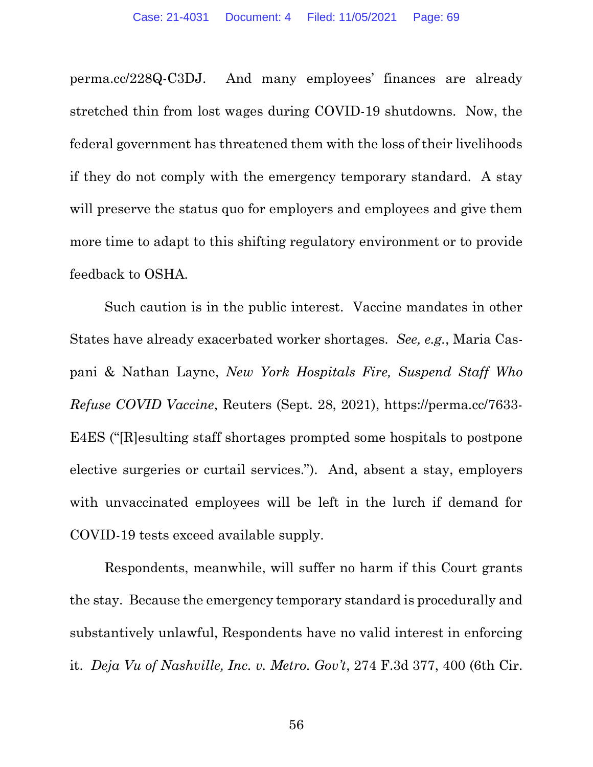perma.cc/228Q-C3DJ. And many employees' finances are already stretched thin from lost wages during COVID-19 shutdowns. Now, the federal government has threatened them with the loss of their livelihoods if they do not comply with the emergency temporary standard. A stay will preserve the status quo for employers and employees and give them more time to adapt to this shifting regulatory environment or to provide feedback to OSHA.

Such caution is in the public interest. Vaccine mandates in other States have already exacerbated worker shortages. *See, e.g.*, Maria Caspani & Nathan Layne, *New York Hospitals Fire, Suspend Staff Who Refuse COVID Vaccine*, Reuters (Sept. 28, 2021), https://perma.cc/7633-E4ES ("[R]esulting staff shortages prompted some hospitals to postpone elective surgeries or curtail services."). And, absent a stay, employers with unvaccinated employees will be left in the lurch if demand for COVID-19 tests exceed available supply.

Respondents, meanwhile, will suffer no harm if this Court grants the stay. Because the emergency temporary standard is procedurally and substantively unlawful, Respondents have no valid interest in enforcing it. *Deja Vu of Nashville, Inc. v. Metro. Gov't*, 274 F.3d 377, 400 (6th Cir.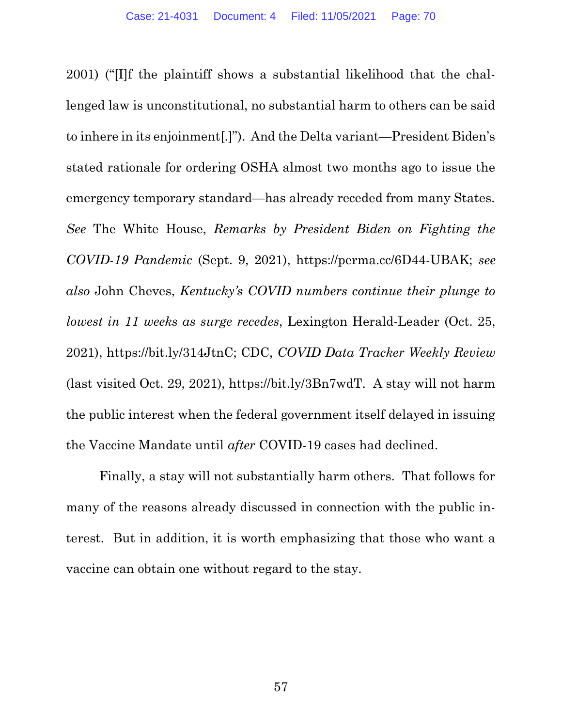2001) ("[I]f the plaintiff shows a substantial likelihood that the challenged law is unconstitutional, no substantial harm to others can be said to inhere in its enjoinment[.]"). And the Delta variant—President Biden's stated rationale for ordering OSHA almost two months ago to issue the emergency temporary standard—has already receded from many States. *See* The White House, *Remarks by President Biden on Fighting the COVID-19 Pandemic* (Sept. 9, 2021), https://perma.cc/6D44-UBAK; *see also* John Cheves, *Kentucky's COVID numbers continue their plunge to lowest in 11 weeks as surge recedes*, Lexington Herald-Leader (Oct. 25, 2021), https://bit.ly/314JtnC; CDC, *COVID Data Tracker Weekly Review* (last visited Oct. 29, 2021), https://bit.ly/3Bn7wdT. A stay will not harm the public interest when the federal government itself delayed in issuing the Vaccine Mandate until *after* COVID-19 cases had declined.

Finally, a stay will not substantially harm others. That follows for many of the reasons already discussed in connection with the public interest. But in addition, it is worth emphasizing that those who want a vaccine can obtain one without regard to the stay.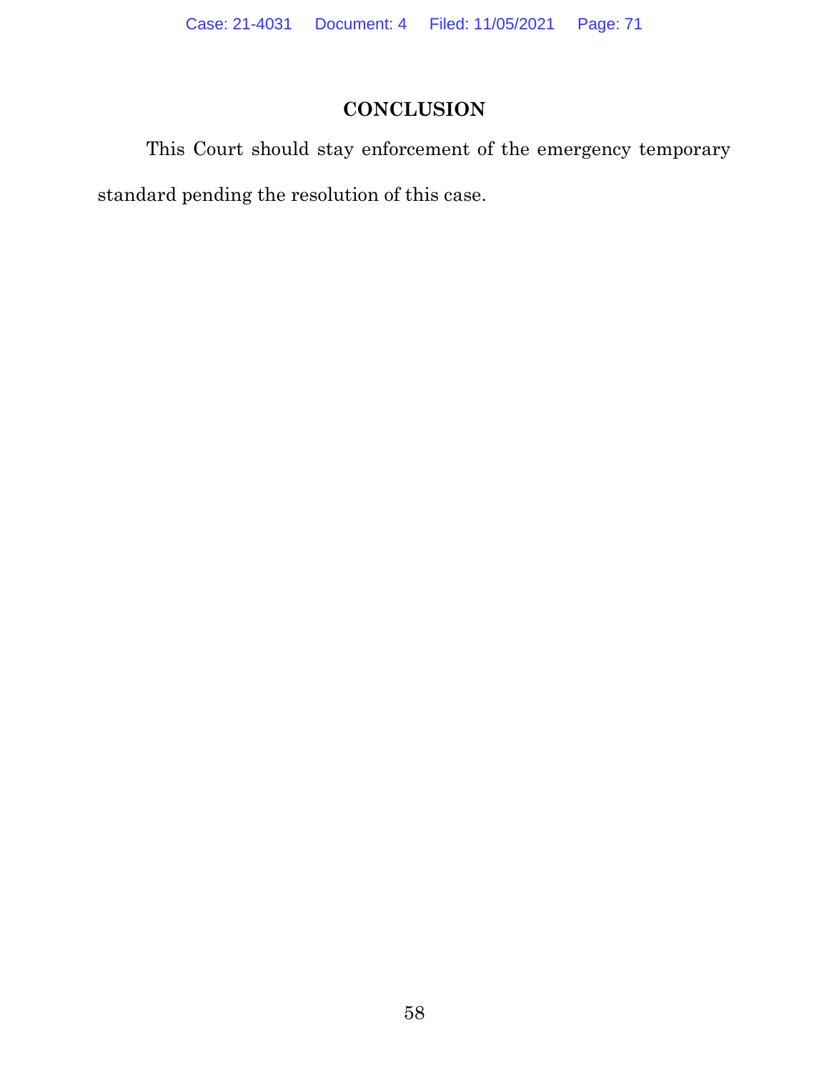## CONCLUSION

This Court should stay enforcement of the emergency temporary standard pending the resolution of this case.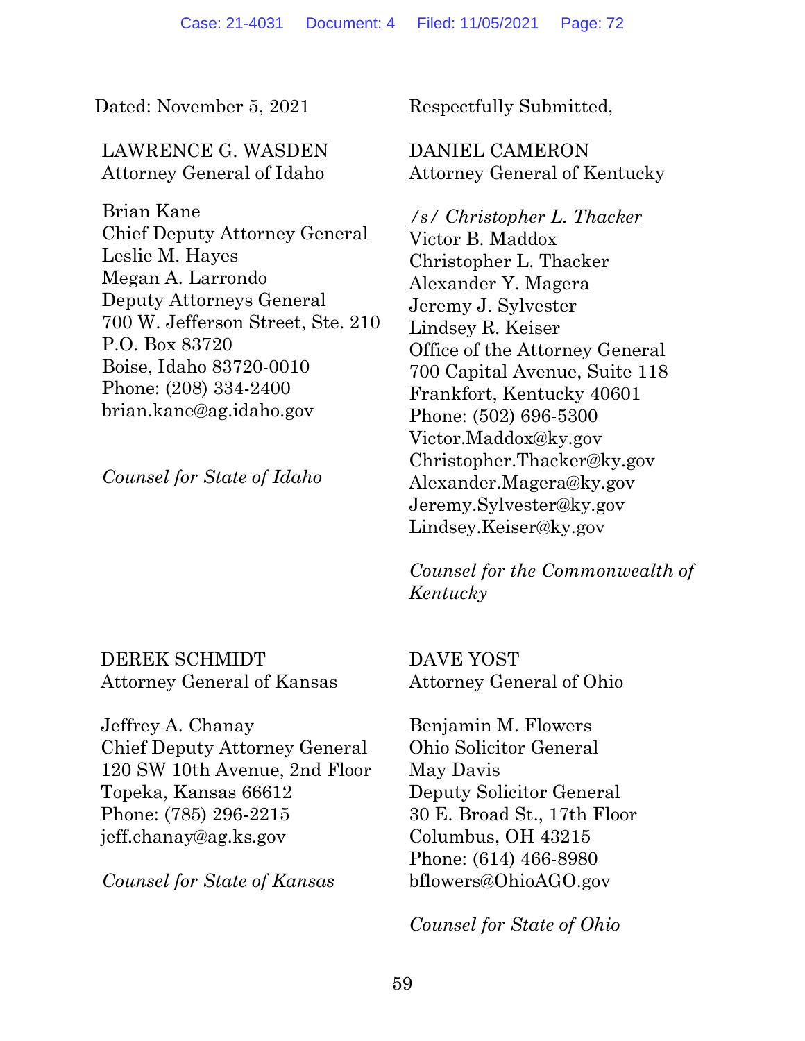Dated: November 5, 2021

Respectfully Submitted,

LAWRENCE G. WASDEN
Attorney General of Idaho

Brian Kane
Chief Deputy Attorney General
Leslie M. Hayes
Megan A. Larrondo
Deputy Attorneys General
700 W. Jefferson Street, Ste. 210
P.O. Box 83720
Boise, Idaho 83720-0010
Phone: (208) 334-2400
brian.kane@ag.idaho.gov

*Counsel for State of Idaho*

DANIEL CAMERON
Attorney General of Kentucky

*/s/ Christopher L. Thacker*
Victor B. Maddox
Christopher L. Thacker
Alexander Y. Magera
Jeremy J. Sylvester
Lindsey R. Keiser
Office of the Attorney General
700 Capital Avenue, Suite 118
Frankfort, Kentucky 40601
Phone: (502) 696-5300
Victor.Maddox@ky.gov
Christopher.Thacker@ky.gov
Alexander.Magera@ky.gov
Jeremy.Sylvester@ky.gov
Lindsey.Keiser@ky.gov

*Counsel for the Commonwealth of Kentucky*

DEREK SCHMIDT
Attorney General of Kansas

Jeffrey A. Chanay
Chief Deputy Attorney General
120 SW 10th Avenue, 2nd Floor
Topeka, Kansas 66612
Phone: (785) 296-2215
jeff.chanay@ag.ks.gov

*Counsel for State of Kansas*

DAVE YOST
Attorney General of Ohio

Benjamin M. Flowers
Ohio Solicitor General
May Davis
Deputy Solicitor General
30 E. Broad St., 17th Floor
Columbus, OH 43215
Phone: (614) 466-8980
bflowers@OhioAGO.gov

*Counsel for State of Ohio*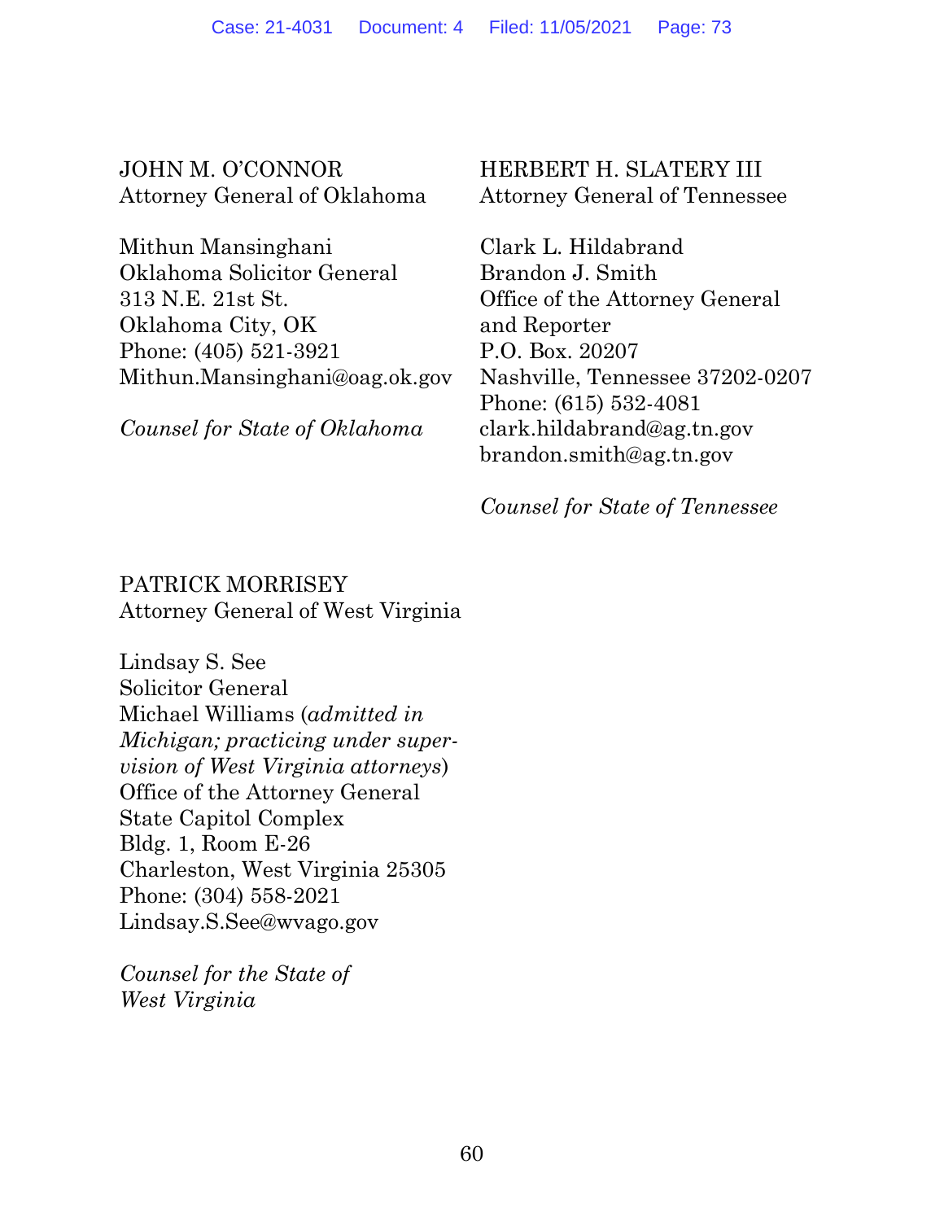JOHN M. O'CONNOR
Attorney General of Oklahoma

Mithun Mansinghani
Oklahoma Solicitor General
313 N.E. 21st St.
Oklahoma City, OK
Phone: (405) 521-3921
Mithun.Mansinghani@oag.ok.gov

*Counsel for State of Oklahoma*

HERBERT H. SLATERY III
Attorney General of Tennessee

Clark L. Hildabrand
Brandon J. Smith
Office of the Attorney General
and Reporter
P.O. Box. 20207
Nashville, Tennessee 37202-0207
Phone: (615) 532-4081
clark.hildabrand@ag.tn.gov
brandon.smith@ag.tn.gov

*Counsel for State of Tennessee*

PATRICK MORRISEY
Attorney General of West Virginia

Lindsay S. See
Solicitor General
Michael Williams (*admitted in Michigan; practicing under supervision of West Virginia attorneys*)
Office of the Attorney General
State Capitol Complex
Bldg. 1, Room E-26
Charleston, West Virginia 25305
Phone: (304) 558-2021
Lindsay.S.See@wvago.gov

*Counsel for the State of West Virginia*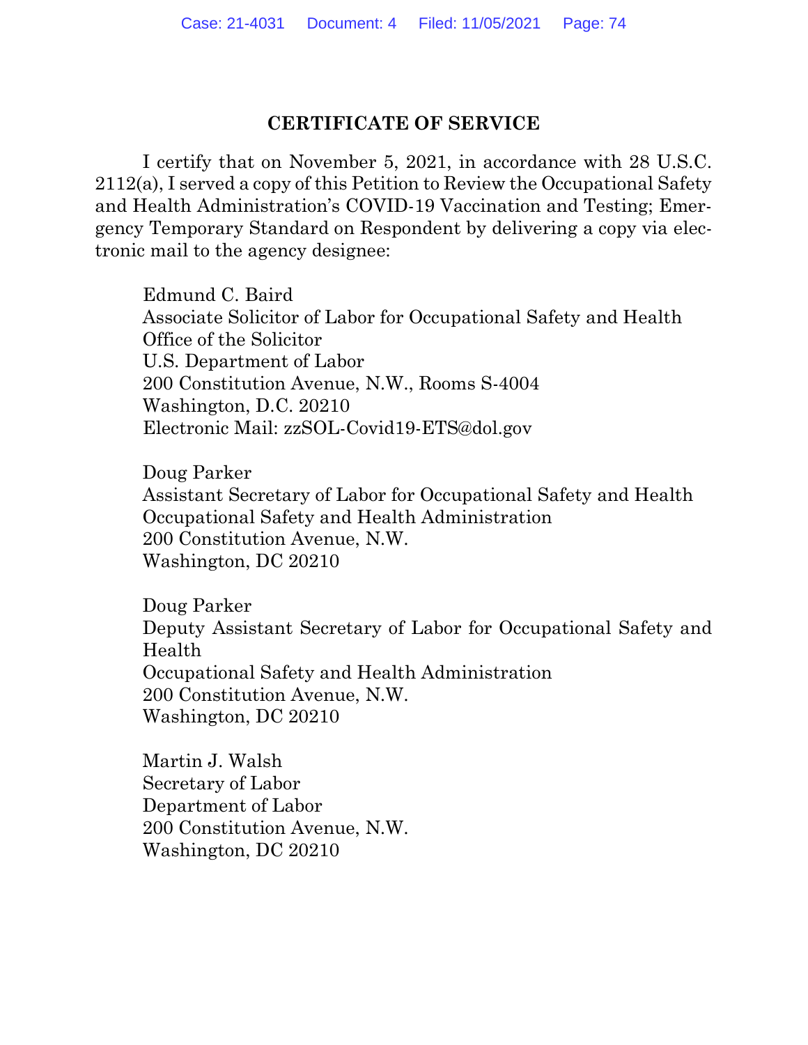## CERTIFICATE OF SERVICE

I certify that on November 5, 2021, in accordance with 28 U.S.C. 2112(a), I served a copy of this Petition to Review the Occupational Safety and Health Administration's COVID-19 Vaccination and Testing; Emergency Temporary Standard on Respondent by delivering a copy via electronic mail to the agency designee:

Edmund C. Baird
Associate Solicitor of Labor for Occupational Safety and Health
Office of the Solicitor
U.S. Department of Labor
200 Constitution Avenue, N.W., Rooms S-4004
Washington, D.C. 20210
Electronic Mail: zzSOL-Covid19-ETS@dol.gov

Doug Parker
Assistant Secretary of Labor for Occupational Safety and Health
Occupational Safety and Health Administration
200 Constitution Avenue, N.W.
Washington, DC 20210

Doug Parker
Deputy Assistant Secretary of Labor for Occupational Safety and Health
Occupational Safety and Health Administration
200 Constitution Avenue, N.W.
Washington, DC 20210

Martin J. Walsh
Secretary of Labor
Department of Labor
200 Constitution Avenue, N.W.
Washington, DC 20210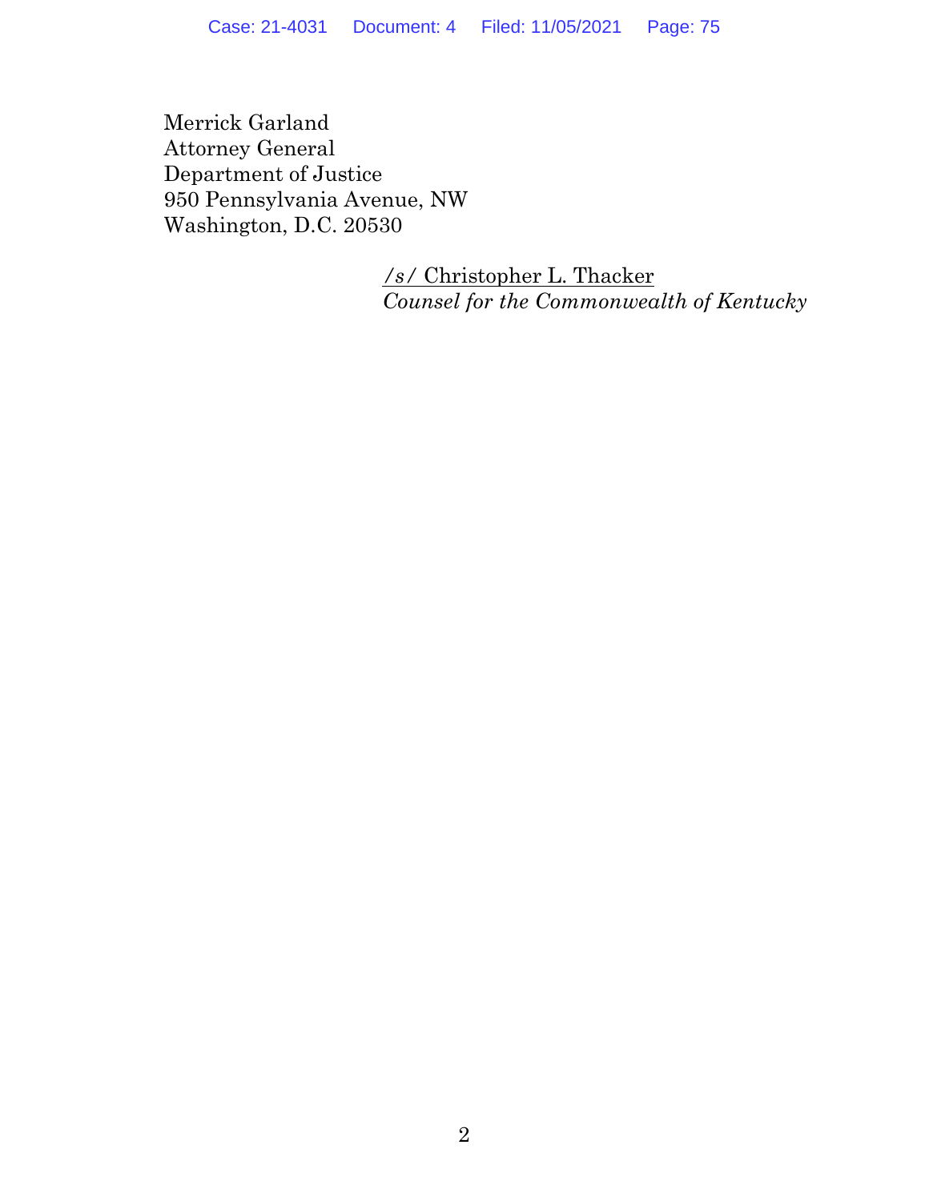Merrick Garland
Attorney General
Department of Justice
950 Pennsylvania Avenue, NW
Washington, D.C. 20530

/s/ Christopher L. Thacker
*Counsel for the Commonwealth of Kentucky*